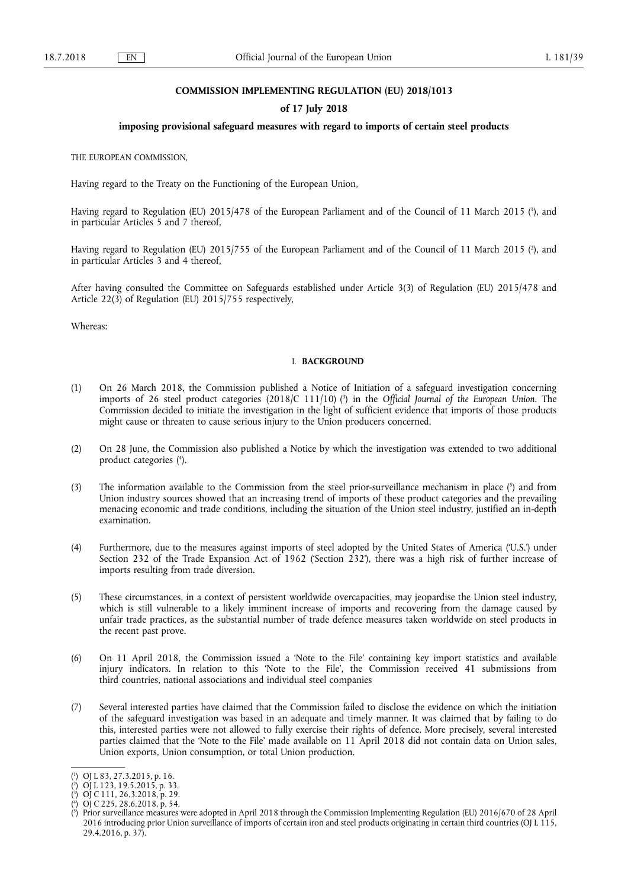**COMMISSION IMPLEMENTING REGULATION (EU) 2018/1013**

**of 17 July 2018**

**imposing provisional safeguard measures with regard to imports of certain steel products**

THE EUROPEAN COMMISSION,

Having regard to the Treaty on the Functioning of the European Union,

Having regard to Regulation (EU) 2015/478 of the European Parliament and of the Council of 11 March 2015 [1], and in particular Articles 5 and 7 thereof,

Having regard to Regulation (EU) 2015/755 of the European Parliament and of the Council of 11 March 2015 [2], and in particular Articles 3 and 4 thereof,

After having consulted the Committee on Safeguards established under Article 3(3) of Regulation (EU) 2015/478 and Article 22(3) of Regulation (EU) 2015/755 respectively,

Whereas:

## I. **BACKGROUND**

(1) On 26 March 2018, the Commission published a Notice of Initiation of a safeguard investigation concerning imports of 26 steel product categories (2018/C 111/10) [3] in the *Official Journal of the European Union*. The Commission decided to initiate the investigation in the light of sufficient evidence that imports of those products might cause or threaten to cause serious injury to the Union producers concerned.

(2) On 28 June, the Commission also published a Notice by which the investigation was extended to two additional product categories [4].

(3) The information available to the Commission from the steel prior-surveillance mechanism in place [5] and from Union industry sources showed that an increasing trend of imports of these product categories and the prevailing menacing economic and trade conditions, including the situation of the Union steel industry, justified an in-depth examination.

(4) Furthermore, due to the measures against imports of steel adopted by the United States of America ('U.S.') under Section 232 of the Trade Expansion Act of 1962 ('Section 232'), there was a high risk of further increase of imports resulting from trade diversion.

(5) These circumstances, in a context of persistent worldwide overcapacities, may jeopardise the Union steel industry, which is still vulnerable to a likely imminent increase of imports and recovering from the damage caused by unfair trade practices, as the substantial number of trade defence measures taken worldwide on steel products in the recent past prove.

(6) On 11 April 2018, the Commission issued a 'Note to the File' containing key import statistics and available injury indicators. In relation to this 'Note to the File', the Commission received 41 submissions from third countries, national associations and individual steel companies

(7) Several interested parties have claimed that the Commission failed to disclose the evidence on which the initiation of the safeguard investigation was based in an adequate and timely manner. It was claimed that by failing to do this, interested parties were not allowed to fully exercise their rights of defence. More precisely, several interested parties claimed that the 'Note to the File' made available on 11 April 2018 did not contain data on Union sales, Union exports, Union consumption, or total Union production.

---

[1] OJ L 83, 27.3.2015, p. 16.

[2] OJ L 123, 19.5.2015, p. 33.

[3] OJ C 111, 26.3.2018, p. 29.

[4] OJ C 225, 28.6.2018, p. 54.

[5] Prior surveillance measures were adopted in April 2018 through the Commission Implementing Regulation (EU) 2016/670 of 28 April 2016 introducing prior Union surveillance of imports of certain iron and steel products originating in certain third countries (OJ L 115, 29.4.2016, p. 37).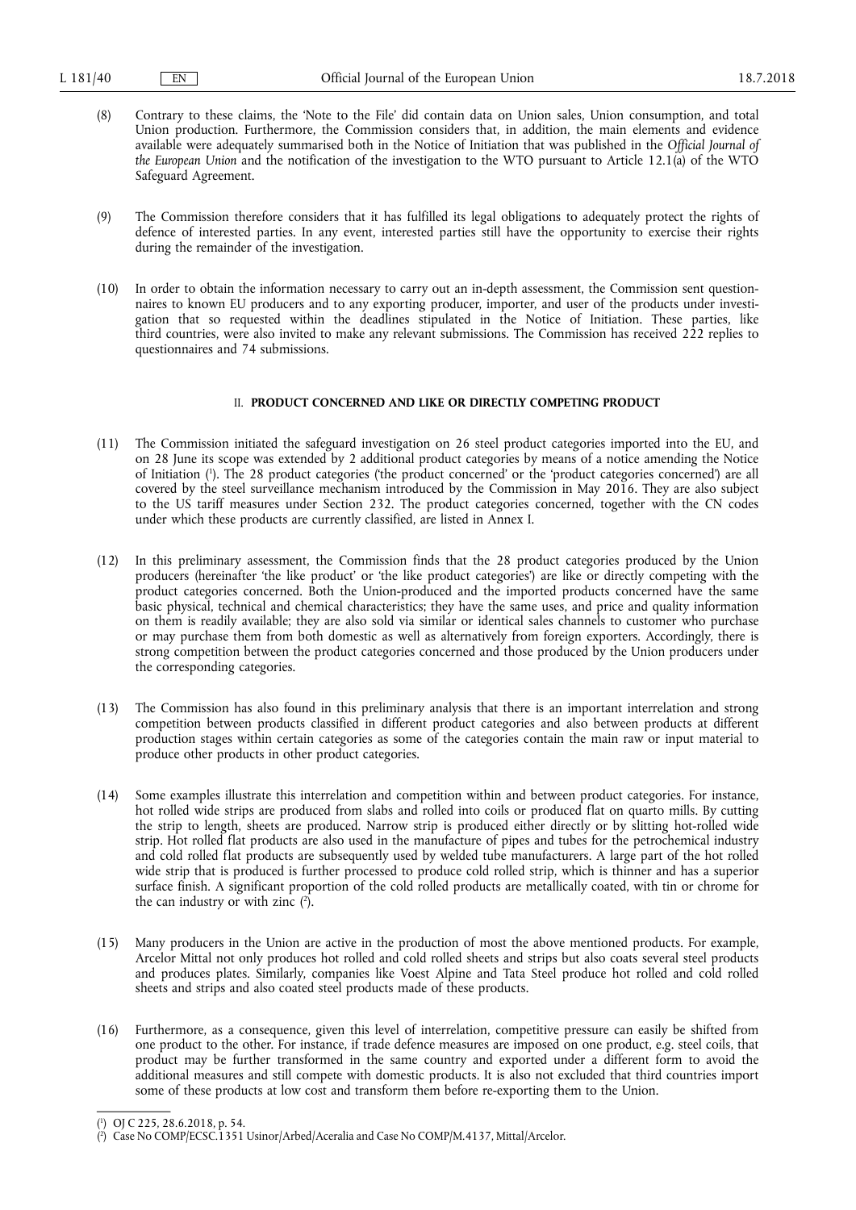(8) Contrary to these claims, the 'Note to the File' did contain data on Union sales, Union consumption, and total Union production. Furthermore, the Commission considers that, in addition, the main elements and evidence available were adequately summarised both in the Notice of Initiation that was published in the *Official Journal of the European Union* and the notification of the investigation to the WTO pursuant to Article 12.1(a) of the WTO Safeguard Agreement.

(9) The Commission therefore considers that it has fulfilled its legal obligations to adequately protect the rights of defence of interested parties. In any event, interested parties still have the opportunity to exercise their rights during the remainder of the investigation.

(10) In order to obtain the information necessary to carry out an in-depth assessment, the Commission sent questionnaires to known EU producers and to any exporting producer, importer, and user of the products under investigation that so requested within the deadlines stipulated in the Notice of Initiation. These parties, like third countries, were also invited to make any relevant submissions. The Commission has received 222 replies to questionnaires and 74 submissions.

## II. PRODUCT CONCERNED AND LIKE OR DIRECTLY COMPETING PRODUCT

(11) The Commission initiated the safeguard investigation on 26 steel product categories imported into the EU, and on 28 June its scope was extended by 2 additional product categories by means of a notice amending the Notice of Initiation [1]. The 28 product categories ('the product concerned' or the 'product categories concerned') are all covered by the steel surveillance mechanism introduced by the Commission in May 2016. They are also subject to the US tariff measures under Section 232. The product categories concerned, together with the CN codes under which these products are currently classified, are listed in Annex I.

(12) In this preliminary assessment, the Commission finds that the 28 product categories produced by the Union producers (hereinafter 'the like product' or 'the like product categories') are like or directly competing with the product categories concerned. Both the Union-produced and the imported products concerned have the same basic physical, technical and chemical characteristics; they have the same uses, and price and quality information on them is readily available; they are also sold via similar or identical sales channels to customer who purchase or may purchase them from both domestic as well as alternatively from foreign exporters. Accordingly, there is strong competition between the product categories concerned and those produced by the Union producers under the corresponding categories.

(13) The Commission has also found in this preliminary analysis that there is an important interrelation and strong competition between products classified in different product categories and also between products at different production stages within certain categories as some of the categories contain the main raw or input material to produce other products in other product categories.

(14) Some examples illustrate this interrelation and competition within and between product categories. For instance, hot rolled wide strips are produced from slabs and rolled into coils or produced flat on quarto mills. By cutting the strip to length, sheets are produced. Narrow strip is produced either directly or by slitting hot-rolled wide strip. Hot rolled flat products are also used in the manufacture of pipes and tubes for the petrochemical industry and cold rolled flat products are subsequently used by welded tube manufacturers. A large part of the hot rolled wide strip that is produced is further processed to produce cold rolled strip, which is thinner and has a superior surface finish. A significant proportion of the cold rolled products are metallically coated, with tin or chrome for the can industry or with zinc [2].

(15) Many producers in the Union are active in the production of most the above mentioned products. For example, Arcelor Mittal not only produces hot rolled and cold rolled sheets and strips but also coats several steel products and produces plates. Similarly, companies like Voest Alpine and Tata Steel produce hot rolled and cold rolled sheets and strips and also coated steel products made of these products.

(16) Furthermore, as a consequence, given this level of interrelation, competitive pressure can easily be shifted from one product to the other. For instance, if trade defence measures are imposed on one product, e.g. steel coils, that product may be further transformed in the same country and exported under a different form to avoid the additional measures and still compete with domestic products. It is also not excluded that third countries import some of these products at low cost and transform them before re-exporting them to the Union.

---

[1] OJ C 225, 28.6.2018, p. 54.

[2] Case No COMP/ECSC.1351 Usinor/Arbed/Aceralia and Case No COMP/M.4137, Mittal/Arcelor.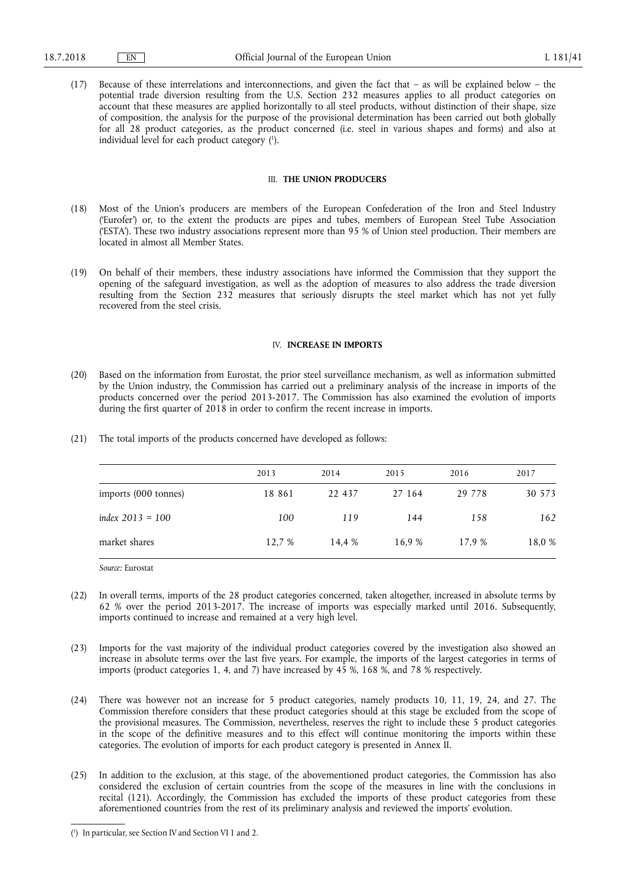(17) Because of these interrelations and interconnections, and given the fact that – as will be explained below – the potential trade diversion resulting from the U.S. Section 232 measures applies to all product categories on account that these measures are applied horizontally to all steel products, without distinction of their shape, size of composition, the analysis for the purpose of the provisional determination has been carried out both globally for all 28 product categories, as the product concerned (i.e. steel in various shapes and forms) and also at individual level for each product category [1].

## III. **THE UNION PRODUCERS**

(18) Most of the Union's producers are members of the European Confederation of the Iron and Steel Industry ('Eurofer') or, to the extent the products are pipes and tubes, members of European Steel Tube Association ('ESTA'). These two industry associations represent more than 95 % of Union steel production. Their members are located in almost all Member States.

(19) On behalf of their members, these industry associations have informed the Commission that they support the opening of the safeguard investigation, as well as the adoption of measures to also address the trade diversion resulting from the Section 232 measures that seriously disrupts the steel market which has not yet fully recovered from the steel crisis.

## IV. **INCREASE IN IMPORTS**

(20) Based on the information from Eurostat, the prior steel surveillance mechanism, as well as information submitted by the Union industry, the Commission has carried out a preliminary analysis of the increase in imports of the products concerned over the period 2013-2017. The Commission has also examined the evolution of imports during the first quarter of 2018 in order to confirm the recent increase in imports.

(21) The total imports of the products concerned have developed as follows:

| | 2013 | 2014 | 2015 | 2016 | 2017 |
|---|---|---|---|---|---|
| imports (000 tonnes) | 18 861 | 22 437 | 27 164 | 29 778 | 30 573 |
| *index 2013 = 100* | *100* | *119* | *144* | *158* | *162* |
| market shares | 12,7 % | 14,4 % | 16,9 % | 17,9 % | 18,0 % |

*Source:* Eurostat

(22) In overall terms, imports of the 28 product categories concerned, taken altogether, increased in absolute terms by 62 % over the period 2013-2017. The increase of imports was especially marked until 2016. Subsequently, imports continued to increase and remained at a very high level.

(23) Imports for the vast majority of the individual product categories covered by the investigation also showed an increase in absolute terms over the last five years. For example, the imports of the largest categories in terms of imports (product categories 1, 4, and 7) have increased by 45 %, 168 %, and 78 % respectively.

(24) There was however not an increase for 5 product categories, namely products 10, 11, 19, 24, and 27. The Commission therefore considers that these product categories should at this stage be excluded from the scope of the provisional measures. The Commission, nevertheless, reserves the right to include these 5 product categories in the scope of the definitive measures and to this effect will continue monitoring the imports within these categories. The evolution of imports for each product category is presented in Annex II.

(25) In addition to the exclusion, at this stage, of the abovementioned product categories, the Commission has also considered the exclusion of certain countries from the scope of the measures in line with the conclusions in recital (121). Accordingly, the Commission has excluded the imports of these product categories from these aforementioned countries from the rest of its preliminary analysis and reviewed the imports' evolution.

[1] In particular, see Section IV and Section VI 1 and 2.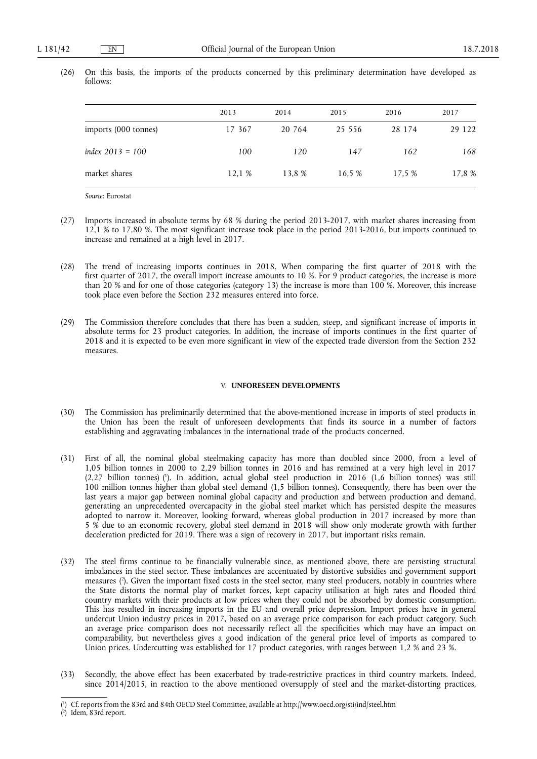(26) On this basis, the imports of the products concerned by this preliminary determination have developed as follows:

| | 2013 | 2014 | 2015 | 2016 | 2017 |
|---|---|---|---|---|---|
| imports (000 tonnes) | 17 367 | 20 764 | 25 556 | 28 174 | 29 122 |
| *index 2013 = 100* | *100* | *120* | *147* | *162* | *168* |
| market shares | 12,1 % | 13,8 % | 16,5 % | 17,5 % | 17,8 % |

*Source:* Eurostat

(27) Imports increased in absolute terms by 68 % during the period 2013-2017, with market shares increasing from 12,1 % to 17,80 %. The most significant increase took place in the period 2013-2016, but imports continued to increase and remained at a high level in 2017.

(28) The trend of increasing imports continues in 2018. When comparing the first quarter of 2018 with the first quarter of 2017, the overall import increase amounts to 10 %. For 9 product categories, the increase is more than 20 % and for one of those categories (category 13) the increase is more than 100 %. Moreover, this increase took place even before the Section 232 measures entered into force.

(29) The Commission therefore concludes that there has been a sudden, steep, and significant increase of imports in absolute terms for 23 product categories. In addition, the increase of imports continues in the first quarter of 2018 and it is expected to be even more significant in view of the expected trade diversion from the Section 232 measures.

## V. **UNFORESEEN DEVELOPMENTS**

(30) The Commission has preliminarily determined that the above-mentioned increase in imports of steel products in the Union has been the result of unforeseen developments that finds its source in a number of factors establishing and aggravating imbalances in the international trade of the products concerned.

(31) First of all, the nominal global steelmaking capacity has more than doubled since 2000, from a level of 1,05 billion tonnes in 2000 to 2,29 billion tonnes in 2016 and has remained at a very high level in 2017 (2,27 billion tonnes) [1]. In addition, actual global steel production in 2016 (1,6 billion tonnes) was still 100 million tonnes higher than global steel demand (1,5 billion tonnes). Consequently, there has been over the last years a major gap between nominal global capacity and production and between production and demand, generating an unprecedented overcapacity in the global steel market which has persisted despite the measures adopted to narrow it. Moreover, looking forward, whereas global production in 2017 increased by more than 5 % due to an economic recovery, global steel demand in 2018 will show only moderate growth with further deceleration predicted for 2019. There was a sign of recovery in 2017, but important risks remain.

(32) The steel firms continue to be financially vulnerable since, as mentioned above, there are persisting structural imbalances in the steel sector. These imbalances are accentuated by distortive subsidies and government support measures [2]. Given the important fixed costs in the steel sector, many steel producers, notably in countries where the State distorts the normal play of market forces, kept capacity utilisation at high rates and flooded third country markets with their products at low prices when they could not be absorbed by domestic consumption. This has resulted in increasing imports in the EU and overall price depression. Import prices have in general undercut Union industry prices in 2017, based on an average price comparison for each product category. Such an average price comparison does not necessarily reflect all the specificities which may have an impact on comparability, but nevertheless gives a good indication of the general price level of imports as compared to Union prices. Undercutting was established for 17 product categories, with ranges between 1,2 % and 23 %.

(33) Secondly, the above effect has been exacerbated by trade-restrictive practices in third country markets. Indeed, since 2014/2015, in reaction to the above mentioned oversupply of steel and the market-distorting practices,

[1] Cf. reports from the 83rd and 84th OECD Steel Committee, available at http://www.oecd.org/sti/ind/steel.htm

[2] Idem, 83rd report.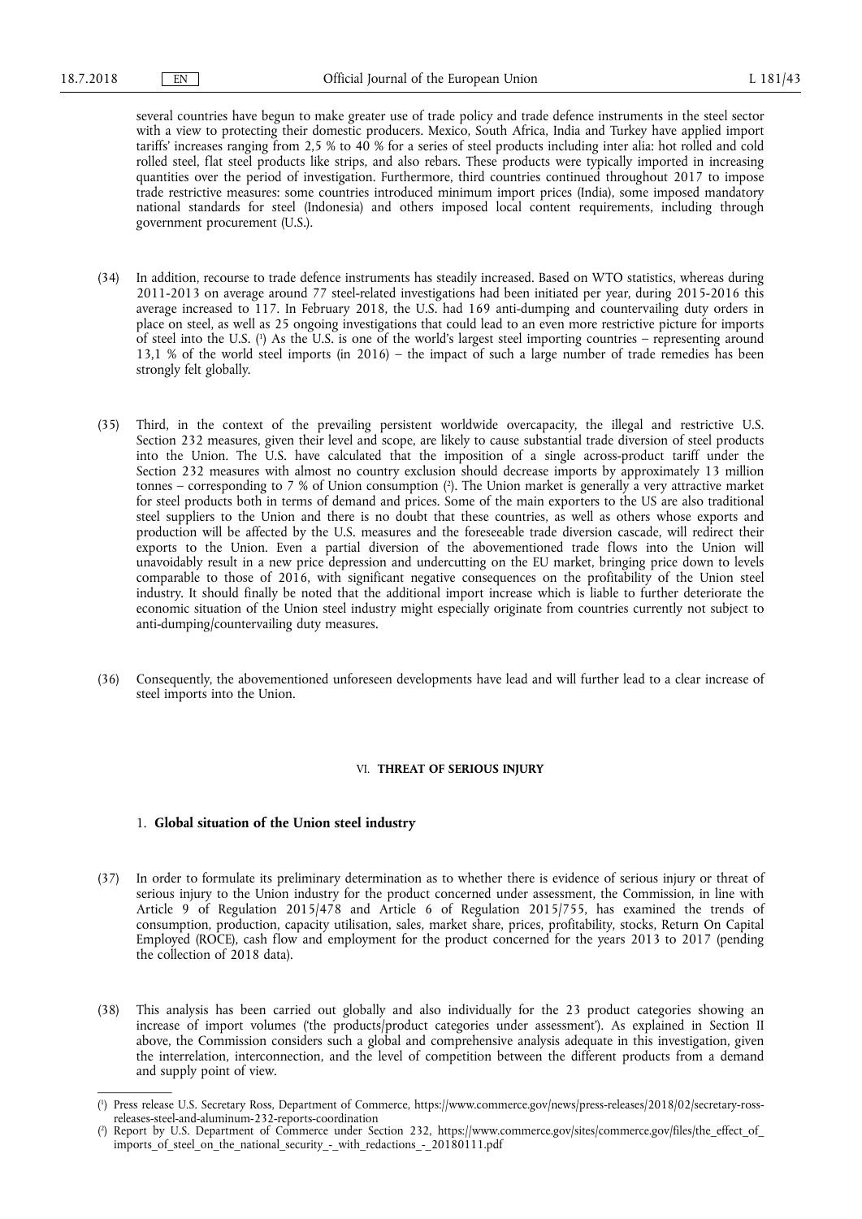several countries have begun to make greater use of trade policy and trade defence instruments in the steel sector with a view to protecting their domestic producers. Mexico, South Africa, India and Turkey have applied import tariffs' increases ranging from 2,5 % to 40 % for a series of steel products including inter alia: hot rolled and cold rolled steel, flat steel products like strips, and also rebars. These products were typically imported in increasing quantities over the period of investigation. Furthermore, third countries continued throughout 2017 to impose trade restrictive measures: some countries introduced minimum import prices (India), some imposed mandatory national standards for steel (Indonesia) and others imposed local content requirements, including through government procurement (U.S.).

(34) In addition, recourse to trade defence instruments has steadily increased. Based on WTO statistics, whereas during 2011-2013 on average around 77 steel-related investigations had been initiated per year, during 2015-2016 this average increased to 117. In February 2018, the U.S. had 169 anti-dumping and countervailing duty orders in place on steel, as well as 25 ongoing investigations that could lead to an even more restrictive picture for imports of steel into the U.S. [1] As the U.S. is one of the world's largest steel importing countries – representing around 13,1 % of the world steel imports (in 2016) – the impact of such a large number of trade remedies has been strongly felt globally.

(35) Third, in the context of the prevailing persistent worldwide overcapacity, the illegal and restrictive U.S. Section 232 measures, given their level and scope, are likely to cause substantial trade diversion of steel products into the Union. The U.S. have calculated that the imposition of a single across-product tariff under the Section 232 measures with almost no country exclusion should decrease imports by approximately 13 million tonnes – corresponding to 7 % of Union consumption [2]. The Union market is generally a very attractive market for steel products both in terms of demand and prices. Some of the main exporters to the US are also traditional steel suppliers to the Union and there is no doubt that these countries, as well as others whose exports and production will be affected by the U.S. measures and the foreseeable trade diversion cascade, will redirect their exports to the Union. Even a partial diversion of the abovementioned trade flows into the Union will unavoidably result in a new price depression and undercutting on the EU market, bringing price down to levels comparable to those of 2016, with significant negative consequences on the profitability of the Union steel industry. It should finally be noted that the additional import increase which is liable to further deteriorate the economic situation of the Union steel industry might especially originate from countries currently not subject to anti-dumping/countervailing duty measures.

(36) Consequently, the abovementioned unforeseen developments have lead and will further lead to a clear increase of steel imports into the Union.

## VI. **THREAT OF SERIOUS INJURY**

### 1. **Global situation of the Union steel industry**

(37) In order to formulate its preliminary determination as to whether there is evidence of serious injury or threat of serious injury to the Union industry for the product concerned under assessment, the Commission, in line with Article 9 of Regulation 2015/478 and Article 6 of Regulation 2015/755, has examined the trends of consumption, production, capacity utilisation, sales, market share, prices, profitability, stocks, Return On Capital Employed (ROCE), cash flow and employment for the product concerned for the years 2013 to 2017 (pending the collection of 2018 data).

(38) This analysis has been carried out globally and also individually for the 23 product categories showing an increase of import volumes ('the products/product categories under assessment'). As explained in Section II above, the Commission considers such a global and comprehensive analysis adequate in this investigation, given the interrelation, interconnection, and the level of competition between the different products from a demand and supply point of view.

---

[1] Press release U.S. Secretary Ross, Department of Commerce, https://www.commerce.gov/news/press-releases/2018/02/secretary-ross-releases-steel-and-aluminum-232-reports-coordination

[2] Report by U.S. Department of Commerce under Section 232, https://www.commerce.gov/sites/commerce.gov/files/the_effect_of_imports_of_steel_on_the_national_security_-_with_redactions_-_20180111.pdf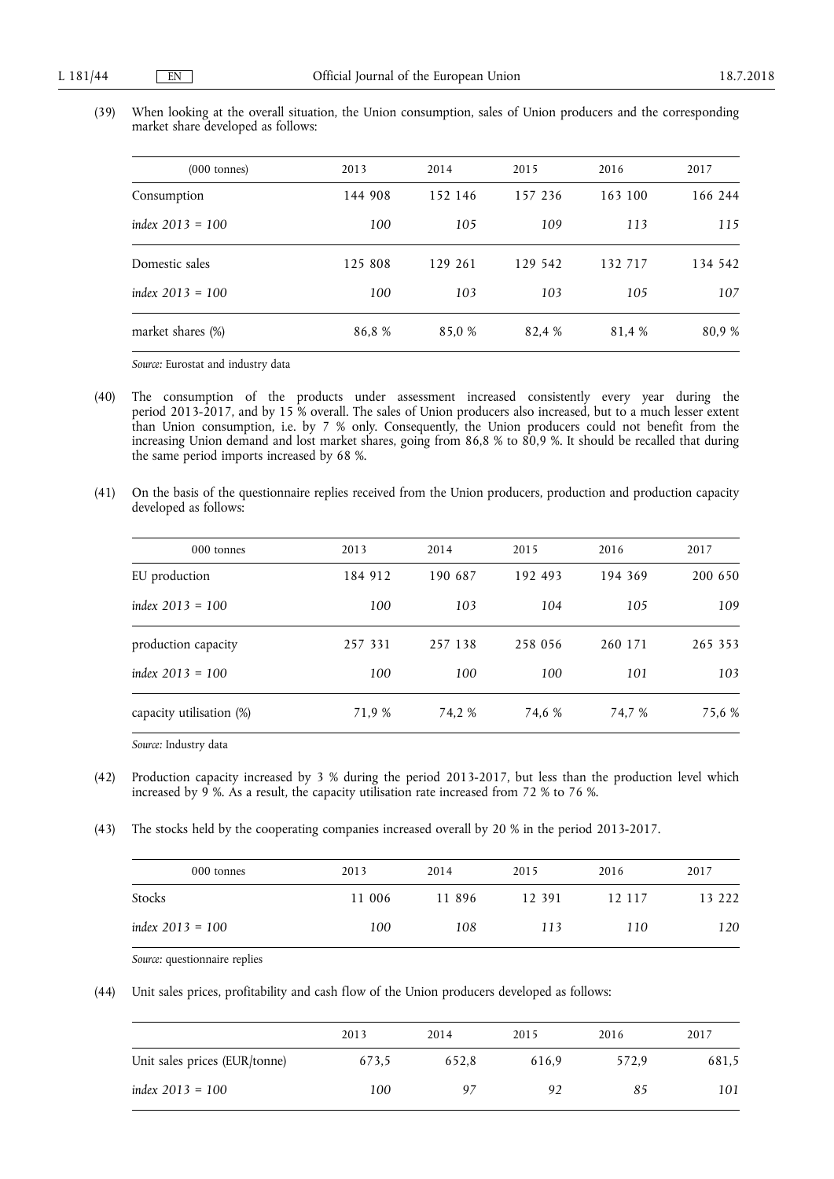(39) When looking at the overall situation, the Union consumption, sales of Union producers and the corresponding market share developed as follows:

| (000 tonnes) | 2013 | 2014 | 2015 | 2016 | 2017 |
|---|---|---|---|---|---|
| Consumption | 144 908 | 152 146 | 157 236 | 163 100 | 166 244 |
| *index 2013 = 100* | *100* | *105* | *109* | *113* | *115* |
| Domestic sales | 125 808 | 129 261 | 129 542 | 132 717 | 134 542 |
| *index 2013 = 100* | *100* | *103* | *103* | *105* | *107* |
| market shares (%) | 86,8 % | 85,0 % | 82,4 % | 81,4 % | 80,9 % |

*Source:* Eurostat and industry data

(40) The consumption of the products under assessment increased consistently every year during the period 2013-2017, and by 15 % overall. The sales of Union producers also increased, but to a much lesser extent than Union consumption, i.e. by 7 % only. Consequently, the Union producers could not benefit from the increasing Union demand and lost market shares, going from 86,8 % to 80,9 %. It should be recalled that during the same period imports increased by 68 %.

(41) On the basis of the questionnaire replies received from the Union producers, production and production capacity developed as follows:

| 000 tonnes | 2013 | 2014 | 2015 | 2016 | 2017 |
|---|---|---|---|---|---|
| EU production | 184 912 | 190 687 | 192 493 | 194 369 | 200 650 |
| *index 2013 = 100* | *100* | *103* | *104* | *105* | *109* |
| production capacity | 257 331 | 257 138 | 258 056 | 260 171 | 265 353 |
| *index 2013 = 100* | *100* | *100* | *100* | *101* | *103* |
| capacity utilisation (%) | 71,9 % | 74,2 % | 74,6 % | 74,7 % | 75,6 % |

*Source:* Industry data

(42) Production capacity increased by 3 % during the period 2013-2017, but less than the production level which increased by 9 %. As a result, the capacity utilisation rate increased from 72 % to 76 %.

(43) The stocks held by the cooperating companies increased overall by 20 % in the period 2013-2017.

| 000 tonnes | 2013 | 2014 | 2015 | 2016 | 2017 |
|---|---|---|---|---|---|
| Stocks | 11 006 | 11 896 | 12 391 | 12 117 | 13 222 |
| *index 2013 = 100* | *100* | *108* | *113* | *110* | *120* |

*Source:* questionnaire replies

(44) Unit sales prices, profitability and cash flow of the Union producers developed as follows:

| | 2013 | 2014 | 2015 | 2016 | 2017 |
|---|---|---|---|---|---|
| Unit sales prices (EUR/tonne) | 673,5 | 652,8 | 616,9 | 572,9 | 681,5 |
| *index 2013 = 100* | *100* | *97* | *92* | *85* | *101* |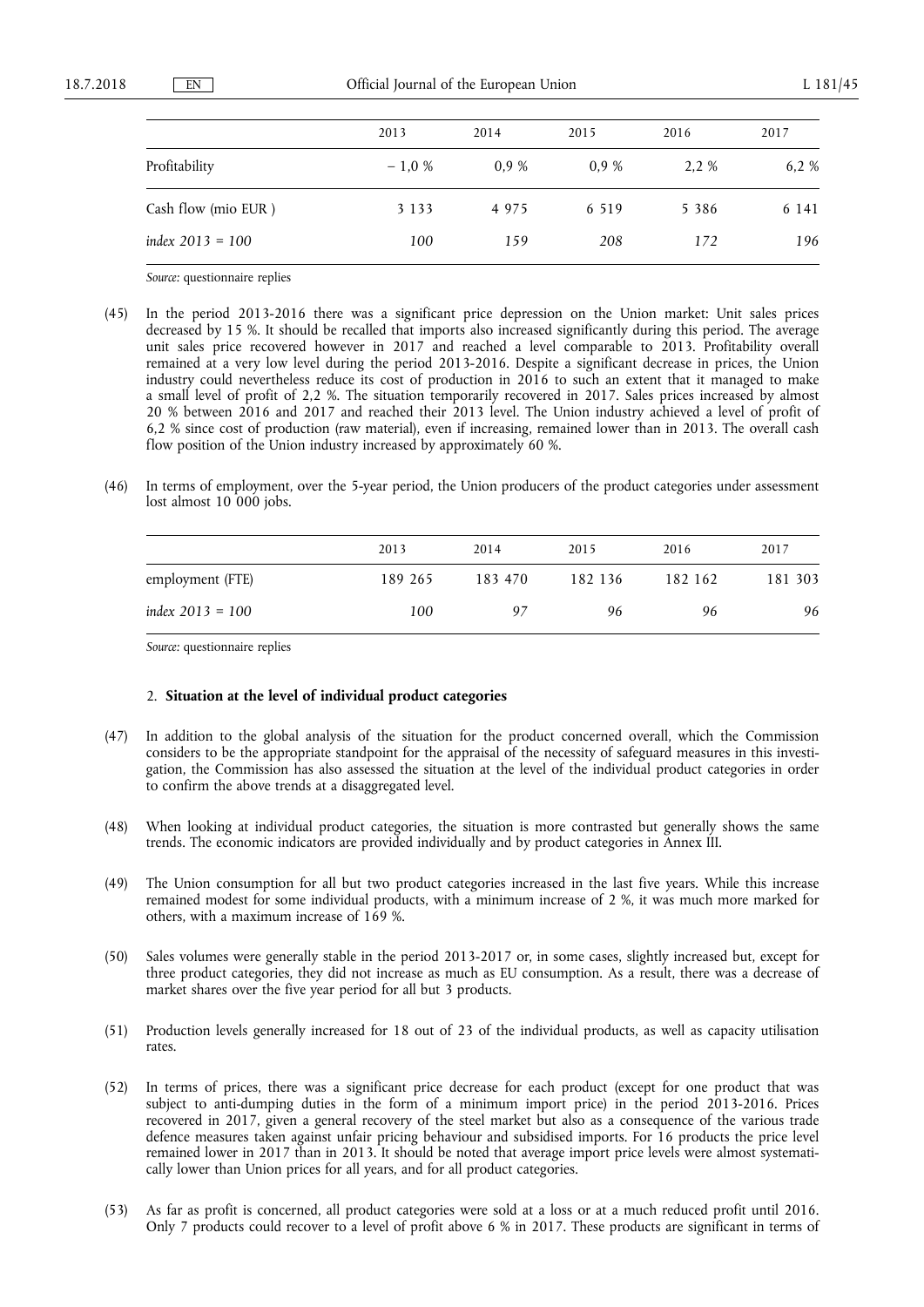| | 2013 | 2014 | 2015 | 2016 | 2017 |
|---|---|---|---|---|---|
| Profitability | – 1,0 % | 0,9 % | 0,9 % | 2,2 % | 6,2 % |
| Cash flow (mio EUR ) | 3 133 | 4 975 | 6 519 | 5 386 | 6 141 |
| *index 2013 = 100* | *100* | *159* | *208* | *172* | *196* |

*Source:* questionnaire replies

(45) In the period 2013-2016 there was a significant price depression on the Union market: Unit sales prices decreased by 15 %. It should be recalled that imports also increased significantly during this period. The average unit sales price recovered however in 2017 and reached a level comparable to 2013. Profitability overall remained at a very low level during the period 2013-2016. Despite a significant decrease in prices, the Union industry could nevertheless reduce its cost of production in 2016 to such an extent that it managed to make a small level of profit of 2,2 %. The situation temporarily recovered in 2017. Sales prices increased by almost 20 % between 2016 and 2017 and reached their 2013 level. The Union industry achieved a level of profit of 6,2 % since cost of production (raw material), even if increasing, remained lower than in 2013. The overall cash flow position of the Union industry increased by approximately 60 %.

(46) In terms of employment, over the 5-year period, the Union producers of the product categories under assessment lost almost 10 000 jobs.

| | 2013 | 2014 | 2015 | 2016 | 2017 |
|---|---|---|---|---|---|
| employment (FTE) | 189 265 | 183 470 | 182 136 | 182 162 | 181 303 |
| *index 2013 = 100* | *100* | *97* | *96* | *96* | *96* |

*Source:* questionnaire replies

### 2. **Situation at the level of individual product categories**

(47) In addition to the global analysis of the situation for the product concerned overall, which the Commission considers to be the appropriate standpoint for the appraisal of the necessity of safeguard measures in this investigation, the Commission has also assessed the situation at the level of the individual product categories in order to confirm the above trends at a disaggregated level.

(48) When looking at individual product categories, the situation is more contrasted but generally shows the same trends. The economic indicators are provided individually and by product categories in Annex III.

(49) The Union consumption for all but two product categories increased in the last five years. While this increase remained modest for some individual products, with a minimum increase of 2 %, it was much more marked for others, with a maximum increase of 169 %.

(50) Sales volumes were generally stable in the period 2013-2017 or, in some cases, slightly increased but, except for three product categories, they did not increase as much as EU consumption. As a result, there was a decrease of market shares over the five year period for all but 3 products.

(51) Production levels generally increased for 18 out of 23 of the individual products, as well as capacity utilisation rates.

(52) In terms of prices, there was a significant price decrease for each product (except for one product that was subject to anti-dumping duties in the form of a minimum import price) in the period 2013-2016. Prices recovered in 2017, given a general recovery of the steel market but also as a consequence of the various trade defence measures taken against unfair pricing behaviour and subsidised imports. For 16 products the price level remained lower in 2017 than in 2013. It should be noted that average import price levels were almost systematically lower than Union prices for all years, and for all product categories.

(53) As far as profit is concerned, all product categories were sold at a loss or at a much reduced profit until 2016. Only 7 products could recover to a level of profit above 6 % in 2017. These products are significant in terms of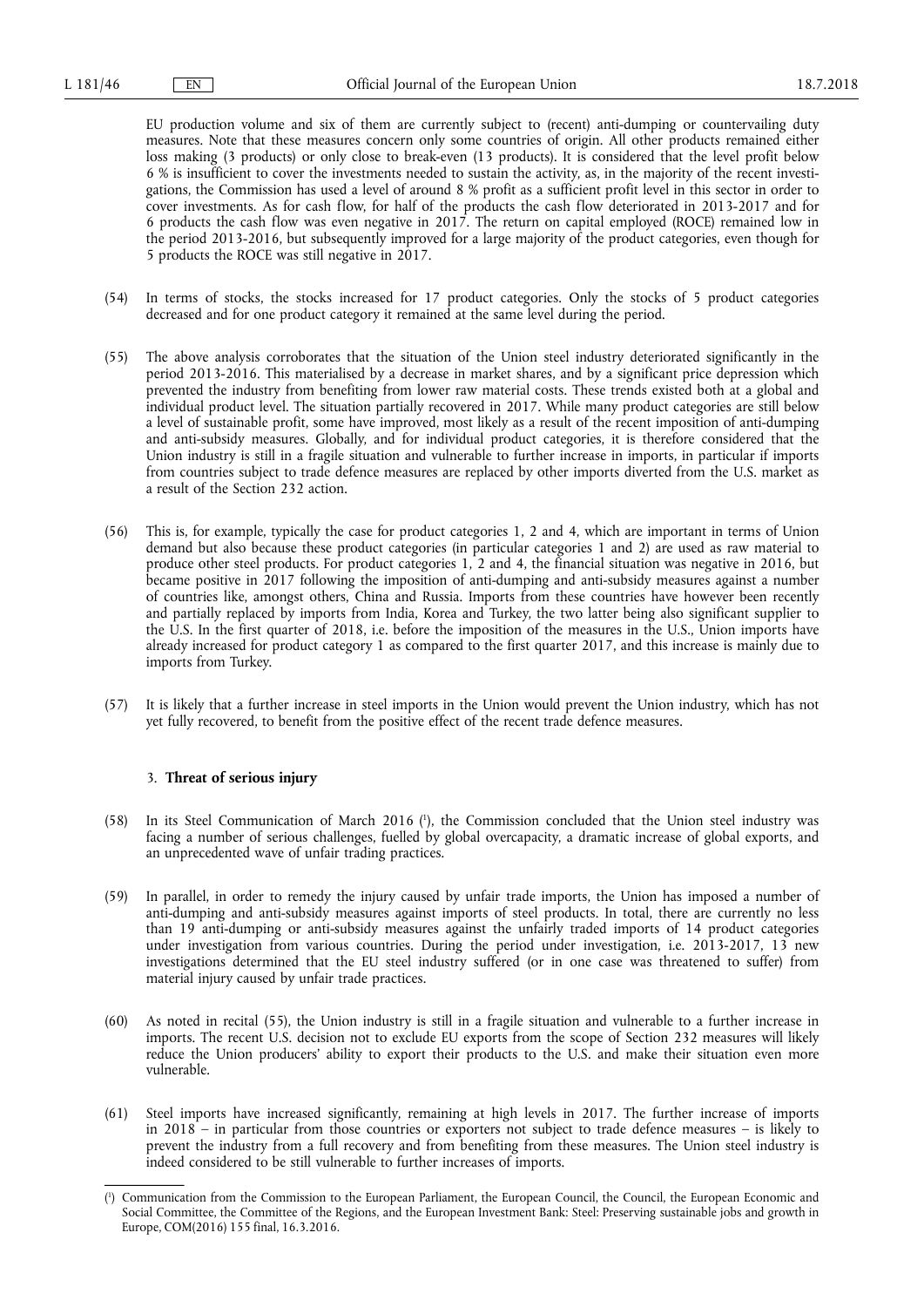EU production volume and six of them are currently subject to (recent) anti-dumping or countervailing duty measures. Note that these measures concern only some countries of origin. All other products remained either loss making (3 products) or only close to break-even (13 products). It is considered that the level profit below 6 % is insufficient to cover the investments needed to sustain the activity, as, in the majority of the recent investigations, the Commission has used a level of around 8 % profit as a sufficient profit level in this sector in order to cover investments. As for cash flow, for half of the products the cash flow deteriorated in 2013-2017 and for 6 products the cash flow was even negative in 2017. The return on capital employed (ROCE) remained low in the period 2013-2016, but subsequently improved for a large majority of the product categories, even though for 5 products the ROCE was still negative in 2017.

(54) In terms of stocks, the stocks increased for 17 product categories. Only the stocks of 5 product categories decreased and for one product category it remained at the same level during the period.

(55) The above analysis corroborates that the situation of the Union steel industry deteriorated significantly in the period 2013-2016. This materialised by a decrease in market shares, and by a significant price depression which prevented the industry from benefiting from lower raw material costs. These trends existed both at a global and individual product level. The situation partially recovered in 2017. While many product categories are still below a level of sustainable profit, some have improved, most likely as a result of the recent imposition of anti-dumping and anti-subsidy measures. Globally, and for individual product categories, it is therefore considered that the Union industry is still in a fragile situation and vulnerable to further increase in imports, in particular if imports from countries subject to trade defence measures are replaced by other imports diverted from the U.S. market as a result of the Section 232 action.

(56) This is, for example, typically the case for product categories 1, 2 and 4, which are important in terms of Union demand but also because these product categories (in particular categories 1 and 2) are used as raw material to produce other steel products. For product categories 1, 2 and 4, the financial situation was negative in 2016, but became positive in 2017 following the imposition of anti-dumping and anti-subsidy measures against a number of countries like, amongst others, China and Russia. Imports from these countries have however been recently and partially replaced by imports from India, Korea and Turkey, the two latter being also significant supplier to the U.S. In the first quarter of 2018, i.e. before the imposition of the measures in the U.S., Union imports have already increased for product category 1 as compared to the first quarter 2017, and this increase is mainly due to imports from Turkey.

(57) It is likely that a further increase in steel imports in the Union would prevent the Union industry, which has not yet fully recovered, to benefit from the positive effect of the recent trade defence measures.

### 3. **Threat of serious injury**

(58) In its Steel Communication of March 2016 [1], the Commission concluded that the Union steel industry was facing a number of serious challenges, fuelled by global overcapacity, a dramatic increase of global exports, and an unprecedented wave of unfair trading practices.

(59) In parallel, in order to remedy the injury caused by unfair trade imports, the Union has imposed a number of anti-dumping and anti-subsidy measures against imports of steel products. In total, there are currently no less than 19 anti-dumping or anti-subsidy measures against the unfairly traded imports of 14 product categories under investigation from various countries. During the period under investigation, i.e. 2013-2017, 13 new investigations determined that the EU steel industry suffered (or in one case was threatened to suffer) from material injury caused by unfair trade practices.

(60) As noted in recital (55), the Union industry is still in a fragile situation and vulnerable to a further increase in imports. The recent U.S. decision not to exclude EU exports from the scope of Section 232 measures will likely reduce the Union producers' ability to export their products to the U.S. and make their situation even more vulnerable.

(61) Steel imports have increased significantly, remaining at high levels in 2017. The further increase of imports in 2018 – in particular from those countries or exporters not subject to trade defence measures – is likely to prevent the industry from a full recovery and from benefiting from these measures. The Union steel industry is indeed considered to be still vulnerable to further increases of imports.

---

[1] Communication from the Commission to the European Parliament, the European Council, the Council, the European Economic and Social Committee, the Committee of the Regions, and the European Investment Bank: Steel: Preserving sustainable jobs and growth in Europe, COM(2016) 155 final, 16.3.2016.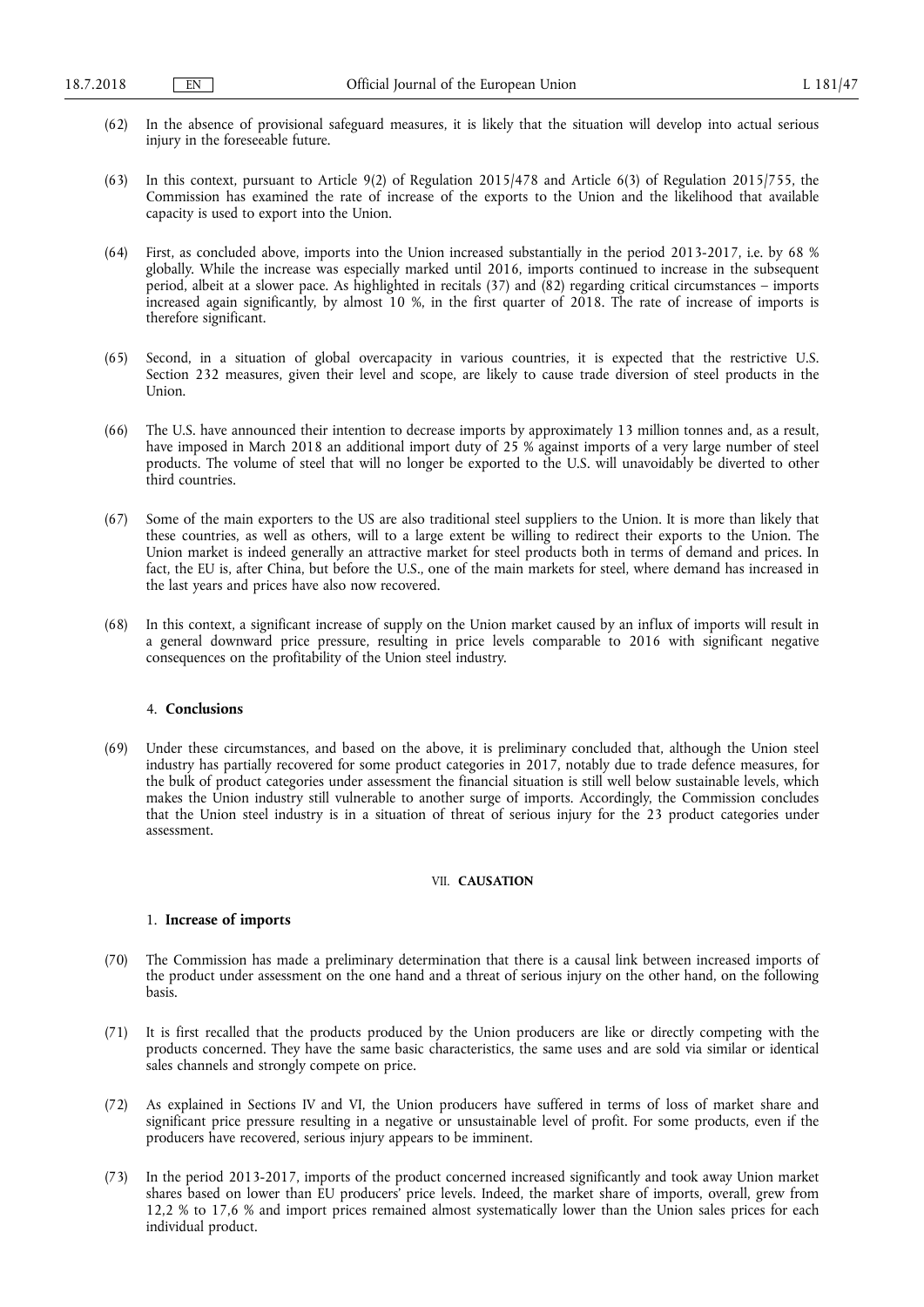(62) In the absence of provisional safeguard measures, it is likely that the situation will develop into actual serious injury in the foreseeable future.

(63) In this context, pursuant to Article 9(2) of Regulation 2015/478 and Article 6(3) of Regulation 2015/755, the Commission has examined the rate of increase of the exports to the Union and the likelihood that available capacity is used to export into the Union.

(64) First, as concluded above, imports into the Union increased substantially in the period 2013-2017, i.e. by 68 % globally. While the increase was especially marked until 2016, imports continued to increase in the subsequent period, albeit at a slower pace. As highlighted in recitals (37) and (82) regarding critical circumstances – imports increased again significantly, by almost 10 %, in the first quarter of 2018. The rate of increase of imports is therefore significant.

(65) Second, in a situation of global overcapacity in various countries, it is expected that the restrictive U.S. Section 232 measures, given their level and scope, are likely to cause trade diversion of steel products in the Union.

(66) The U.S. have announced their intention to decrease imports by approximately 13 million tonnes and, as a result, have imposed in March 2018 an additional import duty of 25 % against imports of a very large number of steel products. The volume of steel that will no longer be exported to the U.S. will unavoidably be diverted to other third countries.

(67) Some of the main exporters to the US are also traditional steel suppliers to the Union. It is more than likely that these countries, as well as others, will to a large extent be willing to redirect their exports to the Union. The Union market is indeed generally an attractive market for steel products both in terms of demand and prices. In fact, the EU is, after China, but before the U.S., one of the main markets for steel, where demand has increased in the last years and prices have also now recovered.

(68) In this context, a significant increase of supply on the Union market caused by an influx of imports will result in a general downward price pressure, resulting in price levels comparable to 2016 with significant negative consequences on the profitability of the Union steel industry.

#### 4. **Conclusions**

(69) Under these circumstances, and based on the above, it is preliminary concluded that, although the Union steel industry has partially recovered for some product categories in 2017, notably due to trade defence measures, for the bulk of product categories under assessment the financial situation is still well below sustainable levels, which makes the Union industry still vulnerable to another surge of imports. Accordingly, the Commission concludes that the Union steel industry is in a situation of threat of serious injury for the 23 product categories under assessment.

### VII. **CAUSATION**

#### 1. **Increase of imports**

(70) The Commission has made a preliminary determination that there is a causal link between increased imports of the product under assessment on the one hand and a threat of serious injury on the other hand, on the following basis.

(71) It is first recalled that the products produced by the Union producers are like or directly competing with the products concerned. They have the same basic characteristics, the same uses and are sold via similar or identical sales channels and strongly compete on price.

(72) As explained in Sections IV and VI, the Union producers have suffered in terms of loss of market share and significant price pressure resulting in a negative or unsustainable level of profit. For some products, even if the producers have recovered, serious injury appears to be imminent.

(73) In the period 2013-2017, imports of the product concerned increased significantly and took away Union market shares based on lower than EU producers' price levels. Indeed, the market share of imports, overall, grew from 12,2 % to 17,6 % and import prices remained almost systematically lower than the Union sales prices for each individual product.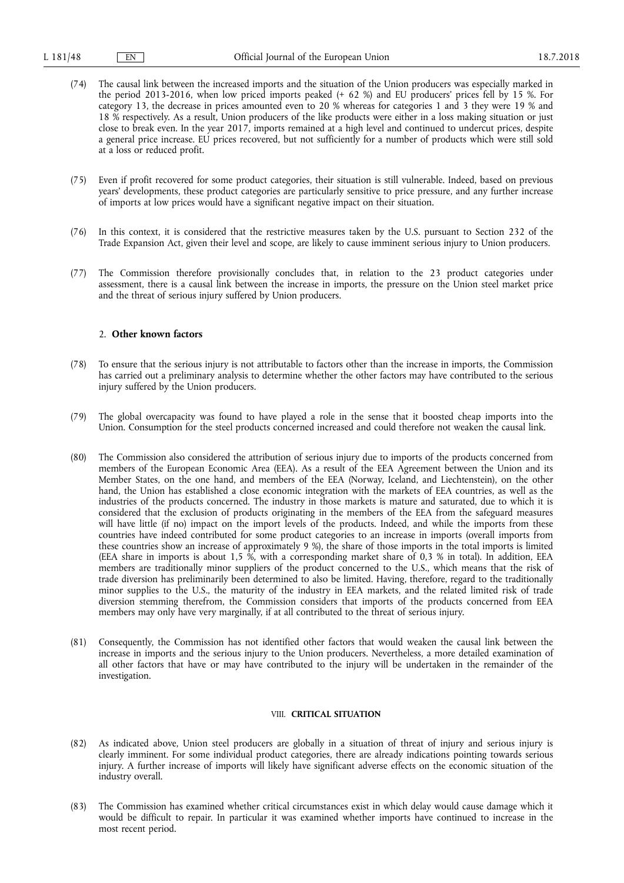(74) The causal link between the increased imports and the situation of the Union producers was especially marked in the period 2013-2016, when low priced imports peaked (+ 62 %) and EU producers' prices fell by 15 %. For category 13, the decrease in prices amounted even to 20 % whereas for categories 1 and 3 they were 19 % and 18 % respectively. As a result, Union producers of the like products were either in a loss making situation or just close to break even. In the year 2017, imports remained at a high level and continued to undercut prices, despite a general price increase. EU prices recovered, but not sufficiently for a number of products which were still sold at a loss or reduced profit.

(75) Even if profit recovered for some product categories, their situation is still vulnerable. Indeed, based on previous years' developments, these product categories are particularly sensitive to price pressure, and any further increase of imports at low prices would have a significant negative impact on their situation.

(76) In this context, it is considered that the restrictive measures taken by the U.S. pursuant to Section 232 of the Trade Expansion Act, given their level and scope, are likely to cause imminent serious injury to Union producers.

(77) The Commission therefore provisionally concludes that, in relation to the 23 product categories under assessment, there is a causal link between the increase in imports, the pressure on the Union steel market price and the threat of serious injury suffered by Union producers.

### 2. **Other known factors**

(78) To ensure that the serious injury is not attributable to factors other than the increase in imports, the Commission has carried out a preliminary analysis to determine whether the other factors may have contributed to the serious injury suffered by the Union producers.

(79) The global overcapacity was found to have played a role in the sense that it boosted cheap imports into the Union. Consumption for the steel products concerned increased and could therefore not weaken the causal link.

(80) The Commission also considered the attribution of serious injury due to imports of the products concerned from members of the European Economic Area (EEA). As a result of the EEA Agreement between the Union and its Member States, on the one hand, and members of the EEA (Norway, Iceland, and Liechtenstein), on the other hand, the Union has established a close economic integration with the markets of EEA countries, as well as the industries of the products concerned. The industry in those markets is mature and saturated, due to which it is considered that the exclusion of products originating in the members of the EEA from the safeguard measures will have little (if no) impact on the import levels of the products. Indeed, and while the imports from these countries have indeed contributed for some product categories to an increase in imports (overall imports from these countries show an increase of approximately 9 %), the share of those imports in the total imports is limited (EEA share in imports is about 1,5 %, with a corresponding market share of 0,3 % in total). In addition, EEA members are traditionally minor suppliers of the product concerned to the U.S., which means that the risk of trade diversion has preliminarily been determined to also be limited. Having, therefore, regard to the traditionally minor supplies to the U.S., the maturity of the industry in EEA markets, and the related limited risk of trade diversion stemming therefrom, the Commission considers that imports of the products concerned from EEA members may only have very marginally, if at all contributed to the threat of serious injury.

(81) Consequently, the Commission has not identified other factors that would weaken the causal link between the increase in imports and the serious injury to the Union producers. Nevertheless, a more detailed examination of all other factors that have or may have contributed to the injury will be undertaken in the remainder of the investigation.

## VIII. **CRITICAL SITUATION**

(82) As indicated above, Union steel producers are globally in a situation of threat of injury and serious injury is clearly imminent. For some individual product categories, there are already indications pointing towards serious injury. A further increase of imports will likely have significant adverse effects on the economic situation of the industry overall.

(83) The Commission has examined whether critical circumstances exist in which delay would cause damage which it would be difficult to repair. In particular it was examined whether imports have continued to increase in the most recent period.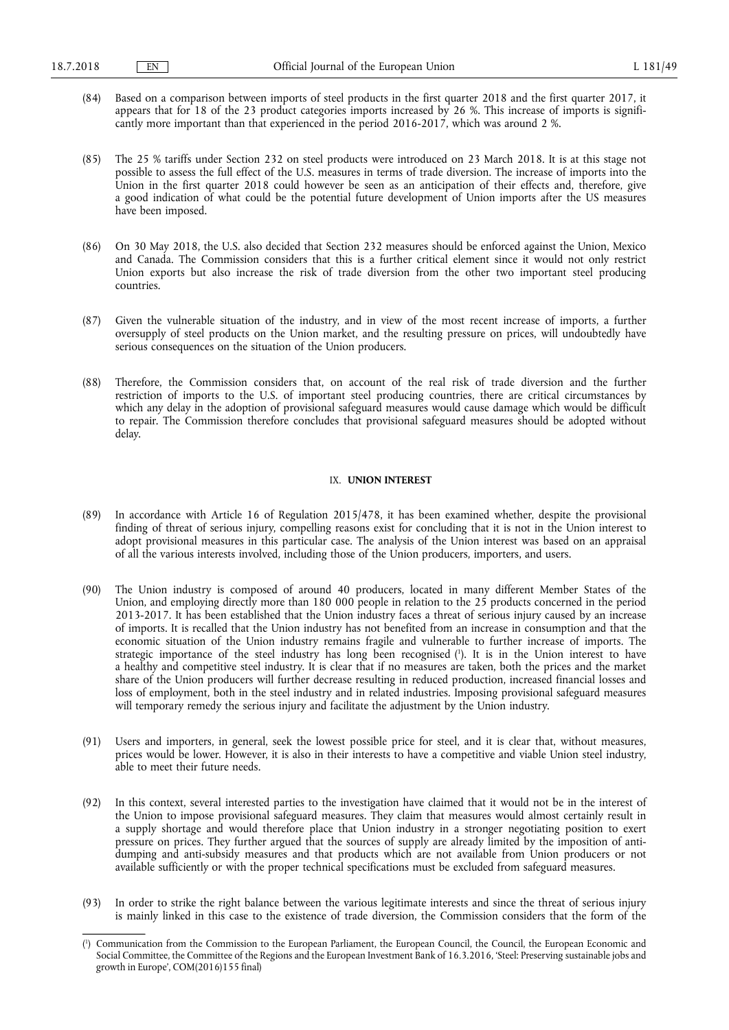(84) Based on a comparison between imports of steel products in the first quarter 2018 and the first quarter 2017, it appears that for 18 of the 23 product categories imports increased by 26 %. This increase of imports is significantly more important than that experienced in the period 2016-2017, which was around 2 %.

(85) The 25 % tariffs under Section 232 on steel products were introduced on 23 March 2018. It is at this stage not possible to assess the full effect of the U.S. measures in terms of trade diversion. The increase of imports into the Union in the first quarter 2018 could however be seen as an anticipation of their effects and, therefore, give a good indication of what could be the potential future development of Union imports after the US measures have been imposed.

(86) On 30 May 2018, the U.S. also decided that Section 232 measures should be enforced against the Union, Mexico and Canada. The Commission considers that this is a further critical element since it would not only restrict Union exports but also increase the risk of trade diversion from the other two important steel producing countries.

(87) Given the vulnerable situation of the industry, and in view of the most recent increase of imports, a further oversupply of steel products on the Union market, and the resulting pressure on prices, will undoubtedly have serious consequences on the situation of the Union producers.

(88) Therefore, the Commission considers that, on account of the real risk of trade diversion and the further restriction of imports to the U.S. of important steel producing countries, there are critical circumstances by which any delay in the adoption of provisional safeguard measures would cause damage which would be difficult to repair. The Commission therefore concludes that provisional safeguard measures should be adopted without delay.

## IX. **UNION INTEREST**

(89) In accordance with Article 16 of Regulation 2015/478, it has been examined whether, despite the provisional finding of threat of serious injury, compelling reasons exist for concluding that it is not in the Union interest to adopt provisional measures in this particular case. The analysis of the Union interest was based on an appraisal of all the various interests involved, including those of the Union producers, importers, and users.

(90) The Union industry is composed of around 40 producers, located in many different Member States of the Union, and employing directly more than 180 000 people in relation to the 25 products concerned in the period 2013-2017. It has been established that the Union industry faces a threat of serious injury caused by an increase of imports. It is recalled that the Union industry has not benefited from an increase in consumption and that the economic situation of the Union industry remains fragile and vulnerable to further increase of imports. The strategic importance of the steel industry has long been recognised [1]. It is in the Union interest to have a healthy and competitive steel industry. It is clear that if no measures are taken, both the prices and the market share of the Union producers will further decrease resulting in reduced production, increased financial losses and loss of employment, both in the steel industry and in related industries. Imposing provisional safeguard measures will temporary remedy the serious injury and facilitate the adjustment by the Union industry.

(91) Users and importers, in general, seek the lowest possible price for steel, and it is clear that, without measures, prices would be lower. However, it is also in their interests to have a competitive and viable Union steel industry, able to meet their future needs.

(92) In this context, several interested parties to the investigation have claimed that it would not be in the interest of the Union to impose provisional safeguard measures. They claim that measures would almost certainly result in a supply shortage and would therefore place that Union industry in a stronger negotiating position to exert pressure on prices. They further argued that the sources of supply are already limited by the imposition of anti-dumping and anti-subsidy measures and that products which are not available from Union producers or not available sufficiently or with the proper technical specifications must be excluded from safeguard measures.

(93) In order to strike the right balance between the various legitimate interests and since the threat of serious injury is mainly linked in this case to the existence of trade diversion, the Commission considers that the form of the

---

[1] Communication from the Commission to the European Parliament, the European Council, the Council, the European Economic and Social Committee, the Committee of the Regions and the European Investment Bank of 16.3.2016, 'Steel: Preserving sustainable jobs and growth in Europe', COM(2016)155 final)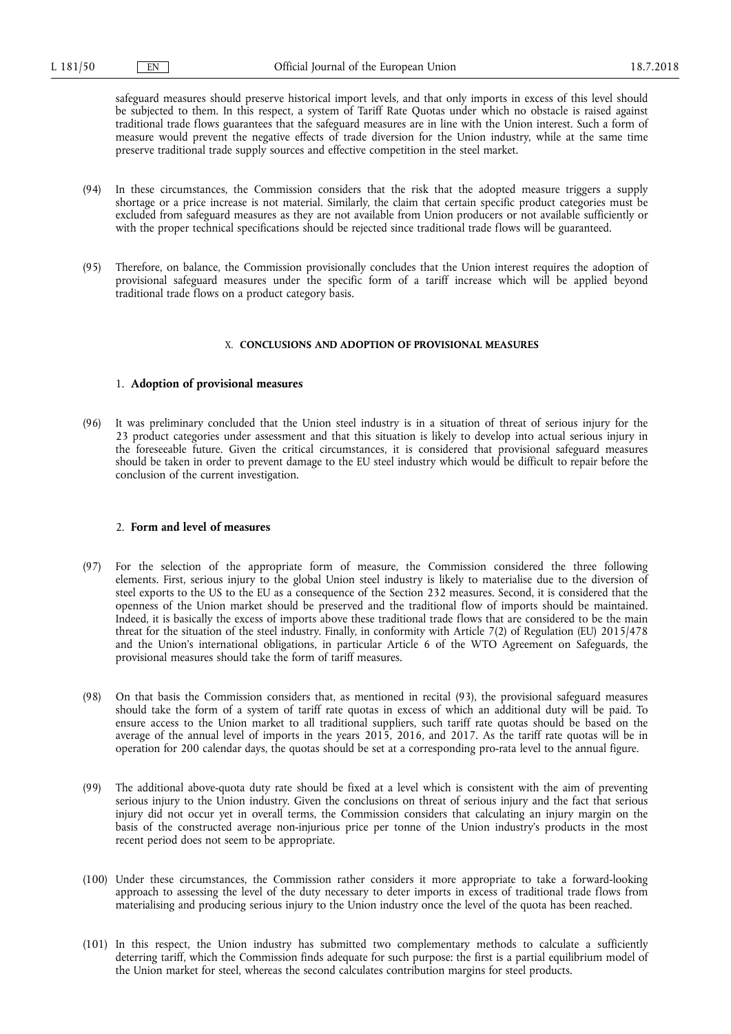safeguard measures should preserve historical import levels, and that only imports in excess of this level should be subjected to them. In this respect, a system of Tariff Rate Quotas under which no obstacle is raised against traditional trade flows guarantees that the safeguard measures are in line with the Union interest. Such a form of measure would prevent the negative effects of trade diversion for the Union industry, while at the same time preserve traditional trade supply sources and effective competition in the steel market.

(94) In these circumstances, the Commission considers that the risk that the adopted measure triggers a supply shortage or a price increase is not material. Similarly, the claim that certain specific product categories must be excluded from safeguard measures as they are not available from Union producers or not available sufficiently or with the proper technical specifications should be rejected since traditional trade flows will be guaranteed.

(95) Therefore, on balance, the Commission provisionally concludes that the Union interest requires the adoption of provisional safeguard measures under the specific form of a tariff increase which will be applied beyond traditional trade flows on a product category basis.

## X. **CONCLUSIONS AND ADOPTION OF PROVISIONAL MEASURES**

### 1. **Adoption of provisional measures**

(96) It was preliminary concluded that the Union steel industry is in a situation of threat of serious injury for the 23 product categories under assessment and that this situation is likely to develop into actual serious injury in the foreseeable future. Given the critical circumstances, it is considered that provisional safeguard measures should be taken in order to prevent damage to the EU steel industry which would be difficult to repair before the conclusion of the current investigation.

### 2. **Form and level of measures**

(97) For the selection of the appropriate form of measure, the Commission considered the three following elements. First, serious injury to the global Union steel industry is likely to materialise due to the diversion of steel exports to the US to the EU as a consequence of the Section 232 measures. Second, it is considered that the openness of the Union market should be preserved and the traditional flow of imports should be maintained. Indeed, it is basically the excess of imports above these traditional trade flows that are considered to be the main threat for the situation of the steel industry. Finally, in conformity with Article 7(2) of Regulation (EU) 2015/478 and the Union's international obligations, in particular Article 6 of the WTO Agreement on Safeguards, the provisional measures should take the form of tariff measures.

(98) On that basis the Commission considers that, as mentioned in recital (93), the provisional safeguard measures should take the form of a system of tariff rate quotas in excess of which an additional duty will be paid. To ensure access to the Union market to all traditional suppliers, such tariff rate quotas should be based on the average of the annual level of imports in the years 2015, 2016, and 2017. As the tariff rate quotas will be in operation for 200 calendar days, the quotas should be set at a corresponding pro-rata level to the annual figure.

(99) The additional above-quota duty rate should be fixed at a level which is consistent with the aim of preventing serious injury to the Union industry. Given the conclusions on threat of serious injury and the fact that serious injury did not occur yet in overall terms, the Commission considers that calculating an injury margin on the basis of the constructed average non-injurious price per tonne of the Union industry's products in the most recent period does not seem to be appropriate.

(100) Under these circumstances, the Commission rather considers it more appropriate to take a forward-looking approach to assessing the level of the duty necessary to deter imports in excess of traditional trade flows from materialising and producing serious injury to the Union industry once the level of the quota has been reached.

(101) In this respect, the Union industry has submitted two complementary methods to calculate a sufficiently deterring tariff, which the Commission finds adequate for such purpose: the first is a partial equilibrium model of the Union market for steel, whereas the second calculates contribution margins for steel products.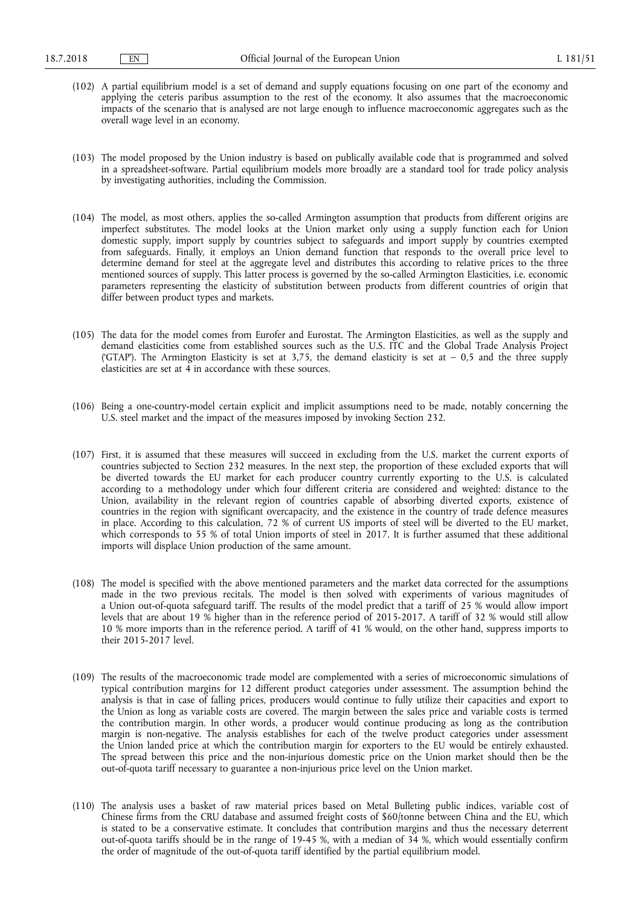(102) A partial equilibrium model is a set of demand and supply equations focusing on one part of the economy and applying the ceteris paribus assumption to the rest of the economy. It also assumes that the macroeconomic impacts of the scenario that is analysed are not large enough to influence macroeconomic aggregates such as the overall wage level in an economy.

(103) The model proposed by the Union industry is based on publically available code that is programmed and solved in a spreadsheet-software. Partial equilibrium models more broadly are a standard tool for trade policy analysis by investigating authorities, including the Commission.

(104) The model, as most others, applies the so-called Armington assumption that products from different origins are imperfect substitutes. The model looks at the Union market only using a supply function each for Union domestic supply, import supply by countries subject to safeguards and import supply by countries exempted from safeguards. Finally, it employs an Union demand function that responds to the overall price level to determine demand for steel at the aggregate level and distributes this according to relative prices to the three mentioned sources of supply. This latter process is governed by the so-called Armington Elasticities, i.e. economic parameters representing the elasticity of substitution between products from different countries of origin that differ between product types and markets.

(105) The data for the model comes from Eurofer and Eurostat. The Armington Elasticities, as well as the supply and demand elasticities come from established sources such as the U.S. ITC and the Global Trade Analysis Project ('GTAP'). The Armington Elasticity is set at 3,75, the demand elasticity is set at – 0,5 and the three supply elasticities are set at 4 in accordance with these sources.

(106) Being a one-country-model certain explicit and implicit assumptions need to be made, notably concerning the U.S. steel market and the impact of the measures imposed by invoking Section 232.

(107) First, it is assumed that these measures will succeed in excluding from the U.S. market the current exports of countries subjected to Section 232 measures. In the next step, the proportion of these excluded exports that will be diverted towards the EU market for each producer country currently exporting to the U.S. is calculated according to a methodology under which four different criteria are considered and weighted: distance to the Union, availability in the relevant region of countries capable of absorbing diverted exports, existence of countries in the region with significant overcapacity, and the existence in the country of trade defence measures in place. According to this calculation, 72 % of current US imports of steel will be diverted to the EU market, which corresponds to 55 % of total Union imports of steel in 2017. It is further assumed that these additional imports will displace Union production of the same amount.

(108) The model is specified with the above mentioned parameters and the market data corrected for the assumptions made in the two previous recitals. The model is then solved with experiments of various magnitudes of a Union out-of-quota safeguard tariff. The results of the model predict that a tariff of 25 % would allow import levels that are about 19 % higher than in the reference period of 2015-2017. A tariff of 32 % would still allow 10 % more imports than in the reference period. A tariff of 41 % would, on the other hand, suppress imports to their 2015-2017 level.

(109) The results of the macroeconomic trade model are complemented with a series of microeconomic simulations of typical contribution margins for 12 different product categories under assessment. The assumption behind the analysis is that in case of falling prices, producers would continue to fully utilize their capacities and export to the Union as long as variable costs are covered. The margin between the sales price and variable costs is termed the contribution margin. In other words, a producer would continue producing as long as the contribution margin is non-negative. The analysis establishes for each of the twelve product categories under assessment the Union landed price at which the contribution margin for exporters to the EU would be entirely exhausted. The spread between this price and the non-injurious domestic price on the Union market should then be the out-of-quota tariff necessary to guarantee a non-injurious price level on the Union market.

(110) The analysis uses a basket of raw material prices based on Metal Bulleting public indices, variable cost of Chinese firms from the CRU database and assumed freight costs of $60/tonne between China and the EU, which is stated to be a conservative estimate. It concludes that contribution margins and thus the necessary deterrent out-of-quota tariffs should be in the range of 19-45 %, with a median of 34 %, which would essentially confirm the order of magnitude of the out-of-quota tariff identified by the partial equilibrium model.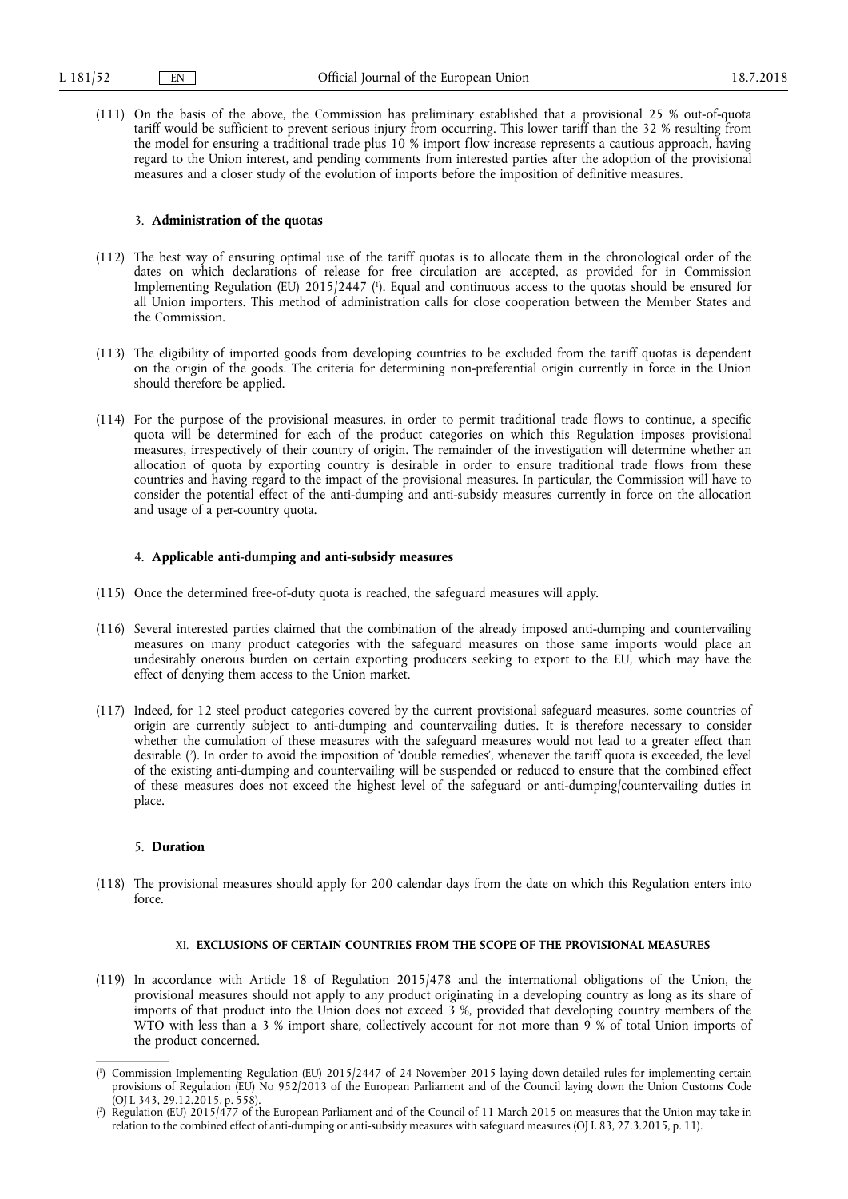(111) On the basis of the above, the Commission has preliminary established that a provisional 25 % out-of-quota tariff would be sufficient to prevent serious injury from occurring. This lower tariff than the 32 % resulting from the model for ensuring a traditional trade plus 10 % import flow increase represents a cautious approach, having regard to the Union interest, and pending comments from interested parties after the adoption of the provisional measures and a closer study of the evolution of imports before the imposition of definitive measures.

### 3. **Administration of the quotas**

(112) The best way of ensuring optimal use of the tariff quotas is to allocate them in the chronological order of the dates on which declarations of release for free circulation are accepted, as provided for in Commission Implementing Regulation (EU) 2015/2447 [1]. Equal and continuous access to the quotas should be ensured for all Union importers. This method of administration calls for close cooperation between the Member States and the Commission.

(113) The eligibility of imported goods from developing countries to be excluded from the tariff quotas is dependent on the origin of the goods. The criteria for determining non-preferential origin currently in force in the Union should therefore be applied.

(114) For the purpose of the provisional measures, in order to permit traditional trade flows to continue, a specific quota will be determined for each of the product categories on which this Regulation imposes provisional measures, irrespectively of their country of origin. The remainder of the investigation will determine whether an allocation of quota by exporting country is desirable in order to ensure traditional trade flows from these countries and having regard to the impact of the provisional measures. In particular, the Commission will have to consider the potential effect of the anti-dumping and anti-subsidy measures currently in force on the allocation and usage of a per-country quota.

### 4. **Applicable anti-dumping and anti-subsidy measures**

(115) Once the determined free-of-duty quota is reached, the safeguard measures will apply.

(116) Several interested parties claimed that the combination of the already imposed anti-dumping and countervailing measures on many product categories with the safeguard measures on those same imports would place an undesirably onerous burden on certain exporting producers seeking to export to the EU, which may have the effect of denying them access to the Union market.

(117) Indeed, for 12 steel product categories covered by the current provisional safeguard measures, some countries of origin are currently subject to anti-dumping and countervailing duties. It is therefore necessary to consider whether the cumulation of these measures with the safeguard measures would not lead to a greater effect than desirable [2]. In order to avoid the imposition of 'double remedies', whenever the tariff quota is exceeded, the level of the existing anti-dumping and countervailing will be suspended or reduced to ensure that the combined effect of these measures does not exceed the highest level of the safeguard or anti-dumping/countervailing duties in place.

### 5. **Duration**

(118) The provisional measures should apply for 200 calendar days from the date on which this Regulation enters into force.

## XI. **EXCLUSIONS OF CERTAIN COUNTRIES FROM THE SCOPE OF THE PROVISIONAL MEASURES**

(119) In accordance with Article 18 of Regulation 2015/478 and the international obligations of the Union, the provisional measures should not apply to any product originating in a developing country as long as its share of imports of that product into the Union does not exceed 3 %, provided that developing country members of the WTO with less than a 3 % import share, collectively account for not more than 9 % of total Union imports of the product concerned.

---

[1] Commission Implementing Regulation (EU) 2015/2447 of 24 November 2015 laying down detailed rules for implementing certain provisions of Regulation (EU) No 952/2013 of the European Parliament and of the Council laying down the Union Customs Code (OJ L 343, 29.12.2015, p. 558).

[2] Regulation (EU) 2015/477 of the European Parliament and of the Council of 11 March 2015 on measures that the Union may take in relation to the combined effect of anti-dumping or anti-subsidy measures with safeguard measures (OJ L 83, 27.3.2015, p. 11).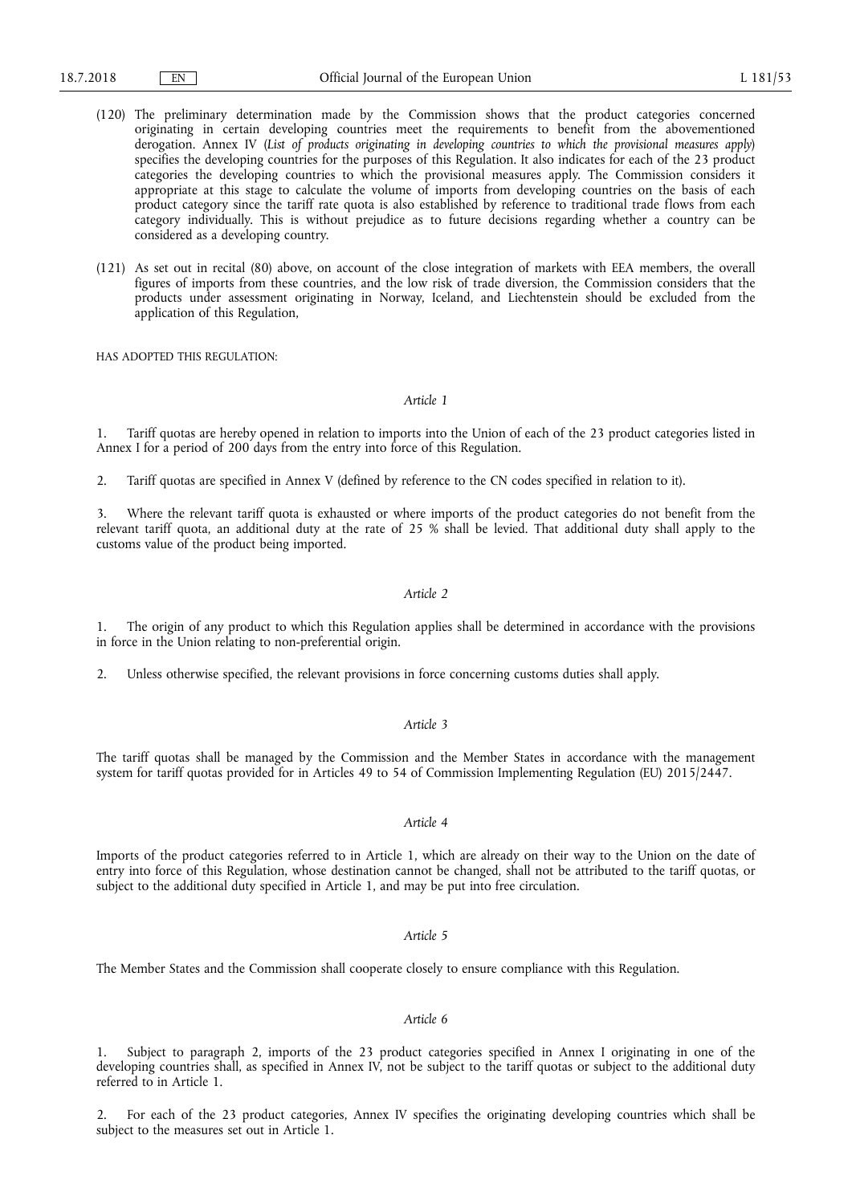(120) The preliminary determination made by the Commission shows that the product categories concerned originating in certain developing countries meet the requirements to benefit from the abovementioned derogation. Annex IV (*List of products originating in developing countries to which the provisional measures apply*) specifies the developing countries for the purposes of this Regulation. It also indicates for each of the 23 product categories the developing countries to which the provisional measures apply. The Commission considers it appropriate at this stage to calculate the volume of imports from developing countries on the basis of each product category since the tariff rate quota is also established by reference to traditional trade flows from each category individually. This is without prejudice as to future decisions regarding whether a country can be considered as a developing country.

(121) As set out in recital (80) above, on account of the close integration of markets with EEA members, the overall figures of imports from these countries, and the low risk of trade diversion, the Commission considers that the products under assessment originating in Norway, Iceland, and Liechtenstein should be excluded from the application of this Regulation,

HAS ADOPTED THIS REGULATION:

*Article 1*

1. Tariff quotas are hereby opened in relation to imports into the Union of each of the 23 product categories listed in Annex I for a period of 200 days from the entry into force of this Regulation.

2. Tariff quotas are specified in Annex V (defined by reference to the CN codes specified in relation to it).

3. Where the relevant tariff quota is exhausted or where imports of the product categories do not benefit from the relevant tariff quota, an additional duty at the rate of 25 % shall be levied. That additional duty shall apply to the customs value of the product being imported.

*Article 2*

1. The origin of any product to which this Regulation applies shall be determined in accordance with the provisions in force in the Union relating to non-preferential origin.

2. Unless otherwise specified, the relevant provisions in force concerning customs duties shall apply.

*Article 3*

The tariff quotas shall be managed by the Commission and the Member States in accordance with the management system for tariff quotas provided for in Articles 49 to 54 of Commission Implementing Regulation (EU) 2015/2447.

*Article 4*

Imports of the product categories referred to in Article 1, which are already on their way to the Union on the date of entry into force of this Regulation, whose destination cannot be changed, shall not be attributed to the tariff quotas, or subject to the additional duty specified in Article 1, and may be put into free circulation.

*Article 5*

The Member States and the Commission shall cooperate closely to ensure compliance with this Regulation.

*Article 6*

1. Subject to paragraph 2, imports of the 23 product categories specified in Annex I originating in one of the developing countries shall, as specified in Annex IV, not be subject to the tariff quotas or subject to the additional duty referred to in Article 1.

2. For each of the 23 product categories, Annex IV specifies the originating developing countries which shall be subject to the measures set out in Article 1.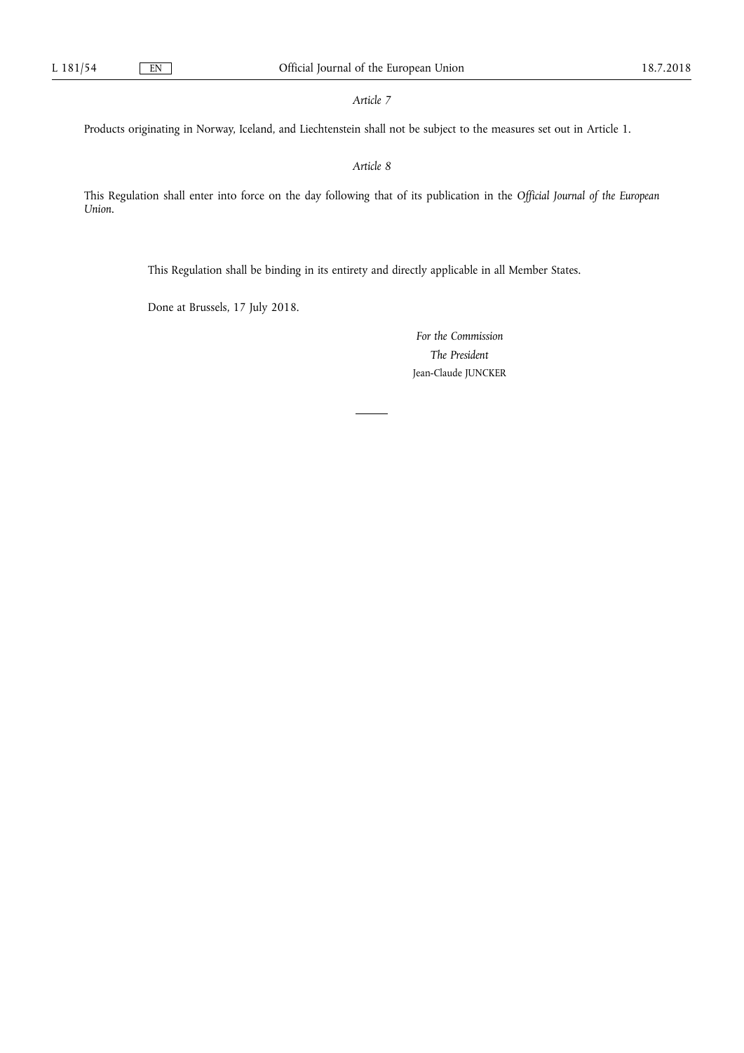*Article 7*

Products originating in Norway, Iceland, and Liechtenstein shall not be subject to the measures set out in Article 1.

*Article 8*

This Regulation shall enter into force on the day following that of its publication in the *Official Journal of the European Union*.

This Regulation shall be binding in its entirety and directly applicable in all Member States.

Done at Brussels, 17 July 2018.

*For the Commission*

*The President*

Jean-Claude JUNCKER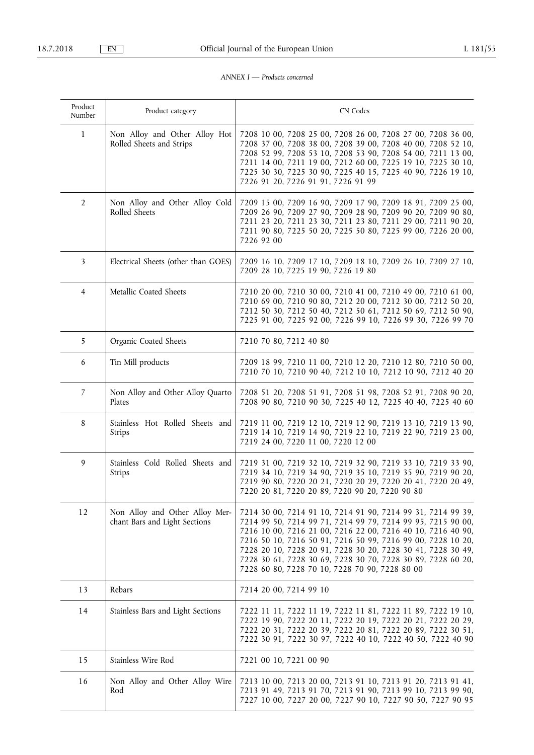*ANNEX I — Products concerned*

| Product Number | Product category | CN Codes |
|---|---|---|
| 1 | Non Alloy and Other Alloy Hot Rolled Sheets and Strips | 7208 10 00, 7208 25 00, 7208 26 00, 7208 27 00, 7208 36 00, 7208 37 00, 7208 38 00, 7208 39 00, 7208 40 00, 7208 52 10, 7208 52 99, 7208 53 10, 7208 53 90, 7208 54 00, 7211 13 00, 7211 14 00, 7211 19 00, 7212 60 00, 7225 19 10, 7225 30 10, 7225 30 30, 7225 30 90, 7225 40 15, 7225 40 90, 7226 19 10, 7226 91 20, 7226 91 91, 7226 91 99 |
| 2 | Non Alloy and Other Alloy Cold Rolled Sheets | 7209 15 00, 7209 16 90, 7209 17 90, 7209 18 91, 7209 25 00, 7209 26 90, 7209 27 90, 7209 28 90, 7209 90 20, 7209 90 80, 7211 23 20, 7211 23 30, 7211 23 80, 7211 29 00, 7211 90 20, 7211 90 80, 7225 50 20, 7225 50 80, 7225 99 00, 7226 20 00, 7226 92 00 |
| 3 | Electrical Sheets (other than GOES) | 7209 16 10, 7209 17 10, 7209 18 10, 7209 26 10, 7209 27 10, 7209 28 10, 7225 19 90, 7226 19 80 |
| 4 | Metallic Coated Sheets | 7210 20 00, 7210 30 00, 7210 41 00, 7210 49 00, 7210 61 00, 7210 69 00, 7210 90 80, 7212 20 00, 7212 30 00, 7212 50 20, 7212 50 30, 7212 50 40, 7212 50 61, 7212 50 69, 7212 50 90, 7225 91 00, 7225 92 00, 7226 99 10, 7226 99 30, 7226 99 70 |
| 5 | Organic Coated Sheets | 7210 70 80, 7212 40 80 |
| 6 | Tin Mill products | 7209 18 99, 7210 11 00, 7210 12 20, 7210 12 80, 7210 50 00, 7210 70 10, 7210 90 40, 7212 10 10, 7212 10 90, 7212 40 20 |
| 7 | Non Alloy and Other Alloy Quarto Plates | 7208 51 20, 7208 51 91, 7208 51 98, 7208 52 91, 7208 90 20, 7208 90 80, 7210 90 30, 7225 40 12, 7225 40 40, 7225 40 60 |
| 8 | Stainless Hot Rolled Sheets and Strips | 7219 11 00, 7219 12 10, 7219 12 90, 7219 13 10, 7219 13 90, 7219 14 10, 7219 14 90, 7219 22 10, 7219 22 90, 7219 23 00, 7219 24 00, 7220 11 00, 7220 12 00 |
| 9 | Stainless Cold Rolled Sheets and Strips | 7219 31 00, 7219 32 10, 7219 32 90, 7219 33 10, 7219 33 90, 7219 34 10, 7219 34 90, 7219 35 10, 7219 35 90, 7219 90 20, 7219 90 80, 7220 20 21, 7220 20 29, 7220 20 41, 7220 20 49, 7220 20 81, 7220 20 89, 7220 90 20, 7220 90 80 |
| 12 | Non Alloy and Other Alloy Merchant Bars and Light Sections | 7214 30 00, 7214 91 10, 7214 91 90, 7214 99 31, 7214 99 39, 7214 99 50, 7214 99 71, 7214 99 79, 7214 99 95, 7215 90 00, 7216 10 00, 7216 21 00, 7216 22 00, 7216 40 10, 7216 40 90, 7216 50 10, 7216 50 91, 7216 50 99, 7216 99 00, 7228 10 20, 7228 20 10, 7228 20 91, 7228 30 20, 7228 30 41, 7228 30 49, 7228 30 61, 7228 30 69, 7228 30 70, 7228 30 89, 7228 60 20, 7228 60 80, 7228 70 10, 7228 70 90, 7228 80 00 |
| 13 | Rebars | 7214 20 00, 7214 99 10 |
| 14 | Stainless Bars and Light Sections | 7222 11 11, 7222 11 19, 7222 11 81, 7222 11 89, 7222 19 10, 7222 19 90, 7222 20 11, 7222 20 19, 7222 20 21, 7222 20 29, 7222 20 31, 7222 20 39, 7222 20 81, 7222 20 89, 7222 30 51, 7222 30 91, 7222 30 97, 7222 40 10, 7222 40 50, 7222 40 90 |
| 15 | Stainless Wire Rod | 7221 00 10, 7221 00 90 |
| 16 | Non Alloy and Other Alloy Wire Rod | 7213 10 00, 7213 20 00, 7213 91 10, 7213 91 20, 7213 91 41, 7213 91 49, 7213 91 70, 7213 91 90, 7213 99 10, 7213 99 90, 7227 10 00, 7227 20 00, 7227 90 10, 7227 90 50, 7227 90 95 |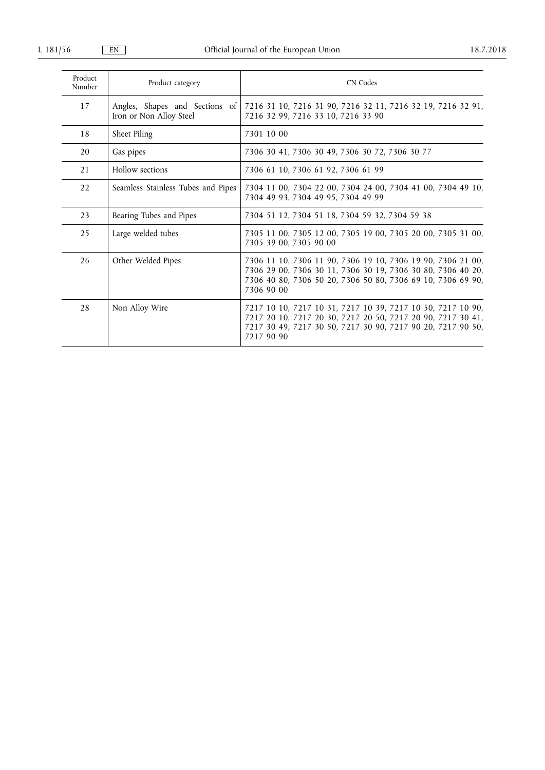| Product Number | Product category | CN Codes |
|---|---|---|
| 17 | Angles, Shapes and Sections of Iron or Non Alloy Steel | 7216 31 10, 7216 31 90, 7216 32 11, 7216 32 19, 7216 32 91, 7216 32 99, 7216 33 10, 7216 33 90 |
| 18 | Sheet Piling | 7301 10 00 |
| 20 | Gas pipes | 7306 30 41, 7306 30 49, 7306 30 72, 7306 30 77 |
| 21 | Hollow sections | 7306 61 10, 7306 61 92, 7306 61 99 |
| 22 | Seamless Stainless Tubes and Pipes | 7304 11 00, 7304 22 00, 7304 24 00, 7304 41 00, 7304 49 10, 7304 49 93, 7304 49 95, 7304 49 99 |
| 23 | Bearing Tubes and Pipes | 7304 51 12, 7304 51 18, 7304 59 32, 7304 59 38 |
| 25 | Large welded tubes | 7305 11 00, 7305 12 00, 7305 19 00, 7305 20 00, 7305 31 00, 7305 39 00, 7305 90 00 |
| 26 | Other Welded Pipes | 7306 11 10, 7306 11 90, 7306 19 10, 7306 19 90, 7306 21 00, 7306 29 00, 7306 30 11, 7306 30 19, 7306 30 80, 7306 40 20, 7306 40 80, 7306 50 20, 7306 50 80, 7306 69 10, 7306 69 90, 7306 90 00 |
| 28 | Non Alloy Wire | 7217 10 10, 7217 10 31, 7217 10 39, 7217 10 50, 7217 10 90, 7217 20 10, 7217 20 30, 7217 20 50, 7217 20 90, 7217 30 41, 7217 30 49, 7217 30 50, 7217 30 90, 7217 90 20, 7217 90 50, 7217 90 90 |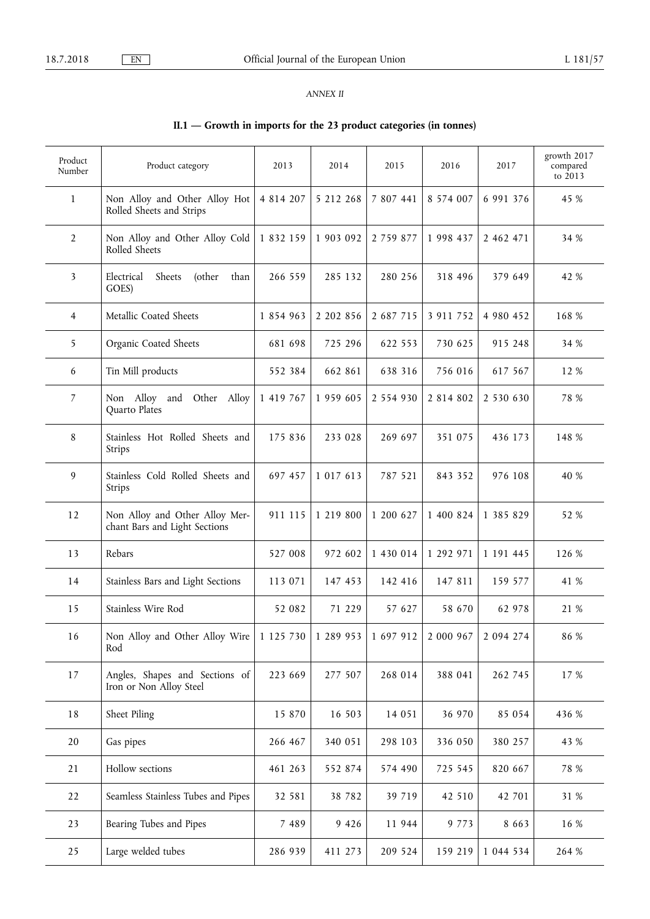*ANNEX II*

## II.1 — Growth in imports for the 23 product categories (in tonnes)

| Product Number | Product category | 2013 | 2014 | 2015 | 2016 | 2017 | growth 2017 compared to 2013 |
|---|---|---|---|---|---|---|---|
| 1 | Non Alloy and Other Alloy Hot Rolled Sheets and Strips | 4 814 207 | 5 212 268 | 7 807 441 | 8 574 007 | 6 991 376 | 45 % |
| 2 | Non Alloy and Other Alloy Cold Rolled Sheets | 1 832 159 | 1 903 092 | 2 759 877 | 1 998 437 | 2 462 471 | 34 % |
| 3 | Electrical Sheets (other than GOES) | 266 559 | 285 132 | 280 256 | 318 496 | 379 649 | 42 % |
| 4 | Metallic Coated Sheets | 1 854 963 | 2 202 856 | 2 687 715 | 3 911 752 | 4 980 452 | 168 % |
| 5 | Organic Coated Sheets | 681 698 | 725 296 | 622 553 | 730 625 | 915 248 | 34 % |
| 6 | Tin Mill products | 552 384 | 662 861 | 638 316 | 756 016 | 617 567 | 12 % |
| 7 | Non Alloy and Other Alloy Quarto Plates | 1 419 767 | 1 959 605 | 2 554 930 | 2 814 802 | 2 530 630 | 78 % |
| 8 | Stainless Hot Rolled Sheets and Strips | 175 836 | 233 028 | 269 697 | 351 075 | 436 173 | 148 % |
| 9 | Stainless Cold Rolled Sheets and Strips | 697 457 | 1 017 613 | 787 521 | 843 352 | 976 108 | 40 % |
| 12 | Non Alloy and Other Alloy Merchant Bars and Light Sections | 911 115 | 1 219 800 | 1 200 627 | 1 400 824 | 1 385 829 | 52 % |
| 13 | Rebars | 527 008 | 972 602 | 1 430 014 | 1 292 971 | 1 191 445 | 126 % |
| 14 | Stainless Bars and Light Sections | 113 071 | 147 453 | 142 416 | 147 811 | 159 577 | 41 % |
| 15 | Stainless Wire Rod | 52 082 | 71 229 | 57 627 | 58 670 | 62 978 | 21 % |
| 16 | Non Alloy and Other Alloy Wire Rod | 1 125 730 | 1 289 953 | 1 697 912 | 2 000 967 | 2 094 274 | 86 % |
| 17 | Angles, Shapes and Sections of Iron or Non Alloy Steel | 223 669 | 277 507 | 268 014 | 388 041 | 262 745 | 17 % |
| 18 | Sheet Piling | 15 870 | 16 503 | 14 051 | 36 970 | 85 054 | 436 % |
| 20 | Gas pipes | 266 467 | 340 051 | 298 103 | 336 050 | 380 257 | 43 % |
| 21 | Hollow sections | 461 263 | 552 874 | 574 490 | 725 545 | 820 667 | 78 % |
| 22 | Seamless Stainless Tubes and Pipes | 32 581 | 38 782 | 39 719 | 42 510 | 42 701 | 31 % |
| 23 | Bearing Tubes and Pipes | 7 489 | 9 426 | 11 944 | 9 773 | 8 663 | 16 % |
| 25 | Large welded tubes | 286 939 | 411 273 | 209 524 | 159 219 | 1 044 534 | 264 % |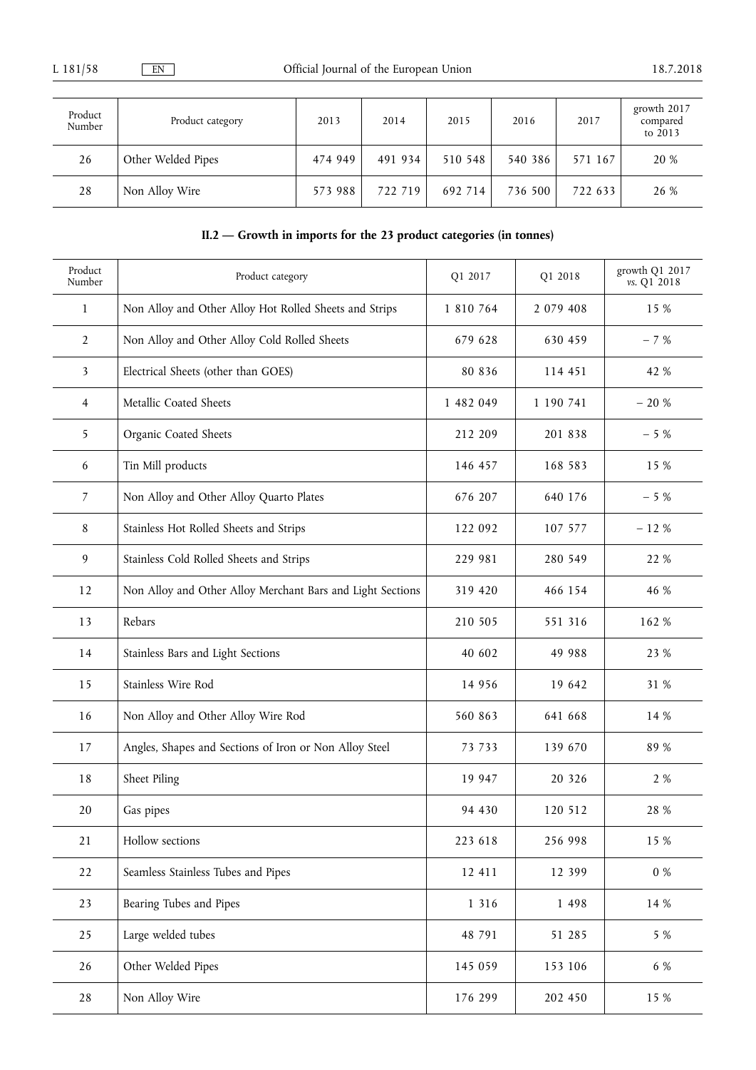| Product Number | Product category | 2013 | 2014 | 2015 | 2016 | 2017 | growth 2017 compared to 2013 |
|---|---|---|---|---|---|---|---|
| 26 | Other Welded Pipes | 474 949 | 491 934 | 510 548 | 540 386 | 571 167 | 20 % |
| 28 | Non Alloy Wire | 573 988 | 722 719 | 692 714 | 736 500 | 722 633 | 26 % |

### II.2 — Growth in imports for the 23 product categories (in tonnes)

| Product Number | Product category | Q1 2017 | Q1 2018 | growth Q1 2017 *vs.* Q1 2018 |
|---|---|---|---|---|
| 1 | Non Alloy and Other Alloy Hot Rolled Sheets and Strips | 1 810 764 | 2 079 408 | 15 % |
| 2 | Non Alloy and Other Alloy Cold Rolled Sheets | 679 628 | 630 459 | − 7 % |
| 3 | Electrical Sheets (other than GOES) | 80 836 | 114 451 | 42 % |
| 4 | Metallic Coated Sheets | 1 482 049 | 1 190 741 | − 20 % |
| 5 | Organic Coated Sheets | 212 209 | 201 838 | − 5 % |
| 6 | Tin Mill products | 146 457 | 168 583 | 15 % |
| 7 | Non Alloy and Other Alloy Quarto Plates | 676 207 | 640 176 | − 5 % |
| 8 | Stainless Hot Rolled Sheets and Strips | 122 092 | 107 577 | − 12 % |
| 9 | Stainless Cold Rolled Sheets and Strips | 229 981 | 280 549 | 22 % |
| 12 | Non Alloy and Other Alloy Merchant Bars and Light Sections | 319 420 | 466 154 | 46 % |
| 13 | Rebars | 210 505 | 551 316 | 162 % |
| 14 | Stainless Bars and Light Sections | 40 602 | 49 988 | 23 % |
| 15 | Stainless Wire Rod | 14 956 | 19 642 | 31 % |
| 16 | Non Alloy and Other Alloy Wire Rod | 560 863 | 641 668 | 14 % |
| 17 | Angles, Shapes and Sections of Iron or Non Alloy Steel | 73 733 | 139 670 | 89 % |
| 18 | Sheet Piling | 19 947 | 20 326 | 2 % |
| 20 | Gas pipes | 94 430 | 120 512 | 28 % |
| 21 | Hollow sections | 223 618 | 256 998 | 15 % |
| 22 | Seamless Stainless Tubes and Pipes | 12 411 | 12 399 | 0 % |
| 23 | Bearing Tubes and Pipes | 1 316 | 1 498 | 14 % |
| 25 | Large welded tubes | 48 791 | 51 285 | 5 % |
| 26 | Other Welded Pipes | 145 059 | 153 106 | 6 % |
| 28 | Non Alloy Wire | 176 299 | 202 450 | 15 % |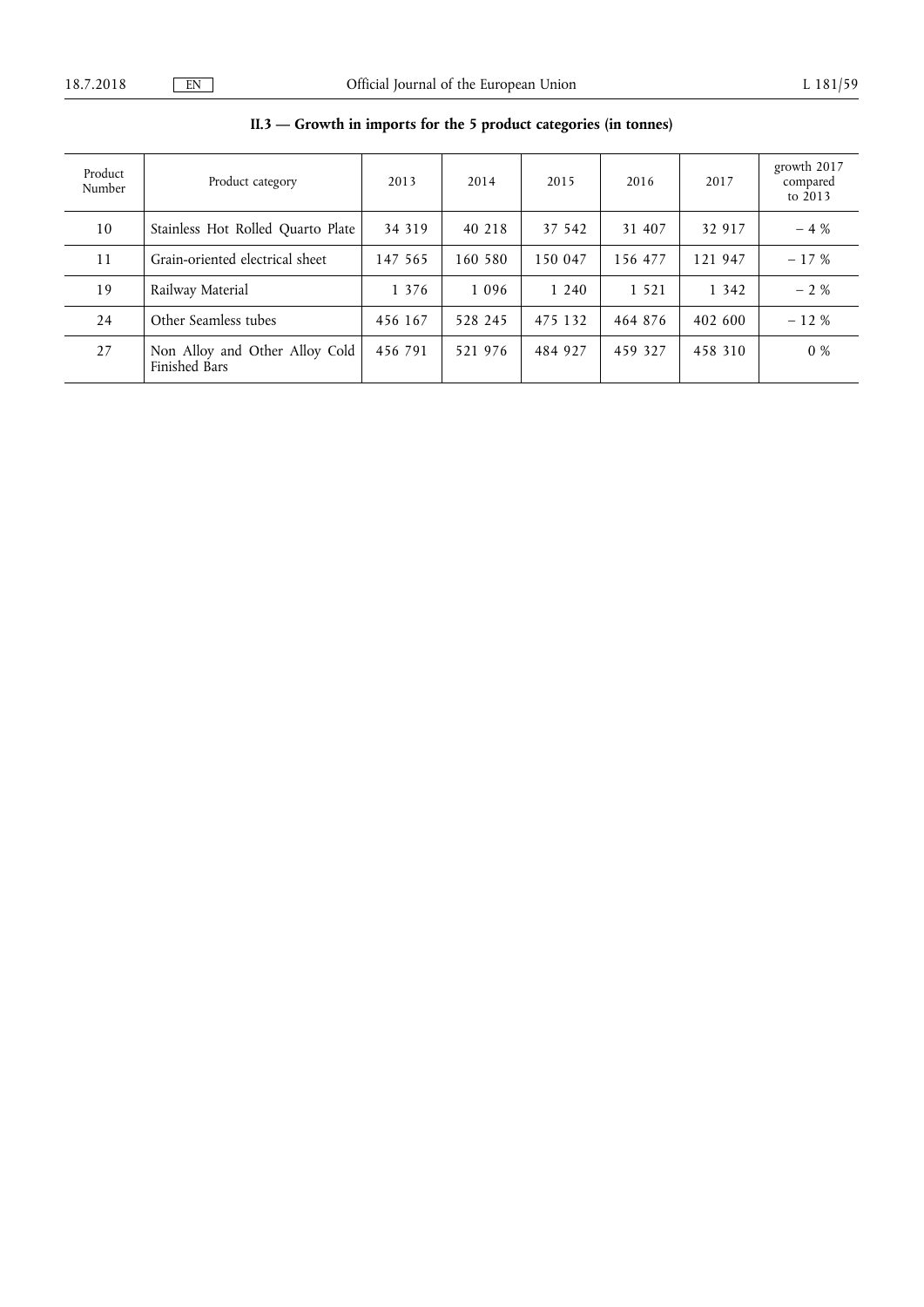## II.3 — Growth in imports for the 5 product categories (in tonnes)

| Product Number | Product category | 2013 | 2014 | 2015 | 2016 | 2017 | growth 2017 compared to 2013 |
|---|---|---|---|---|---|---|---|
| 10 | Stainless Hot Rolled Quarto Plate | 34 319 | 40 218 | 37 542 | 31 407 | 32 917 | − 4 % |
| 11 | Grain-oriented electrical sheet | 147 565 | 160 580 | 150 047 | 156 477 | 121 947 | − 17 % |
| 19 | Railway Material | 1 376 | 1 096 | 1 240 | 1 521 | 1 342 | − 2 % |
| 24 | Other Seamless tubes | 456 167 | 528 245 | 475 132 | 464 876 | 402 600 | − 12 % |
| 27 | Non Alloy and Other Alloy Cold Finished Bars | 456 791 | 521 976 | 484 927 | 459 327 | 458 310 | 0 % |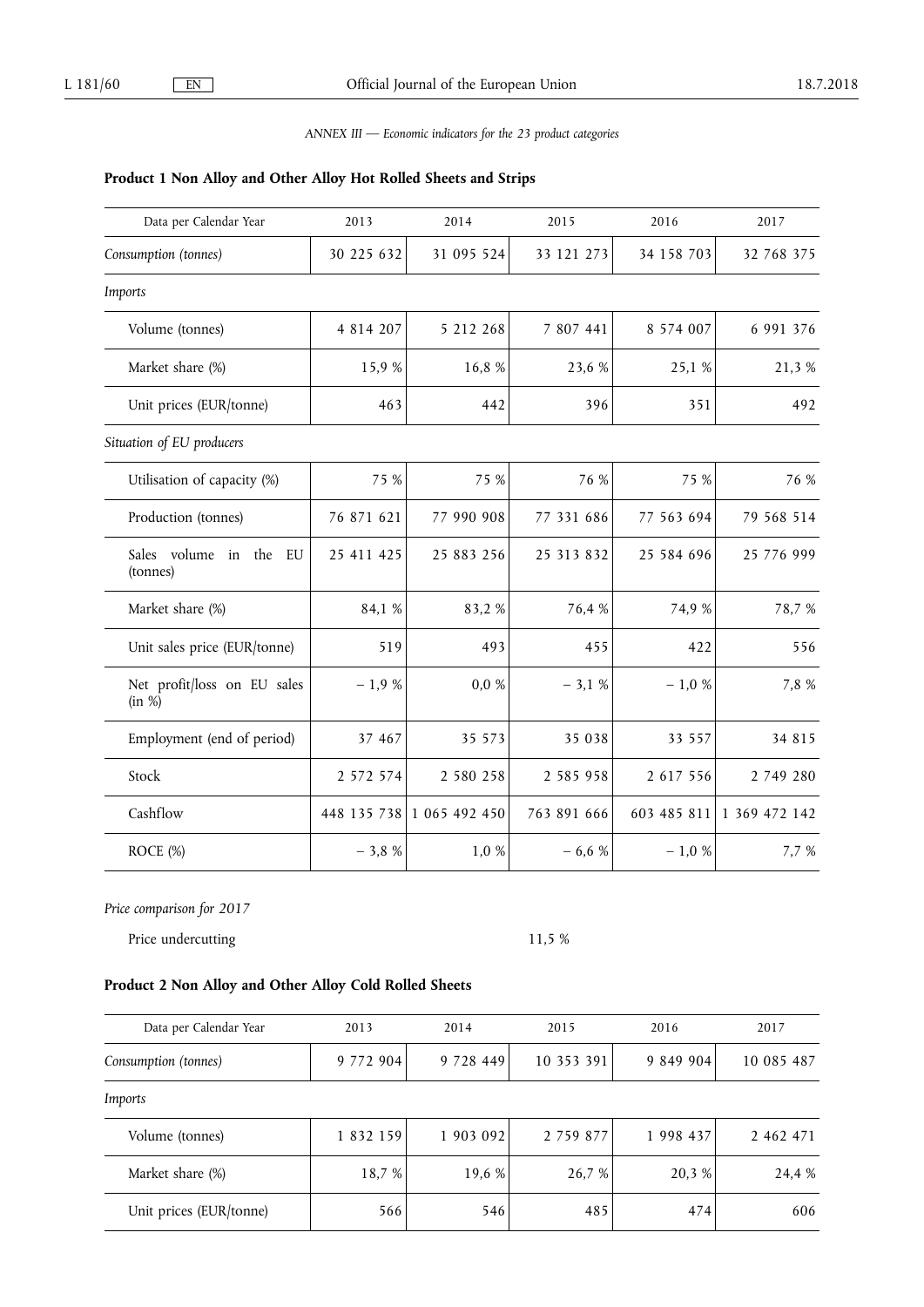*ANNEX III — Economic indicators for the 23 product categories*

## Product 1 Non Alloy and Other Alloy Hot Rolled Sheets and Strips

| Data per Calendar Year | 2013 | 2014 | 2015 | 2016 | 2017 |
|---|---|---|---|---|---|
| *Consumption (tonnes)* | 30 225 632 | 31 095 524 | 33 121 273 | 34 158 703 | 32 768 375 |
| *Imports* | | | | | |
| Volume (tonnes) | 4 814 207 | 5 212 268 | 7 807 441 | 8 574 007 | 6 991 376 |
| Market share (%) | 15,9 % | 16,8 % | 23,6 % | 25,1 % | 21,3 % |
| Unit prices (EUR/tonne) | 463 | 442 | 396 | 351 | 492 |
| *Situation of EU producers* | | | | | |
| Utilisation of capacity (%) | 75 % | 75 % | 76 % | 75 % | 76 % |
| Production (tonnes) | 76 871 621 | 77 990 908 | 77 331 686 | 77 563 694 | 79 568 514 |
| Sales volume in the EU (tonnes) | 25 411 425 | 25 883 256 | 25 313 832 | 25 584 696 | 25 776 999 |
| Market share (%) | 84,1 % | 83,2 % | 76,4 % | 74,9 % | 78,7 % |
| Unit sales price (EUR/tonne) | 519 | 493 | 455 | 422 | 556 |
| Net profit/loss on EU sales (in %) | − 1,9 % | 0,0 % | − 3,1 % | − 1,0 % | 7,8 % |
| Employment (end of period) | 37 467 | 35 573 | 35 038 | 33 557 | 34 815 |
| Stock | 2 572 574 | 2 580 258 | 2 585 958 | 2 617 556 | 2 749 280 |
| Cashflow | 448 135 738 | 1 065 492 450 | 763 891 666 | 603 485 811 | 1 369 472 142 |
| ROCE (%) | − 3,8 % | 1,0 % | − 6,6 % | − 1,0 % | 7,7 % |

*Price comparison for 2017*

| | |
|---|---|
| Price undercutting | 11,5 % |

## Product 2 Non Alloy and Other Alloy Cold Rolled Sheets

| Data per Calendar Year | 2013 | 2014 | 2015 | 2016 | 2017 |
|---|---|---|---|---|---|
| *Consumption (tonnes)* | 9 772 904 | 9 728 449 | 10 353 391 | 9 849 904 | 10 085 487 |
| *Imports* | | | | | |
| Volume (tonnes) | 1 832 159 | 1 903 092 | 2 759 877 | 1 998 437 | 2 462 471 |
| Market share (%) | 18,7 % | 19,6 % | 26,7 % | 20,3 % | 24,4 % |
| Unit prices (EUR/tonne) | 566 | 546 | 485 | 474 | 606 |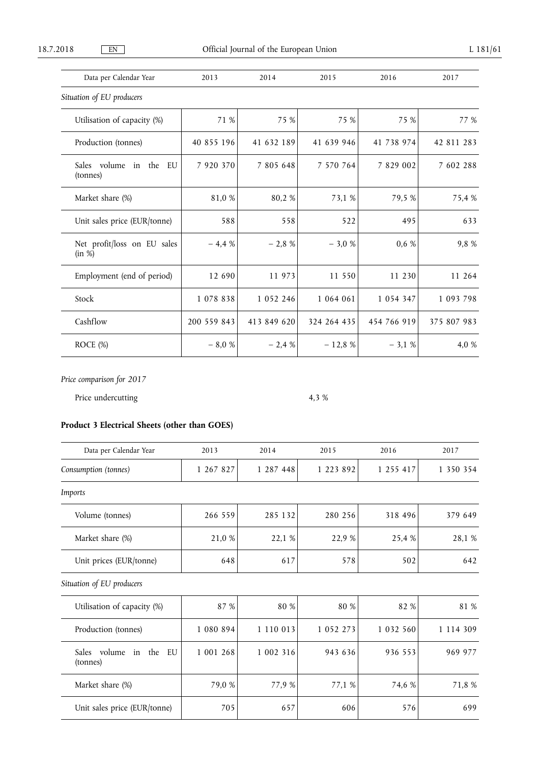| Data per Calendar Year | 2013 | 2014 | 2015 | 2016 | 2017 |
|---|---|---|---|---|---|
| *Situation of EU producers* | | | | | |
| Utilisation of capacity (%) | 71 % | 75 % | 75 % | 75 % | 77 % |
| Production (tonnes) | 40 855 196 | 41 632 189 | 41 639 946 | 41 738 974 | 42 811 283 |
| Sales volume in the EU (tonnes) | 7 920 370 | 7 805 648 | 7 570 764 | 7 829 002 | 7 602 288 |
| Market share (%) | 81,0 % | 80,2 % | 73,1 % | 79,5 % | 75,4 % |
| Unit sales price (EUR/tonne) | 588 | 558 | 522 | 495 | 633 |
| Net profit/loss on EU sales (in %) | − 4,4 % | − 2,8 % | − 3,0 % | 0,6 % | 9,8 % |
| Employment (end of period) | 12 690 | 11 973 | 11 550 | 11 230 | 11 264 |
| Stock | 1 078 838 | 1 052 246 | 1 064 061 | 1 054 347 | 1 093 798 |
| Cashflow | 200 559 843 | 413 849 620 | 324 264 435 | 454 766 919 | 375 807 983 |
| ROCE (%) | − 8,0 % | − 2,4 % | − 12,8 % | − 3,1 % | 4,0 % |

*Price comparison for 2017*

| | |
|---|---|
| Price undercutting | 4,3 % |

**Product 3 Electrical Sheets (other than GOES)**

| Data per Calendar Year | 2013 | 2014 | 2015 | 2016 | 2017 |
|---|---|---|---|---|---|
| *Consumption (tonnes)* | 1 267 827 | 1 287 448 | 1 223 892 | 1 255 417 | 1 350 354 |
| *Imports* | | | | | |
| Volume (tonnes) | 266 559 | 285 132 | 280 256 | 318 496 | 379 649 |
| Market share (%) | 21,0 % | 22,1 % | 22,9 % | 25,4 % | 28,1 % |
| Unit prices (EUR/tonne) | 648 | 617 | 578 | 502 | 642 |
| *Situation of EU producers* | | | | | |
| Utilisation of capacity (%) | 87 % | 80 % | 80 % | 82 % | 81 % |
| Production (tonnes) | 1 080 894 | 1 110 013 | 1 052 273 | 1 032 560 | 1 114 309 |
| Sales volume in the EU (tonnes) | 1 001 268 | 1 002 316 | 943 636 | 936 553 | 969 977 |
| Market share (%) | 79,0 % | 77,9 % | 77,1 % | 74,6 % | 71,8 % |
| Unit sales price (EUR/tonne) | 705 | 657 | 606 | 576 | 699 |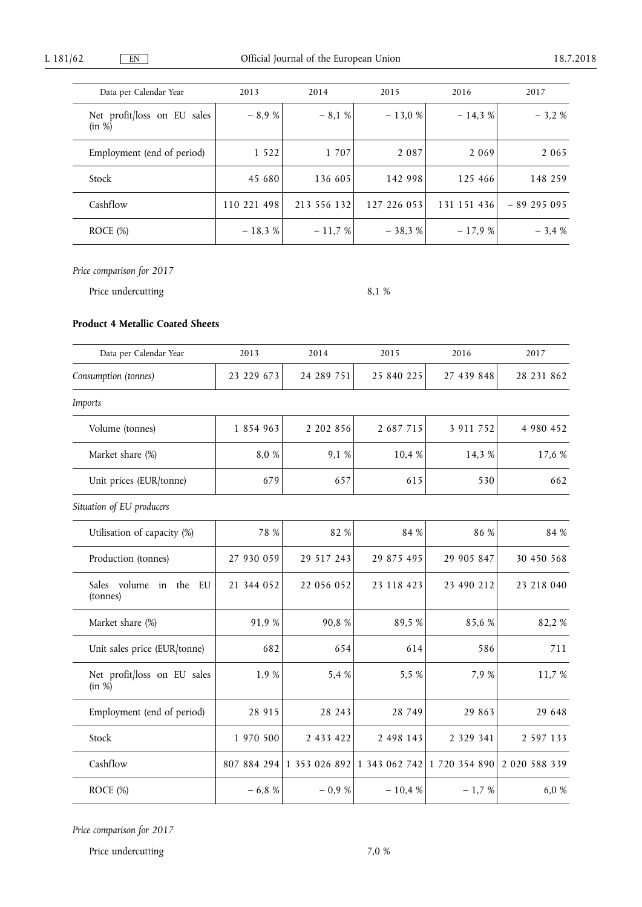| Data per Calendar Year | 2013 | 2014 | 2015 | 2016 | 2017 |
|---|---|---|---|---|---|
| Net profit/loss on EU sales (in %) | − 8,9 % | − 8,1 % | − 13,0 % | − 14,3 % | − 3,2 % |
| Employment (end of period) | 1 522 | 1 707 | 2 087 | 2 069 | 2 065 |
| Stock | 45 680 | 136 605 | 142 998 | 125 466 | 148 259 |
| Cashflow | 110 221 498 | 213 556 132 | 127 226 053 | 131 151 436 | − 89 295 095 |
| ROCE (%) | − 18,3 % | − 11,7 % | − 38,3 % | − 17,9 % | − 3,4 % |

*Price comparison for 2017*

Price undercutting 8,1 %

**Product 4 Metallic Coated Sheets**

| Data per Calendar Year | 2013 | 2014 | 2015 | 2016 | 2017 |
|---|---|---|---|---|---|
| *Consumption (tonnes)* | 23 229 673 | 24 289 751 | 25 840 225 | 27 439 848 | 28 231 862 |
| *Imports* | | | | | |
| Volume (tonnes) | 1 854 963 | 2 202 856 | 2 687 715 | 3 911 752 | 4 980 452 |
| Market share (%) | 8,0 % | 9,1 % | 10,4 % | 14,3 % | 17,6 % |
| Unit prices (EUR/tonne) | 679 | 657 | 615 | 530 | 662 |
| *Situation of EU producers* | | | | | |
| Utilisation of capacity (%) | 78 % | 82 % | 84 % | 86 % | 84 % |
| Production (tonnes) | 27 930 059 | 29 517 243 | 29 875 495 | 29 905 847 | 30 450 568 |
| Sales volume in the EU (tonnes) | 21 344 052 | 22 056 052 | 23 118 423 | 23 490 212 | 23 218 040 |
| Market share (%) | 91,9 % | 90,8 % | 89,5 % | 85,6 % | 82,2 % |
| Unit sales price (EUR/tonne) | 682 | 654 | 614 | 586 | 711 |
| Net profit/loss on EU sales (in %) | 1,9 % | 5,4 % | 5,5 % | 7,9 % | 11,7 % |
| Employment (end of period) | 28 915 | 28 243 | 28 749 | 29 863 | 29 648 |
| Stock | 1 970 500 | 2 433 422 | 2 498 143 | 2 329 341 | 2 597 133 |
| Cashflow | 807 884 294 | 1 353 026 892 | 1 343 062 742 | 1 720 354 890 | 2 020 588 339 |
| ROCE (%) | − 6,8 % | − 0,9 % | − 10,4 % | − 1,7 % | 6,0 % |

*Price comparison for 2017*

Price undercutting 7,0 %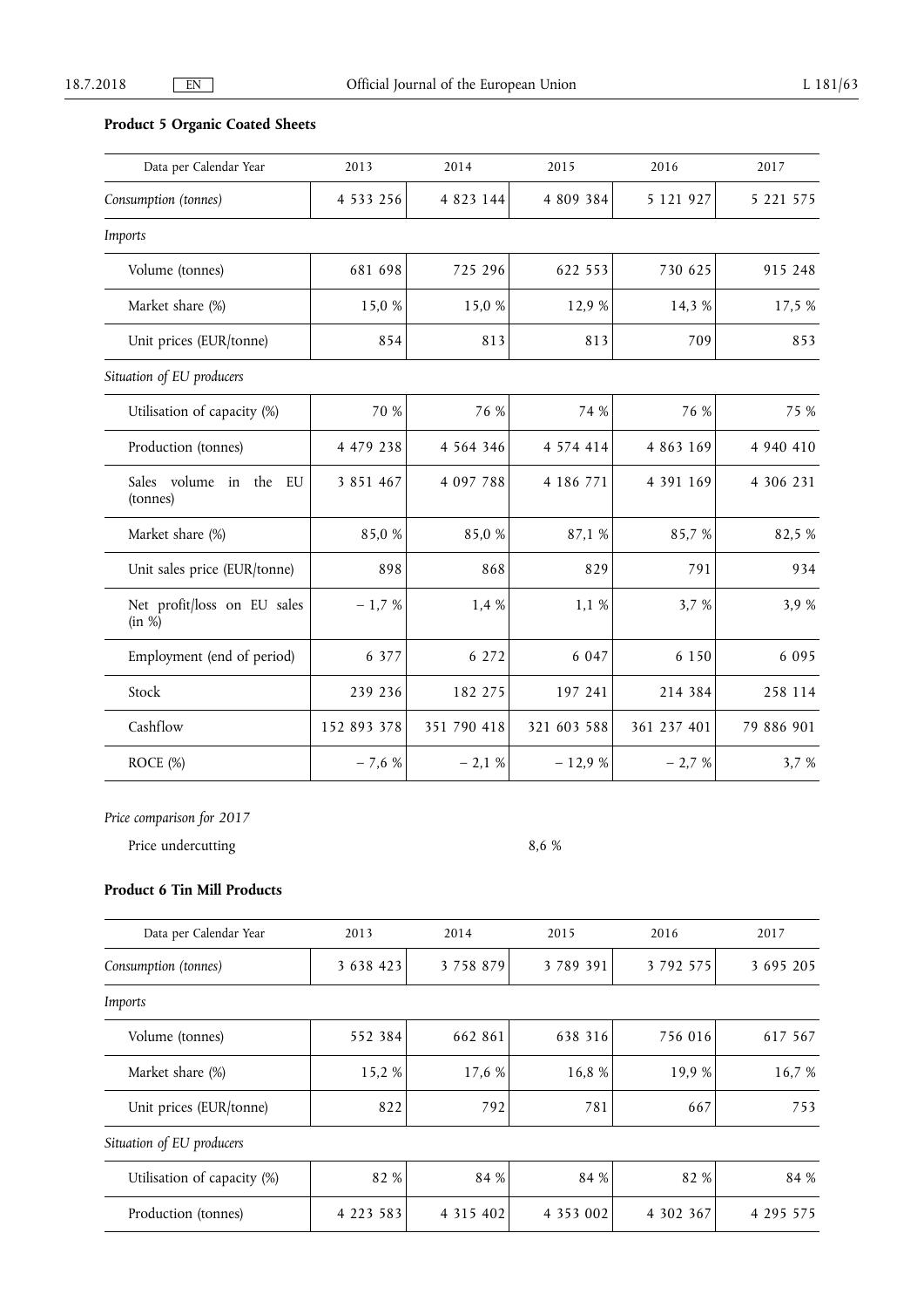**Product 5 Organic Coated Sheets**

| Data per Calendar Year | 2013 | 2014 | 2015 | 2016 | 2017 |
|---|---|---|---|---|---|
| *Consumption (tonnes)* | 4 533 256 | 4 823 144 | 4 809 384 | 5 121 927 | 5 221 575 |
| *Imports* | | | | | |
| Volume (tonnes) | 681 698 | 725 296 | 622 553 | 730 625 | 915 248 |
| Market share (%) | 15,0 % | 15,0 % | 12,9 % | 14,3 % | 17,5 % |
| Unit prices (EUR/tonne) | 854 | 813 | 813 | 709 | 853 |
| *Situation of EU producers* | | | | | |
| Utilisation of capacity (%) | 70 % | 76 % | 74 % | 76 % | 75 % |
| Production (tonnes) | 4 479 238 | 4 564 346 | 4 574 414 | 4 863 169 | 4 940 410 |
| Sales volume in the EU (tonnes) | 3 851 467 | 4 097 788 | 4 186 771 | 4 391 169 | 4 306 231 |
| Market share (%) | 85,0 % | 85,0 % | 87,1 % | 85,7 % | 82,5 % |
| Unit sales price (EUR/tonne) | 898 | 868 | 829 | 791 | 934 |
| Net profit/loss on EU sales (in %) | – 1,7 % | 1,4 % | 1,1 % | 3,7 % | 3,9 % |
| Employment (end of period) | 6 377 | 6 272 | 6 047 | 6 150 | 6 095 |
| Stock | 239 236 | 182 275 | 197 241 | 214 384 | 258 114 |
| Cashflow | 152 893 378 | 351 790 418 | 321 603 588 | 361 237 401 | 79 886 901 |
| ROCE (%) | – 7,6 % | – 2,1 % | – 12,9 % | – 2,7 % | 3,7 % |

*Price comparison for 2017*

Price undercutting 8,6 %

**Product 6 Tin Mill Products**

| Data per Calendar Year | 2013 | 2014 | 2015 | 2016 | 2017 |
|---|---|---|---|---|---|
| *Consumption (tonnes)* | 3 638 423 | 3 758 879 | 3 789 391 | 3 792 575 | 3 695 205 |
| *Imports* | | | | | |
| Volume (tonnes) | 552 384 | 662 861 | 638 316 | 756 016 | 617 567 |
| Market share (%) | 15,2 % | 17,6 % | 16,8 % | 19,9 % | 16,7 % |
| Unit prices (EUR/tonne) | 822 | 792 | 781 | 667 | 753 |
| *Situation of EU producers* | | | | | |
| Utilisation of capacity (%) | 82 % | 84 % | 84 % | 82 % | 84 % |
| Production (tonnes) | 4 223 583 | 4 315 402 | 4 353 002 | 4 302 367 | 4 295 575 |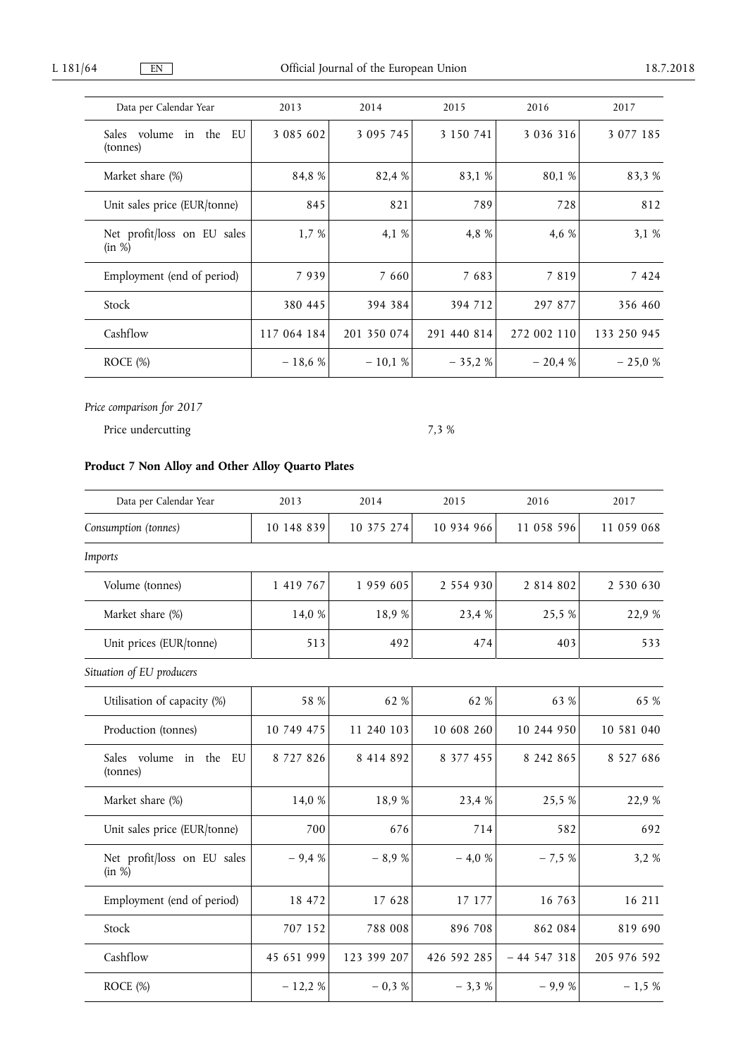| Data per Calendar Year | 2013 | 2014 | 2015 | 2016 | 2017 |
|---|---|---|---|---|---|
| Sales volume in the EU (tonnes) | 3 085 602 | 3 095 745 | 3 150 741 | 3 036 316 | 3 077 185 |
| Market share (%) | 84,8 % | 82,4 % | 83,1 % | 80,1 % | 83,3 % |
| Unit sales price (EUR/tonne) | 845 | 821 | 789 | 728 | 812 |
| Net profit/loss on EU sales (in %) | 1,7 % | 4,1 % | 4,8 % | 4,6 % | 3,1 % |
| Employment (end of period) | 7 939 | 7 660 | 7 683 | 7 819 | 7 424 |
| Stock | 380 445 | 394 384 | 394 712 | 297 877 | 356 460 |
| Cashflow | 117 064 184 | 201 350 074 | 291 440 814 | 272 002 110 | 133 250 945 |
| ROCE (%) | − 18,6 % | − 10,1 % | − 35,2 % | − 20,4 % | − 25,0 % |

*Price comparison for 2017*

Price undercutting 7,3 %

### Product 7 Non Alloy and Other Alloy Quarto Plates

| Data per Calendar Year | 2013 | 2014 | 2015 | 2016 | 2017 |
|---|---|---|---|---|---|
| *Consumption (tonnes)* | 10 148 839 | 10 375 274 | 10 934 966 | 11 058 596 | 11 059 068 |
| *Imports* | | | | | |
| Volume (tonnes) | 1 419 767 | 1 959 605 | 2 554 930 | 2 814 802 | 2 530 630 |
| Market share (%) | 14,0 % | 18,9 % | 23,4 % | 25,5 % | 22,9 % |
| Unit prices (EUR/tonne) | 513 | 492 | 474 | 403 | 533 |
| *Situation of EU producers* | | | | | |
| Utilisation of capacity (%) | 58 % | 62 % | 62 % | 63 % | 65 % |
| Production (tonnes) | 10 749 475 | 11 240 103 | 10 608 260 | 10 244 950 | 10 581 040 |
| Sales volume in the EU (tonnes) | 8 727 826 | 8 414 892 | 8 377 455 | 8 242 865 | 8 527 686 |
| Market share (%) | 14,0 % | 18,9 % | 23,4 % | 25,5 % | 22,9 % |
| Unit sales price (EUR/tonne) | 700 | 676 | 714 | 582 | 692 |
| Net profit/loss on EU sales (in %) | − 9,4 % | − 8,9 % | − 4,0 % | − 7,5 % | 3,2 % |
| Employment (end of period) | 18 472 | 17 628 | 17 177 | 16 763 | 16 211 |
| Stock | 707 152 | 788 008 | 896 708 | 862 084 | 819 690 |
| Cashflow | 45 651 999 | 123 399 207 | 426 592 285 | − 44 547 318 | 205 976 592 |
| ROCE (%) | − 12,2 % | − 0,3 % | − 3,3 % | − 9,9 % | − 1,5 % |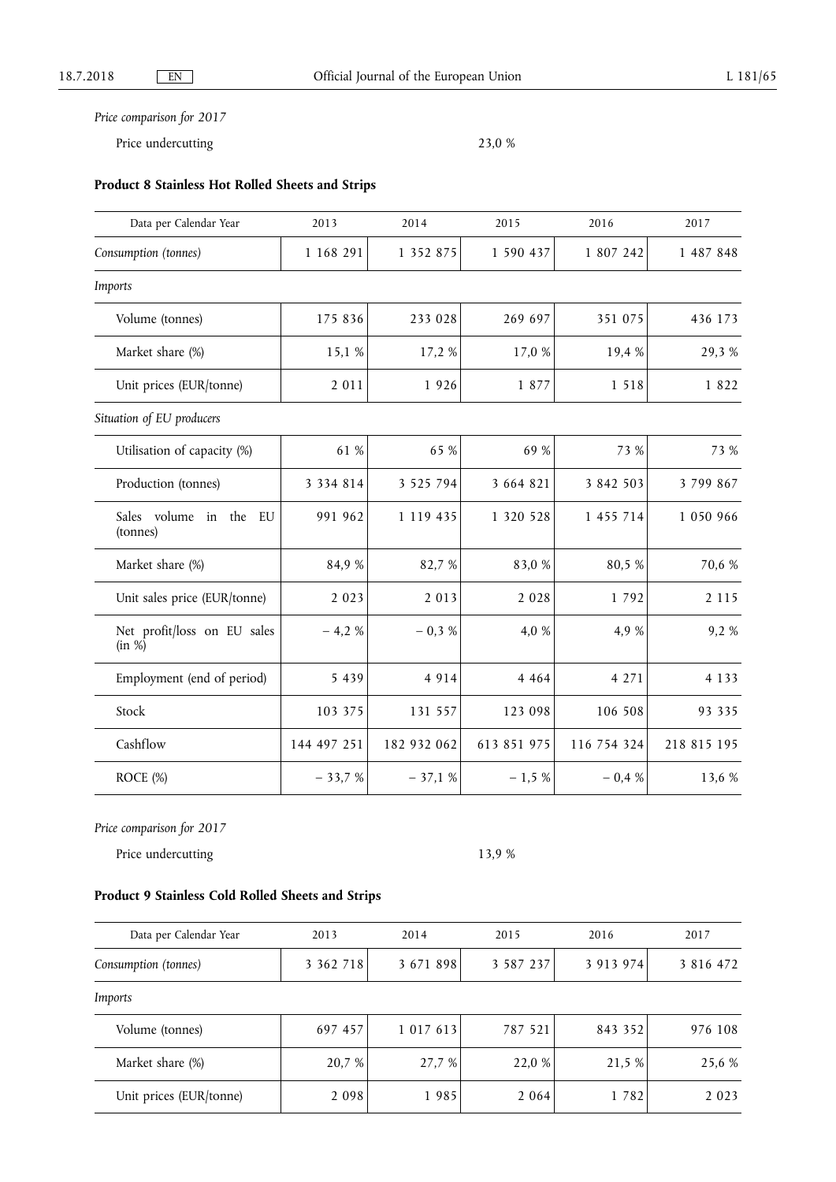*Price comparison for 2017*

Price undercutting 23,0 %

**Product 8 Stainless Hot Rolled Sheets and Strips**

| Data per Calendar Year | 2013 | 2014 | 2015 | 2016 | 2017 |
|---|---|---|---|---|---|
| *Consumption (tonnes)* | 1 168 291 | 1 352 875 | 1 590 437 | 1 807 242 | 1 487 848 |
| *Imports* | | | | | |
| Volume (tonnes) | 175 836 | 233 028 | 269 697 | 351 075 | 436 173 |
| Market share (%) | 15,1 % | 17,2 % | 17,0 % | 19,4 % | 29,3 % |
| Unit prices (EUR/tonne) | 2 011 | 1 926 | 1 877 | 1 518 | 1 822 |
| *Situation of EU producers* | | | | | |
| Utilisation of capacity (%) | 61 % | 65 % | 69 % | 73 % | 73 % |
| Production (tonnes) | 3 334 814 | 3 525 794 | 3 664 821 | 3 842 503 | 3 799 867 |
| Sales volume in the EU (tonnes) | 991 962 | 1 119 435 | 1 320 528 | 1 455 714 | 1 050 966 |
| Market share (%) | 84,9 % | 82,7 % | 83,0 % | 80,5 % | 70,6 % |
| Unit sales price (EUR/tonne) | 2 023 | 2 013 | 2 028 | 1 792 | 2 115 |
| Net profit/loss on EU sales (in %) | − 4,2 % | − 0,3 % | 4,0 % | 4,9 % | 9,2 % |
| Employment (end of period) | 5 439 | 4 914 | 4 464 | 4 271 | 4 133 |
| Stock | 103 375 | 131 557 | 123 098 | 106 508 | 93 335 |
| Cashflow | 144 497 251 | 182 932 062 | 613 851 975 | 116 754 324 | 218 815 195 |
| ROCE (%) | − 33,7 % | − 37,1 % | − 1,5 % | − 0,4 % | 13,6 % |

*Price comparison for 2017*

Price undercutting 13,9 %

**Product 9 Stainless Cold Rolled Sheets and Strips**

| Data per Calendar Year | 2013 | 2014 | 2015 | 2016 | 2017 |
|---|---|---|---|---|---|
| *Consumption (tonnes)* | 3 362 718 | 3 671 898 | 3 587 237 | 3 913 974 | 3 816 472 |
| *Imports* | | | | | |
| Volume (tonnes) | 697 457 | 1 017 613 | 787 521 | 843 352 | 976 108 |
| Market share (%) | 20,7 % | 27,7 % | 22,0 % | 21,5 % | 25,6 % |
| Unit prices (EUR/tonne) | 2 098 | 1 985 | 2 064 | 1 782 | 2 023 |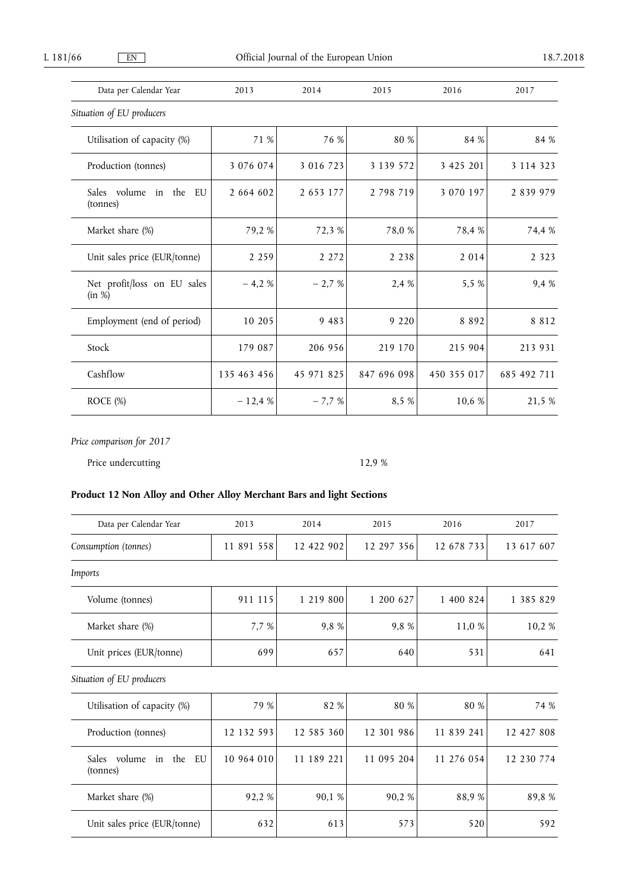| Data per Calendar Year | 2013 | 2014 | 2015 | 2016 | 2017 |
|---|---|---|---|---|---|
| *Situation of EU producers* | | | | | |
| Utilisation of capacity (%) | 71 % | 76 % | 80 % | 84 % | 84 % |
| Production (tonnes) | 3 076 074 | 3 016 723 | 3 139 572 | 3 425 201 | 3 114 323 |
| Sales volume in the EU (tonnes) | 2 664 602 | 2 653 177 | 2 798 719 | 3 070 197 | 2 839 979 |
| Market share (%) | 79,2 % | 72,3 % | 78,0 % | 78,4 % | 74,4 % |
| Unit sales price (EUR/tonne) | 2 259 | 2 272 | 2 238 | 2 014 | 2 323 |
| Net profit/loss on EU sales (in %) | − 4,2 % | − 2,7 % | 2,4 % | 5,5 % | 9,4 % |
| Employment (end of period) | 10 205 | 9 483 | 9 220 | 8 892 | 8 812 |
| Stock | 179 087 | 206 956 | 219 170 | 215 904 | 213 931 |
| Cashflow | 135 463 456 | 45 971 825 | 847 696 098 | 450 355 017 | 685 492 711 |
| ROCE (%) | − 12,4 % | − 7,7 % | 8,5 % | 10,6 % | 21,5 % |

*Price comparison for 2017*

| | |
|---|---|
| Price undercutting | 12,9 % |

**Product 12 Non Alloy and Other Alloy Merchant Bars and light Sections**

| Data per Calendar Year | 2013 | 2014 | 2015 | 2016 | 2017 |
|---|---|---|---|---|---|
| *Consumption (tonnes)* | 11 891 558 | 12 422 902 | 12 297 356 | 12 678 733 | 13 617 607 |
| *Imports* | | | | | |
| Volume (tonnes) | 911 115 | 1 219 800 | 1 200 627 | 1 400 824 | 1 385 829 |
| Market share (%) | 7,7 % | 9,8 % | 9,8 % | 11,0 % | 10,2 % |
| Unit prices (EUR/tonne) | 699 | 657 | 640 | 531 | 641 |
| *Situation of EU producers* | | | | | |
| Utilisation of capacity (%) | 79 % | 82 % | 80 % | 80 % | 74 % |
| Production (tonnes) | 12 132 593 | 12 585 360 | 12 301 986 | 11 839 241 | 12 427 808 |
| Sales volume in the EU (tonnes) | 10 964 010 | 11 189 221 | 11 095 204 | 11 276 054 | 12 230 774 |
| Market share (%) | 92,2 % | 90,1 % | 90,2 % | 88,9 % | 89,8 % |
| Unit sales price (EUR/tonne) | 632 | 613 | 573 | 520 | 592 |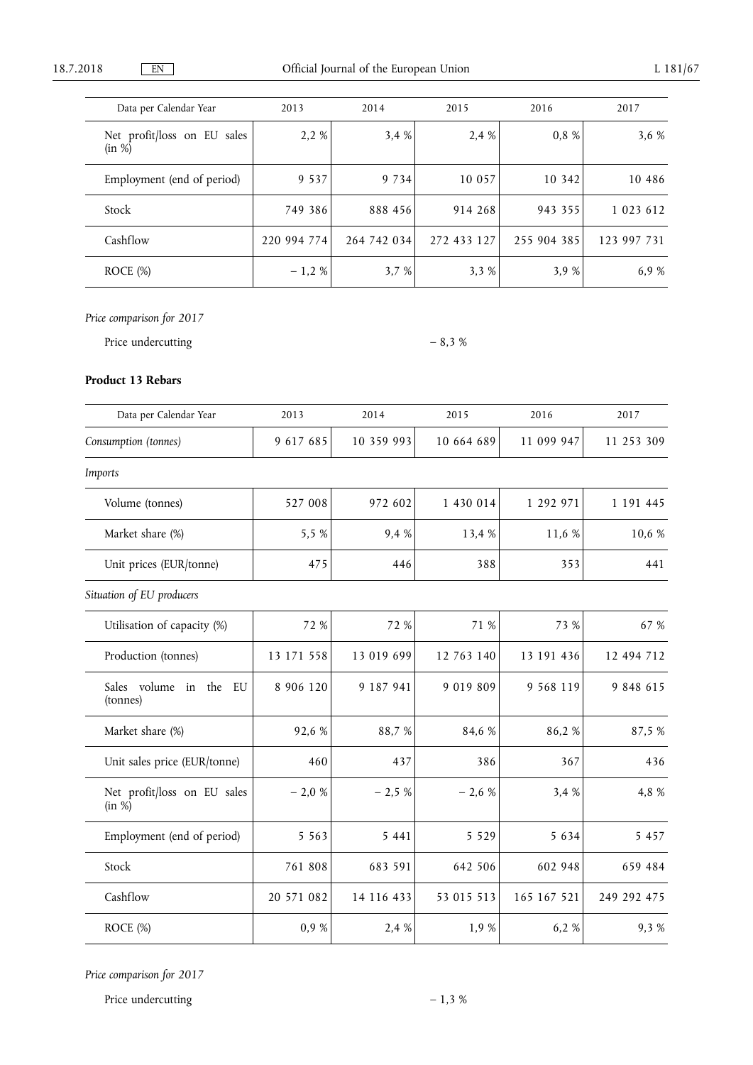| Data per Calendar Year | 2013 | 2014 | 2015 | 2016 | 2017 |
|---|---|---|---|---|---|
| Net profit/loss on EU sales (in %) | 2,2 % | 3,4 % | 2,4 % | 0,8 % | 3,6 % |
| Employment (end of period) | 9 537 | 9 734 | 10 057 | 10 342 | 10 486 |
| Stock | 749 386 | 888 456 | 914 268 | 943 355 | 1 023 612 |
| Cashflow | 220 994 774 | 264 742 034 | 272 433 127 | 255 904 385 | 123 997 731 |
| ROCE (%) | − 1,2 % | 3,7 % | 3,3 % | 3,9 % | 6,9 % |

*Price comparison for 2017*

Price undercutting − 8,3 %

**Product 13 Rebars**

| Data per Calendar Year | 2013 | 2014 | 2015 | 2016 | 2017 |
|---|---|---|---|---|---|
| *Consumption (tonnes)* | 9 617 685 | 10 359 993 | 10 664 689 | 11 099 947 | 11 253 309 |
| *Imports* | | | | | |
| Volume (tonnes) | 527 008 | 972 602 | 1 430 014 | 1 292 971 | 1 191 445 |
| Market share (%) | 5,5 % | 9,4 % | 13,4 % | 11,6 % | 10,6 % |
| Unit prices (EUR/tonne) | 475 | 446 | 388 | 353 | 441 |
| *Situation of EU producers* | | | | | |
| Utilisation of capacity (%) | 72 % | 72 % | 71 % | 73 % | 67 % |
| Production (tonnes) | 13 171 558 | 13 019 699 | 12 763 140 | 13 191 436 | 12 494 712 |
| Sales volume in the EU (tonnes) | 8 906 120 | 9 187 941 | 9 019 809 | 9 568 119 | 9 848 615 |
| Market share (%) | 92,6 % | 88,7 % | 84,6 % | 86,2 % | 87,5 % |
| Unit sales price (EUR/tonne) | 460 | 437 | 386 | 367 | 436 |
| Net profit/loss on EU sales (in %) | − 2,0 % | − 2,5 % | − 2,6 % | 3,4 % | 4,8 % |
| Employment (end of period) | 5 563 | 5 441 | 5 529 | 5 634 | 5 457 |
| Stock | 761 808 | 683 591 | 642 506 | 602 948 | 659 484 |
| Cashflow | 20 571 082 | 14 116 433 | 53 015 513 | 165 167 521 | 249 292 475 |
| ROCE (%) | 0,9 % | 2,4 % | 1,9 % | 6,2 % | 9,3 % |

*Price comparison for 2017*

Price undercutting − 1,3 %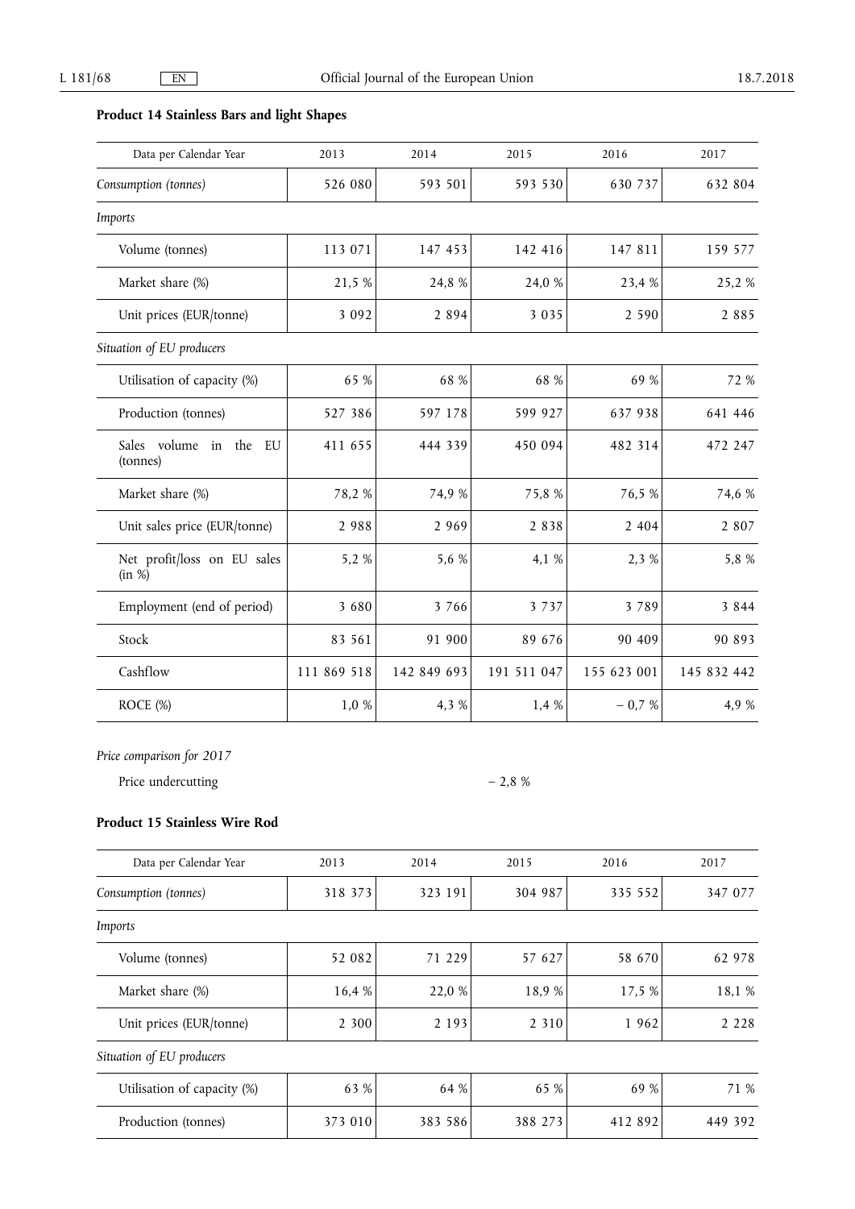**Product 14 Stainless Bars and light Shapes**

| Data per Calendar Year | 2013 | 2014 | 2015 | 2016 | 2017 |
|---|---|---|---|---|---|
| *Consumption (tonnes)* | 526 080 | 593 501 | 593 530 | 630 737 | 632 804 |
| *Imports* | | | | | |
| Volume (tonnes) | 113 071 | 147 453 | 142 416 | 147 811 | 159 577 |
| Market share (%) | 21,5 % | 24,8 % | 24,0 % | 23,4 % | 25,2 % |
| Unit prices (EUR/tonne) | 3 092 | 2 894 | 3 035 | 2 590 | 2 885 |
| *Situation of EU producers* | | | | | |
| Utilisation of capacity (%) | 65 % | 68 % | 68 % | 69 % | 72 % |
| Production (tonnes) | 527 386 | 597 178 | 599 927 | 637 938 | 641 446 |
| Sales volume in the EU (tonnes) | 411 655 | 444 339 | 450 094 | 482 314 | 472 247 |
| Market share (%) | 78,2 % | 74,9 % | 75,8 % | 76,5 % | 74,6 % |
| Unit sales price (EUR/tonne) | 2 988 | 2 969 | 2 838 | 2 404 | 2 807 |
| Net profit/loss on EU sales (in %) | 5,2 % | 5,6 % | 4,1 % | 2,3 % | 5,8 % |
| Employment (end of period) | 3 680 | 3 766 | 3 737 | 3 789 | 3 844 |
| Stock | 83 561 | 91 900 | 89 676 | 90 409 | 90 893 |
| Cashflow | 111 869 518 | 142 849 693 | 191 511 047 | 155 623 001 | 145 832 442 |
| ROCE (%) | 1,0 % | 4,3 % | 1,4 % | − 0,7 % | 4,9 % |

*Price comparison for 2017*

Price undercutting − 2,8 %

**Product 15 Stainless Wire Rod**

| Data per Calendar Year | 2013 | 2014 | 2015 | 2016 | 2017 |
|---|---|---|---|---|---|
| *Consumption (tonnes)* | 318 373 | 323 191 | 304 987 | 335 552 | 347 077 |
| *Imports* | | | | | |
| Volume (tonnes) | 52 082 | 71 229 | 57 627 | 58 670 | 62 978 |
| Market share (%) | 16,4 % | 22,0 % | 18,9 % | 17,5 % | 18,1 % |
| Unit prices (EUR/tonne) | 2 300 | 2 193 | 2 310 | 1 962 | 2 228 |
| *Situation of EU producers* | | | | | |
| Utilisation of capacity (%) | 63 % | 64 % | 65 % | 69 % | 71 % |
| Production (tonnes) | 373 010 | 383 586 | 388 273 | 412 892 | 449 392 |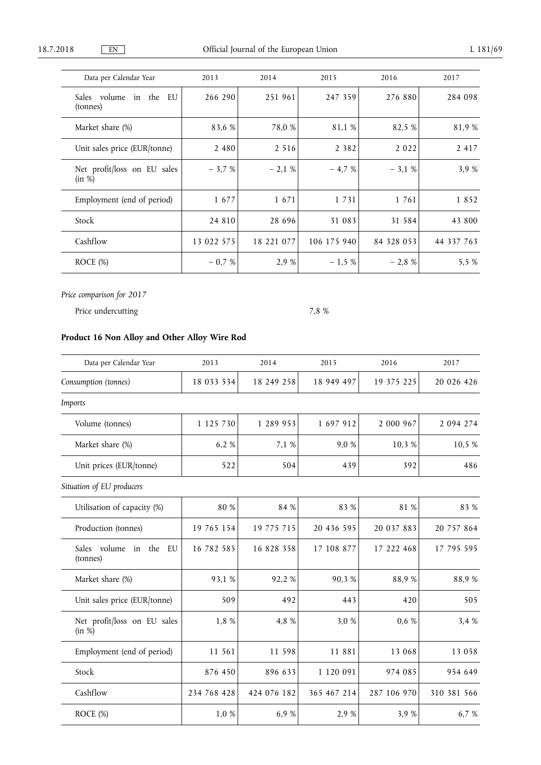| Data per Calendar Year | 2013 | 2014 | 2015 | 2016 | 2017 |
|---|---|---|---|---|---|
| Sales volume in the EU (tonnes) | 266 290 | 251 961 | 247 359 | 276 880 | 284 098 |
| Market share (%) | 83,6 % | 78,0 % | 81,1 % | 82,5 % | 81,9 % |
| Unit sales price (EUR/tonne) | 2 480 | 2 516 | 2 382 | 2 022 | 2 417 |
| Net profit/loss on EU sales (in %) | – 3,7 % | – 2,1 % | – 4,7 % | – 3,1 % | 3,9 % |
| Employment (end of period) | 1 677 | 1 671 | 1 731 | 1 761 | 1 852 |
| Stock | 24 810 | 28 696 | 31 083 | 31 584 | 43 800 |
| Cashflow | 13 022 575 | 18 221 077 | 106 175 940 | 84 328 053 | 44 337 763 |
| ROCE (%) | – 0,7 % | 2,9 % | – 1,5 % | – 2,8 % | 5,5 % |

*Price comparison for 2017*

| | |
|---|---|
| Price undercutting | 7,8 % |

**Product 16 Non Alloy and Other Alloy Wire Rod**

| Data per Calendar Year | 2013 | 2014 | 2015 | 2016 | 2017 |
|---|---|---|---|---|---|
| *Consumption (tonnes)* | 18 033 534 | 18 249 258 | 18 949 497 | 19 375 225 | 20 026 426 |
| *Imports* | | | | | |
| Volume (tonnes) | 1 125 730 | 1 289 953 | 1 697 912 | 2 000 967 | 2 094 274 |
| Market share (%) | 6,2 % | 7,1 % | 9,0 % | 10,3 % | 10,5 % |
| Unit prices (EUR/tonne) | 522 | 504 | 439 | 392 | 486 |
| *Situation of EU producers* | | | | | |
| Utilisation of capacity (%) | 80 % | 84 % | 83 % | 81 % | 83 % |
| Production (tonnes) | 19 765 154 | 19 775 715 | 20 436 595 | 20 037 883 | 20 757 864 |
| Sales volume in the EU (tonnes) | 16 782 585 | 16 828 358 | 17 108 877 | 17 222 468 | 17 795 595 |
| Market share (%) | 93,1 % | 92,2 % | 90,3 % | 88,9 % | 88,9 % |
| Unit sales price (EUR/tonne) | 509 | 492 | 443 | 420 | 505 |
| Net profit/loss on EU sales (in %) | 1,8 % | 4,8 % | 3,0 % | 0,6 % | 3,4 % |
| Employment (end of period) | 11 561 | 11 598 | 11 881 | 13 068 | 13 058 |
| Stock | 876 450 | 896 633 | 1 120 091 | 974 085 | 954 649 |
| Cashflow | 234 768 428 | 424 076 182 | 365 467 214 | 287 106 970 | 310 381 566 |
| ROCE (%) | 1,0 % | 6,9 % | 2,9 % | 3,9 % | 6,7 % |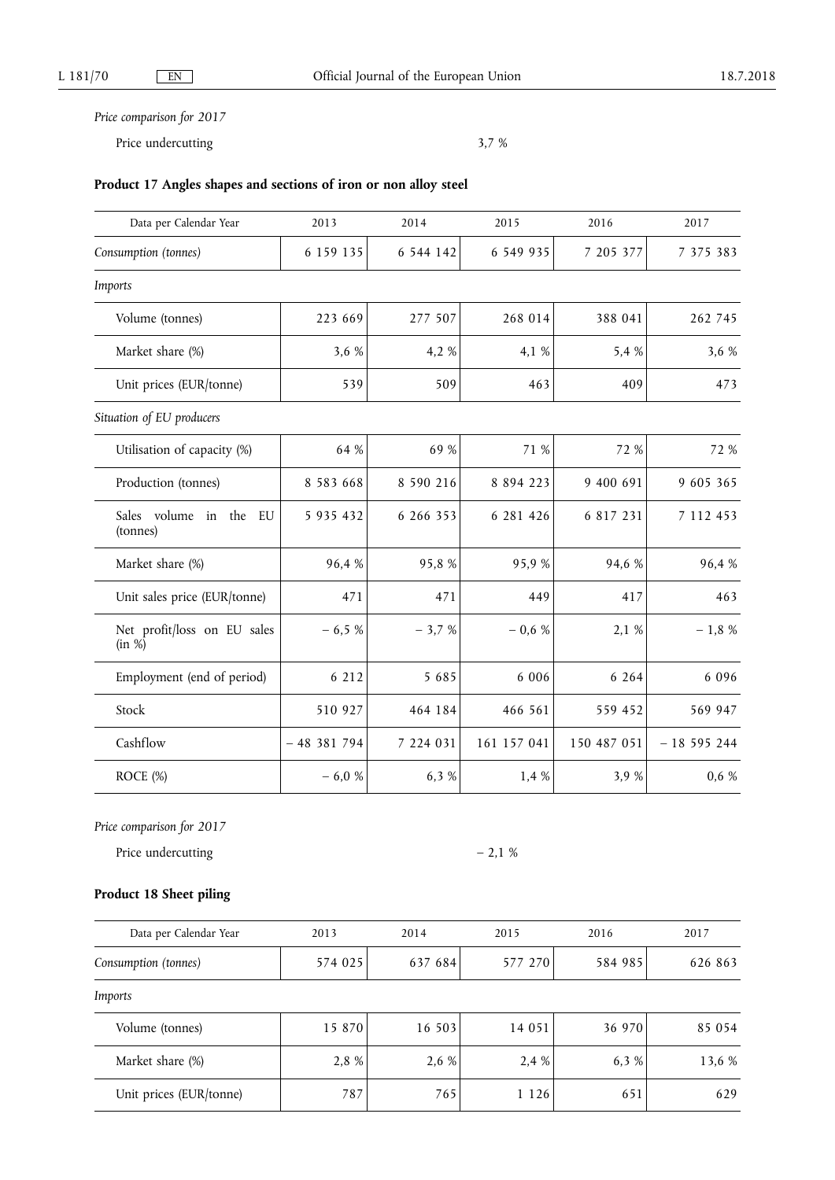*Price comparison for 2017*

Price undercutting 3,7 %

**Product 17 Angles shapes and sections of iron or non alloy steel**

| Data per Calendar Year | 2013 | 2014 | 2015 | 2016 | 2017 |
|---|---|---|---|---|---|
| *Consumption (tonnes)* | 6 159 135 | 6 544 142 | 6 549 935 | 7 205 377 | 7 375 383 |
| *Imports* | | | | | |
| Volume (tonnes) | 223 669 | 277 507 | 268 014 | 388 041 | 262 745 |
| Market share (%) | 3,6 % | 4,2 % | 4,1 % | 5,4 % | 3,6 % |
| Unit prices (EUR/tonne) | 539 | 509 | 463 | 409 | 473 |
| *Situation of EU producers* | | | | | |
| Utilisation of capacity (%) | 64 % | 69 % | 71 % | 72 % | 72 % |
| Production (tonnes) | 8 583 668 | 8 590 216 | 8 894 223 | 9 400 691 | 9 605 365 |
| Sales volume in the EU (tonnes) | 5 935 432 | 6 266 353 | 6 281 426 | 6 817 231 | 7 112 453 |
| Market share (%) | 96,4 % | 95,8 % | 95,9 % | 94,6 % | 96,4 % |
| Unit sales price (EUR/tonne) | 471 | 471 | 449 | 417 | 463 |
| Net profit/loss on EU sales (in %) | − 6,5 % | − 3,7 % | − 0,6 % | 2,1 % | − 1,8 % |
| Employment (end of period) | 6 212 | 5 685 | 6 006 | 6 264 | 6 096 |
| Stock | 510 927 | 464 184 | 466 561 | 559 452 | 569 947 |
| Cashflow | − 48 381 794 | 7 224 031 | 161 157 041 | 150 487 051 | − 18 595 244 |
| ROCE (%) | − 6,0 % | 6,3 % | 1,4 % | 3,9 % | 0,6 % |

*Price comparison for 2017*

Price undercutting − 2,1 %

**Product 18 Sheet piling**

| Data per Calendar Year | 2013 | 2014 | 2015 | 2016 | 2017 |
|---|---|---|---|---|---|
| *Consumption (tonnes)* | 574 025 | 637 684 | 577 270 | 584 985 | 626 863 |
| *Imports* | | | | | |
| Volume (tonnes) | 15 870 | 16 503 | 14 051 | 36 970 | 85 054 |
| Market share (%) | 2,8 % | 2,6 % | 2,4 % | 6,3 % | 13,6 % |
| Unit prices (EUR/tonne) | 787 | 765 | 1 126 | 651 | 629 |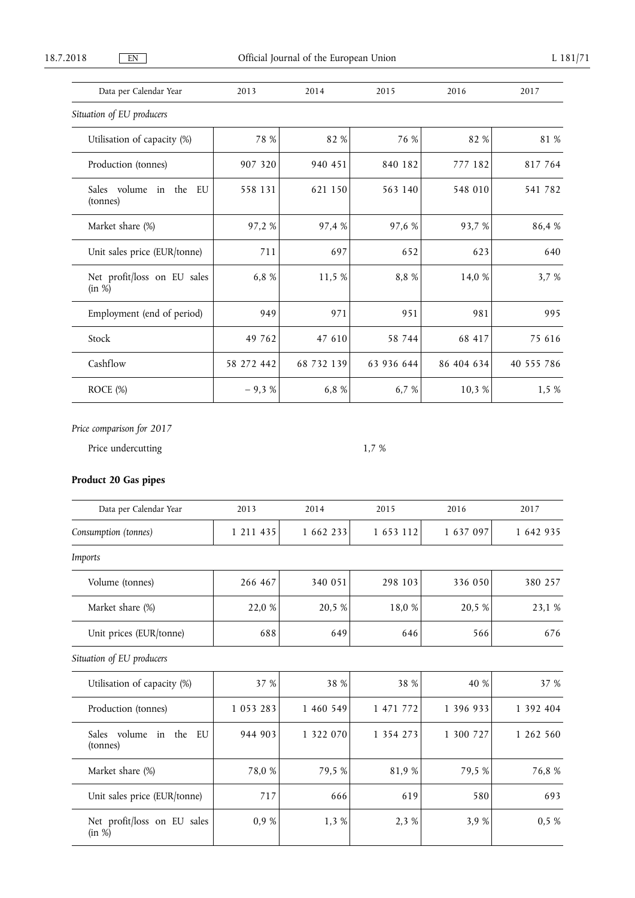| Data per Calendar Year | 2013 | 2014 | 2015 | 2016 | 2017 |
|---|---|---|---|---|---|
| *Situation of EU producers* | | | | | |
| Utilisation of capacity (%) | 78 % | 82 % | 76 % | 82 % | 81 % |
| Production (tonnes) | 907 320 | 940 451 | 840 182 | 777 182 | 817 764 |
| Sales volume in the EU (tonnes) | 558 131 | 621 150 | 563 140 | 548 010 | 541 782 |
| Market share (%) | 97,2 % | 97,4 % | 97,6 % | 93,7 % | 86,4 % |
| Unit sales price (EUR/tonne) | 711 | 697 | 652 | 623 | 640 |
| Net profit/loss on EU sales (in %) | 6,8 % | 11,5 % | 8,8 % | 14,0 % | 3,7 % |
| Employment (end of period) | 949 | 971 | 951 | 981 | 995 |
| Stock | 49 762 | 47 610 | 58 744 | 68 417 | 75 616 |
| Cashflow | 58 272 442 | 68 732 139 | 63 936 644 | 86 404 634 | 40 555 786 |
| ROCE (%) | − 9,3 % | 6,8 % | 6,7 % | 10,3 % | 1,5 % |

*Price comparison for 2017*

Price undercutting 1,7 %

**Product 20 Gas pipes**

| Data per Calendar Year | 2013 | 2014 | 2015 | 2016 | 2017 |
|---|---|---|---|---|---|
| *Consumption (tonnes)* | 1 211 435 | 1 662 233 | 1 653 112 | 1 637 097 | 1 642 935 |
| *Imports* | | | | | |
| Volume (tonnes) | 266 467 | 340 051 | 298 103 | 336 050 | 380 257 |
| Market share (%) | 22,0 % | 20,5 % | 18,0 % | 20,5 % | 23,1 % |
| Unit prices (EUR/tonne) | 688 | 649 | 646 | 566 | 676 |
| *Situation of EU producers* | | | | | |
| Utilisation of capacity (%) | 37 % | 38 % | 38 % | 40 % | 37 % |
| Production (tonnes) | 1 053 283 | 1 460 549 | 1 471 772 | 1 396 933 | 1 392 404 |
| Sales volume in the EU (tonnes) | 944 903 | 1 322 070 | 1 354 273 | 1 300 727 | 1 262 560 |
| Market share (%) | 78,0 % | 79,5 % | 81,9 % | 79,5 % | 76,8 % |
| Unit sales price (EUR/tonne) | 717 | 666 | 619 | 580 | 693 |
| Net profit/loss on EU sales (in %) | 0,9 % | 1,3 % | 2,3 % | 3,9 % | 0,5 % |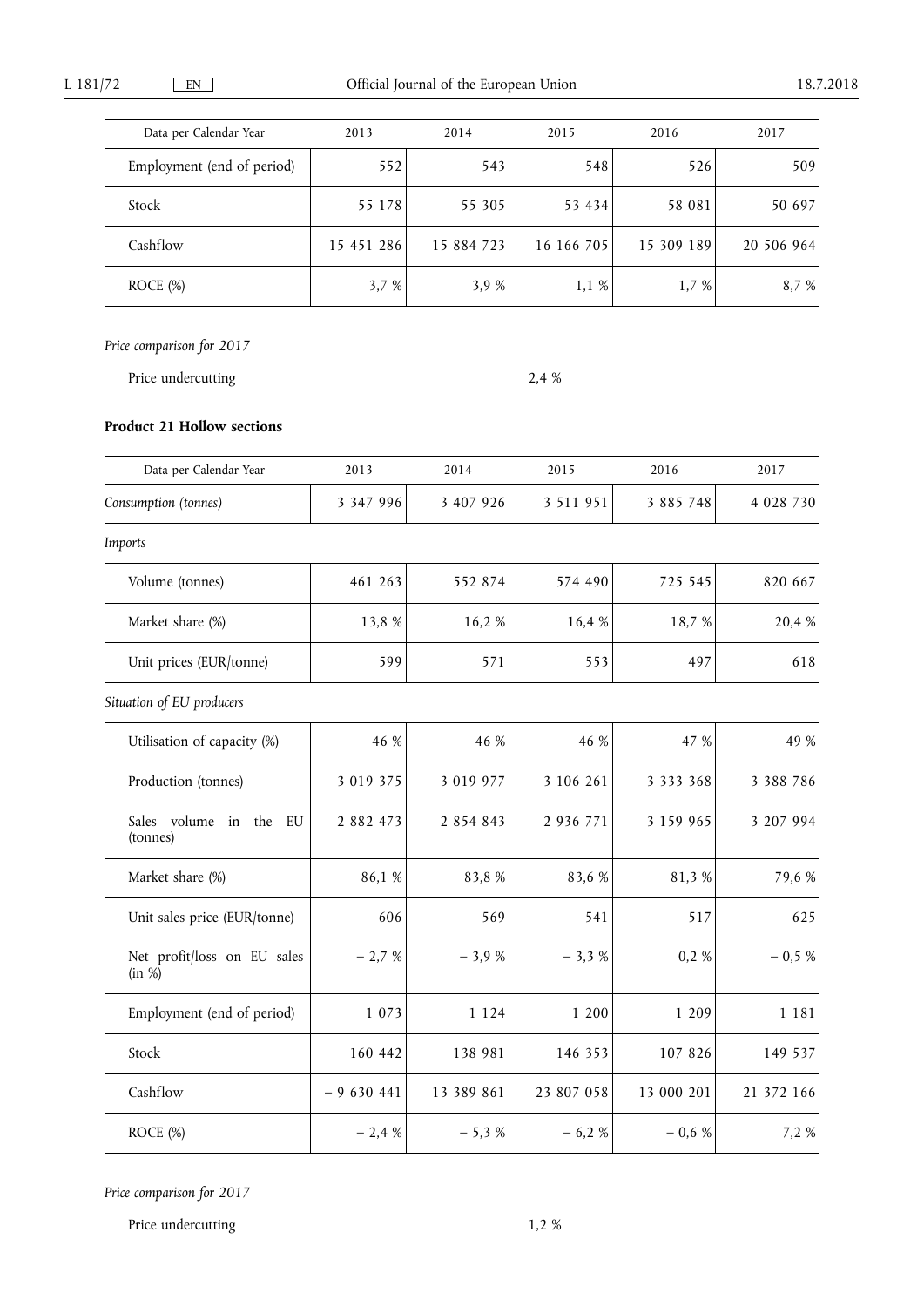| Data per Calendar Year | 2013 | 2014 | 2015 | 2016 | 2017 |
|---|---|---|---|---|---|
| Employment (end of period) | 552 | 543 | 548 | 526 | 509 |
| Stock | 55 178 | 55 305 | 53 434 | 58 081 | 50 697 |
| Cashflow | 15 451 286 | 15 884 723 | 16 166 705 | 15 309 189 | 20 506 964 |
| ROCE (%) | 3,7 % | 3,9 % | 1,1 % | 1,7 % | 8,7 % |

*Price comparison for 2017*

Price undercutting 2,4 %

**Product 21 Hollow sections**

| Data per Calendar Year | 2013 | 2014 | 2015 | 2016 | 2017 |
|---|---|---|---|---|---|
| *Consumption (tonnes)* | 3 347 996 | 3 407 926 | 3 511 951 | 3 885 748 | 4 028 730 |
| *Imports* | | | | | |
| Volume (tonnes) | 461 263 | 552 874 | 574 490 | 725 545 | 820 667 |
| Market share (%) | 13,8 % | 16,2 % | 16,4 % | 18,7 % | 20,4 % |
| Unit prices (EUR/tonne) | 599 | 571 | 553 | 497 | 618 |
| *Situation of EU producers* | | | | | |
| Utilisation of capacity (%) | 46 % | 46 % | 46 % | 47 % | 49 % |
| Production (tonnes) | 3 019 375 | 3 019 977 | 3 106 261 | 3 333 368 | 3 388 786 |
| Sales volume in the EU (tonnes) | 2 882 473 | 2 854 843 | 2 936 771 | 3 159 965 | 3 207 994 |
| Market share (%) | 86,1 % | 83,8 % | 83,6 % | 81,3 % | 79,6 % |
| Unit sales price (EUR/tonne) | 606 | 569 | 541 | 517 | 625 |
| Net profit/loss on EU sales (in %) | − 2,7 % | − 3,9 % | − 3,3 % | 0,2 % | − 0,5 % |
| Employment (end of period) | 1 073 | 1 124 | 1 200 | 1 209 | 1 181 |
| Stock | 160 442 | 138 981 | 146 353 | 107 826 | 149 537 |
| Cashflow | − 9 630 441 | 13 389 861 | 23 807 058 | 13 000 201 | 21 372 166 |
| ROCE (%) | − 2,4 % | − 5,3 % | − 6,2 % | − 0,6 % | 7,2 % |

*Price comparison for 2017*

Price undercutting 1,2 %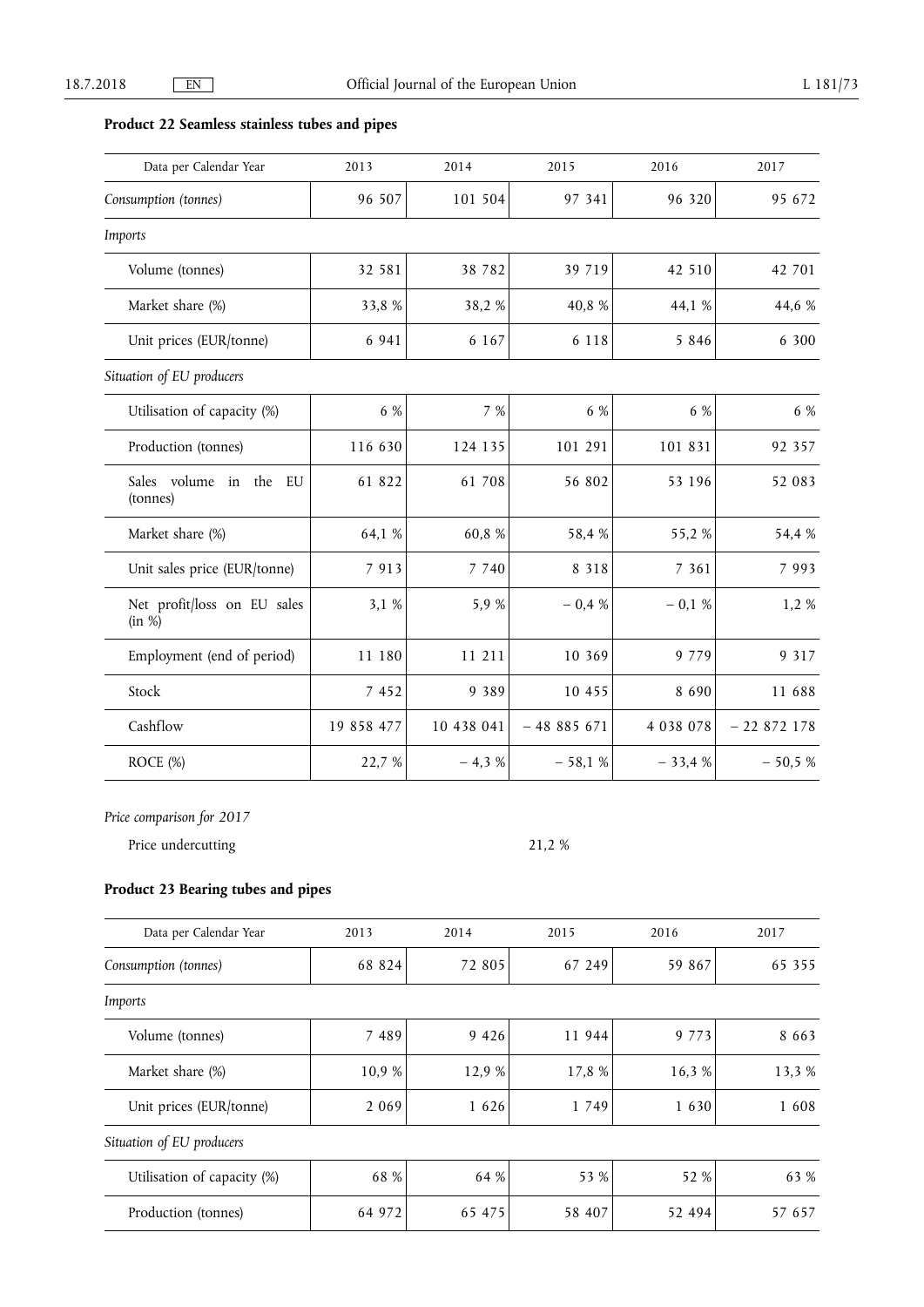**Product 22 Seamless stainless tubes and pipes**

| Data per Calendar Year | 2013 | 2014 | 2015 | 2016 | 2017 |
|---|---|---|---|---|---|
| *Consumption (tonnes)* | 96 507 | 101 504 | 97 341 | 96 320 | 95 672 |
| *Imports* | | | | | |
| Volume (tonnes) | 32 581 | 38 782 | 39 719 | 42 510 | 42 701 |
| Market share (%) | 33,8 % | 38,2 % | 40,8 % | 44,1 % | 44,6 % |
| Unit prices (EUR/tonne) | 6 941 | 6 167 | 6 118 | 5 846 | 6 300 |
| *Situation of EU producers* | | | | | |
| Utilisation of capacity (%) | 6 % | 7 % | 6 % | 6 % | 6 % |
| Production (tonnes) | 116 630 | 124 135 | 101 291 | 101 831 | 92 357 |
| Sales volume in the EU (tonnes) | 61 822 | 61 708 | 56 802 | 53 196 | 52 083 |
| Market share (%) | 64,1 % | 60,8 % | 58,4 % | 55,2 % | 54,4 % |
| Unit sales price (EUR/tonne) | 7 913 | 7 740 | 8 318 | 7 361 | 7 993 |
| Net profit/loss on EU sales (in %) | 3,1 % | 5,9 % | − 0,4 % | − 0,1 % | 1,2 % |
| Employment (end of period) | 11 180 | 11 211 | 10 369 | 9 779 | 9 317 |
| Stock | 7 452 | 9 389 | 10 455 | 8 690 | 11 688 |
| Cashflow | 19 858 477 | 10 438 041 | − 48 885 671 | 4 038 078 | − 22 872 178 |
| ROCE (%) | 22,7 % | − 4,3 % | − 58,1 % | − 33,4 % | − 50,5 % |

*Price comparison for 2017*

| | |
|---|---|
| Price undercutting | 21,2 % |

**Product 23 Bearing tubes and pipes**

| Data per Calendar Year | 2013 | 2014 | 2015 | 2016 | 2017 |
|---|---|---|---|---|---|
| *Consumption (tonnes)* | 68 824 | 72 805 | 67 249 | 59 867 | 65 355 |
| *Imports* | | | | | |
| Volume (tonnes) | 7 489 | 9 426 | 11 944 | 9 773 | 8 663 |
| Market share (%) | 10,9 % | 12,9 % | 17,8 % | 16,3 % | 13,3 % |
| Unit prices (EUR/tonne) | 2 069 | 1 626 | 1 749 | 1 630 | 1 608 |
| *Situation of EU producers* | | | | | |
| Utilisation of capacity (%) | 68 % | 64 % | 53 % | 52 % | 63 % |
| Production (tonnes) | 64 972 | 65 475 | 58 407 | 52 494 | 57 657 |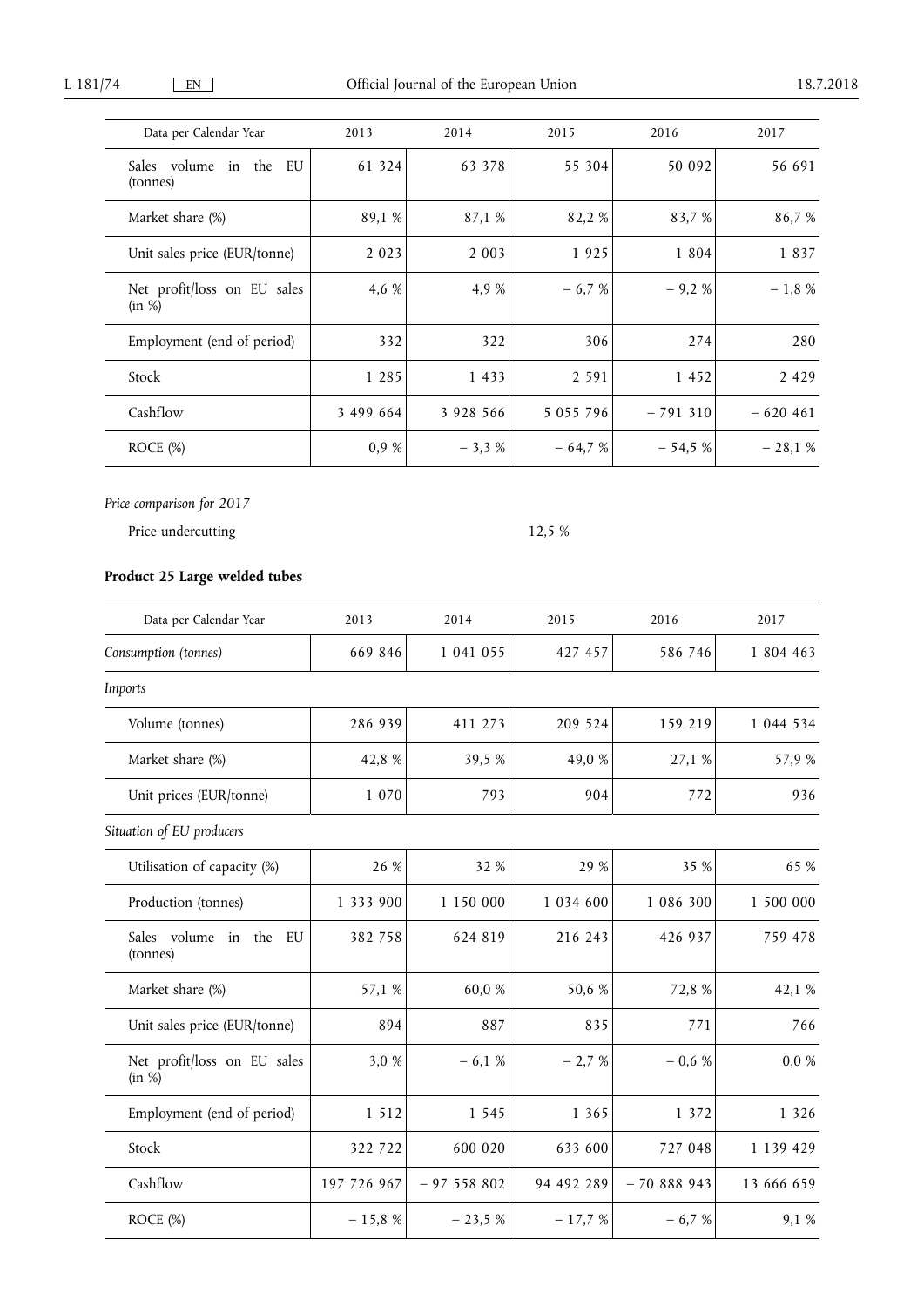| Data per Calendar Year | 2013 | 2014 | 2015 | 2016 | 2017 |
|---|---|---|---|---|---|
| Sales volume in the EU (tonnes) | 61 324 | 63 378 | 55 304 | 50 092 | 56 691 |
| Market share (%) | 89,1 % | 87,1 % | 82,2 % | 83,7 % | 86,7 % |
| Unit sales price (EUR/tonne) | 2 023 | 2 003 | 1 925 | 1 804 | 1 837 |
| Net profit/loss on EU sales (in %) | 4,6 % | 4,9 % | – 6,7 % | – 9,2 % | – 1,8 % |
| Employment (end of period) | 332 | 322 | 306 | 274 | 280 |
| Stock | 1 285 | 1 433 | 2 591 | 1 452 | 2 429 |
| Cashflow | 3 499 664 | 3 928 566 | 5 055 796 | – 791 310 | – 620 461 |
| ROCE (%) | 0,9 % | – 3,3 % | – 64,7 % | – 54,5 % | – 28,1 % |

*Price comparison for 2017*

| | |
|---|---|
| Price undercutting | 12,5 % |

**Product 25 Large welded tubes**

| Data per Calendar Year | 2013 | 2014 | 2015 | 2016 | 2017 |
|---|---|---|---|---|---|
| *Consumption (tonnes)* | 669 846 | 1 041 055 | 427 457 | 586 746 | 1 804 463 |
| *Imports* | | | | | |
| Volume (tonnes) | 286 939 | 411 273 | 209 524 | 159 219 | 1 044 534 |
| Market share (%) | 42,8 % | 39,5 % | 49,0 % | 27,1 % | 57,9 % |
| Unit prices (EUR/tonne) | 1 070 | 793 | 904 | 772 | 936 |
| *Situation of EU producers* | | | | | |
| Utilisation of capacity (%) | 26 % | 32 % | 29 % | 35 % | 65 % |
| Production (tonnes) | 1 333 900 | 1 150 000 | 1 034 600 | 1 086 300 | 1 500 000 |
| Sales volume in the EU (tonnes) | 382 758 | 624 819 | 216 243 | 426 937 | 759 478 |
| Market share (%) | 57,1 % | 60,0 % | 50,6 % | 72,8 % | 42,1 % |
| Unit sales price (EUR/tonne) | 894 | 887 | 835 | 771 | 766 |
| Net profit/loss on EU sales (in %) | 3,0 % | – 6,1 % | – 2,7 % | – 0,6 % | 0,0 % |
| Employment (end of period) | 1 512 | 1 545 | 1 365 | 1 372 | 1 326 |
| Stock | 322 722 | 600 020 | 633 600 | 727 048 | 1 139 429 |
| Cashflow | 197 726 967 | – 97 558 802 | 94 492 289 | – 70 888 943 | 13 666 659 |
| ROCE (%) | – 15,8 % | – 23,5 % | – 17,7 % | – 6,7 % | 9,1 % |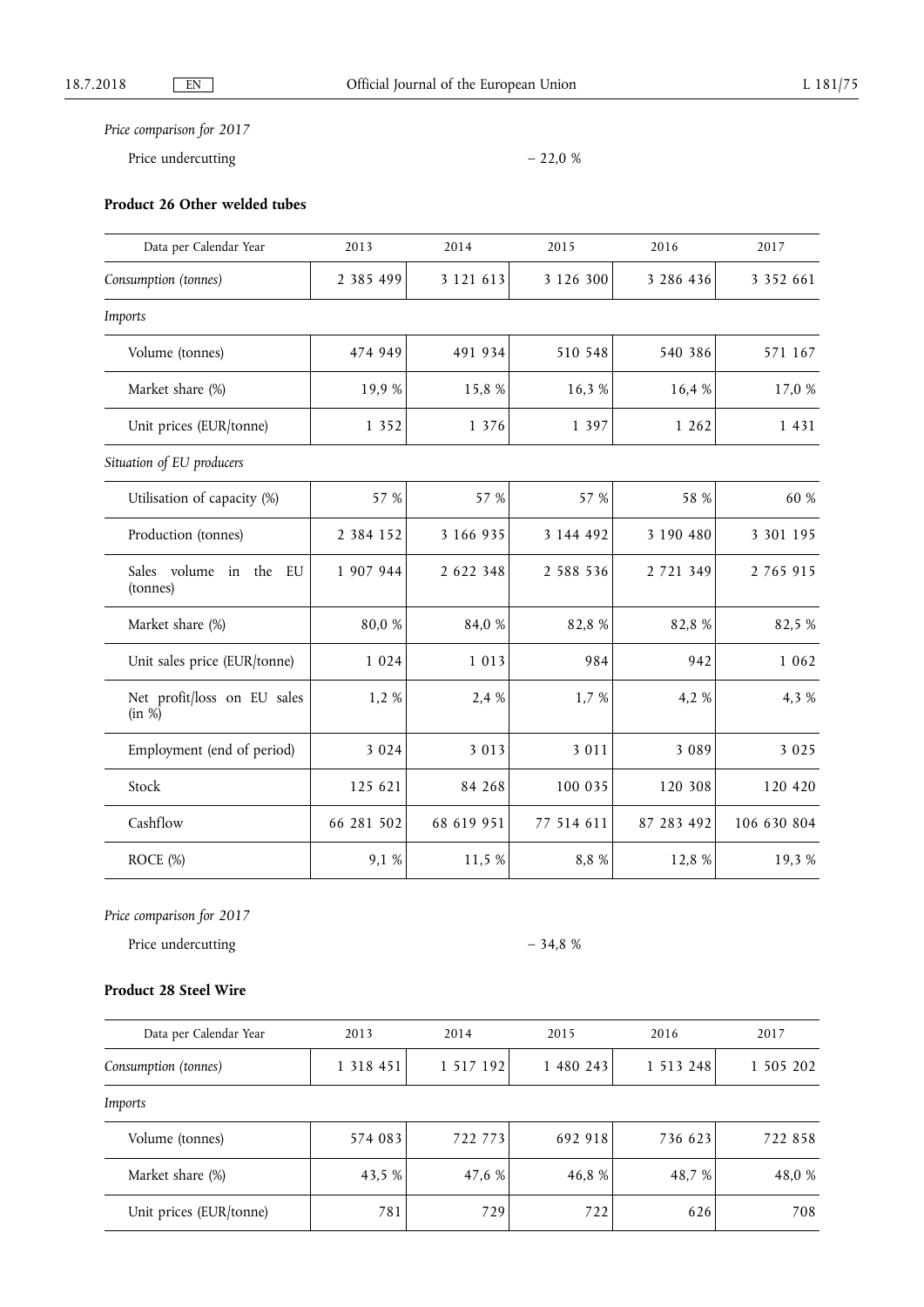*Price comparison for 2017*

Price undercutting – 22,0 %

**Product 26 Other welded tubes**

| Data per Calendar Year | 2013 | 2014 | 2015 | 2016 | 2017 |
|---|---|---|---|---|---|
| *Consumption (tonnes)* | 2 385 499 | 3 121 613 | 3 126 300 | 3 286 436 | 3 352 661 |
| *Imports* | | | | | |
| Volume (tonnes) | 474 949 | 491 934 | 510 548 | 540 386 | 571 167 |
| Market share (%) | 19,9 % | 15,8 % | 16,3 % | 16,4 % | 17,0 % |
| Unit prices (EUR/tonne) | 1 352 | 1 376 | 1 397 | 1 262 | 1 431 |
| *Situation of EU producers* | | | | | |
| Utilisation of capacity (%) | 57 % | 57 % | 57 % | 58 % | 60 % |
| Production (tonnes) | 2 384 152 | 3 166 935 | 3 144 492 | 3 190 480 | 3 301 195 |
| Sales volume in the EU (tonnes) | 1 907 944 | 2 622 348 | 2 588 536 | 2 721 349 | 2 765 915 |
| Market share (%) | 80,0 % | 84,0 % | 82,8 % | 82,8 % | 82,5 % |
| Unit sales price (EUR/tonne) | 1 024 | 1 013 | 984 | 942 | 1 062 |
| Net profit/loss on EU sales (in %) | 1,2 % | 2,4 % | 1,7 % | 4,2 % | 4,3 % |
| Employment (end of period) | 3 024 | 3 013 | 3 011 | 3 089 | 3 025 |
| Stock | 125 621 | 84 268 | 100 035 | 120 308 | 120 420 |
| Cashflow | 66 281 502 | 68 619 951 | 77 514 611 | 87 283 492 | 106 630 804 |
| ROCE (%) | 9,1 % | 11,5 % | 8,8 % | 12,8 % | 19,3 % |

*Price comparison for 2017*

Price undercutting – 34,8 %

**Product 28 Steel Wire**

| Data per Calendar Year | 2013 | 2014 | 2015 | 2016 | 2017 |
|---|---|---|---|---|---|
| *Consumption (tonnes)* | 1 318 451 | 1 517 192 | 1 480 243 | 1 513 248 | 1 505 202 |
| *Imports* | | | | | |
| Volume (tonnes) | 574 083 | 722 773 | 692 918 | 736 623 | 722 858 |
| Market share (%) | 43,5 % | 47,6 % | 46,8 % | 48,7 % | 48,0 % |
| Unit prices (EUR/tonne) | 781 | 729 | 722 | 626 | 708 |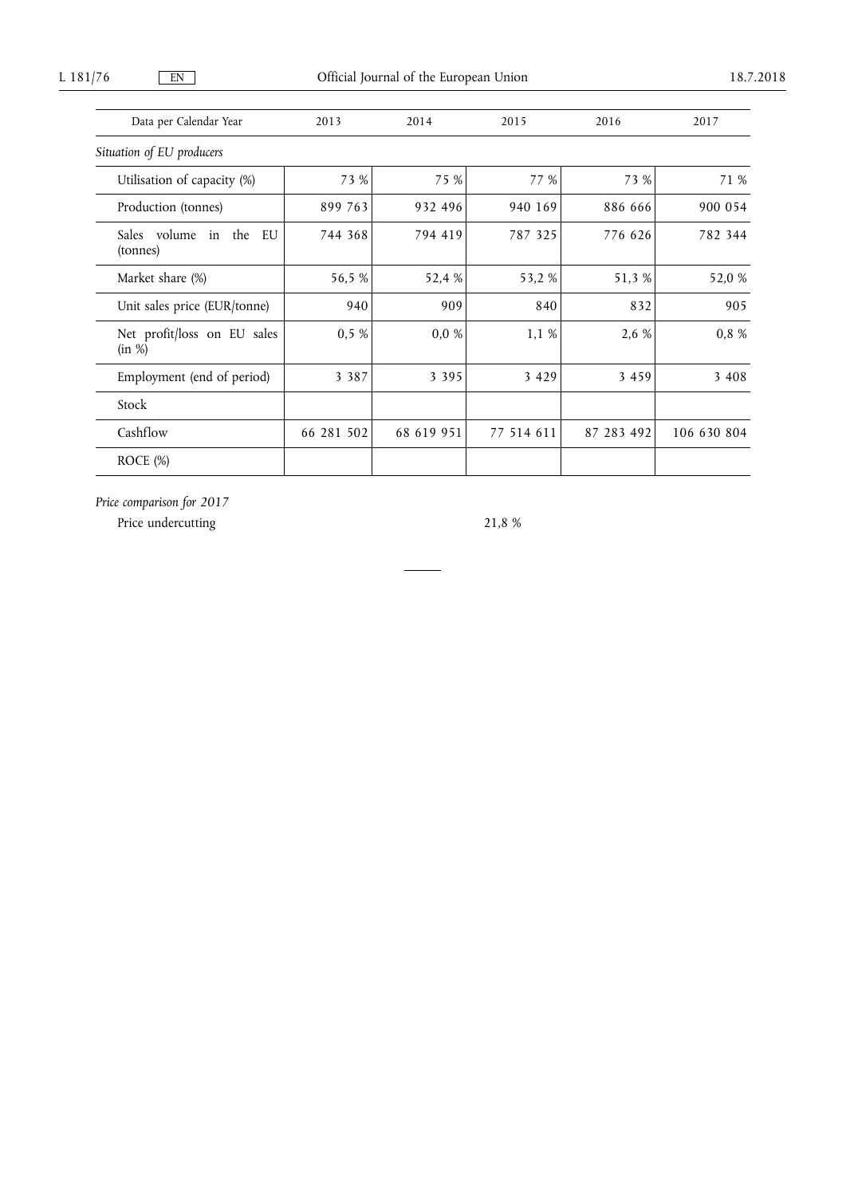| Data per Calendar Year | 2013 | 2014 | 2015 | 2016 | 2017 |
|---|---|---|---|---|---|
| *Situation of EU producers* | | | | | |
| Utilisation of capacity (%) | 73 % | 75 % | 77 % | 73 % | 71 % |
| Production (tonnes) | 899 763 | 932 496 | 940 169 | 886 666 | 900 054 |
| Sales volume in the EU (tonnes) | 744 368 | 794 419 | 787 325 | 776 626 | 782 344 |
| Market share (%) | 56,5 % | 52,4 % | 53,2 % | 51,3 % | 52,0 % |
| Unit sales price (EUR/tonne) | 940 | 909 | 840 | 832 | 905 |
| Net profit/loss on EU sales (in %) | 0,5 % | 0,0 % | 1,1 % | 2,6 % | 0,8 % |
| Employment (end of period) | 3 387 | 3 395 | 3 429 | 3 459 | 3 408 |
| Stock | | | | | |
| Cashflow | 66 281 502 | 68 619 951 | 77 514 611 | 87 283 492 | 106 630 804 |
| ROCE (%) | | | | | |

*Price comparison for 2017*

Price undercutting 21,8 %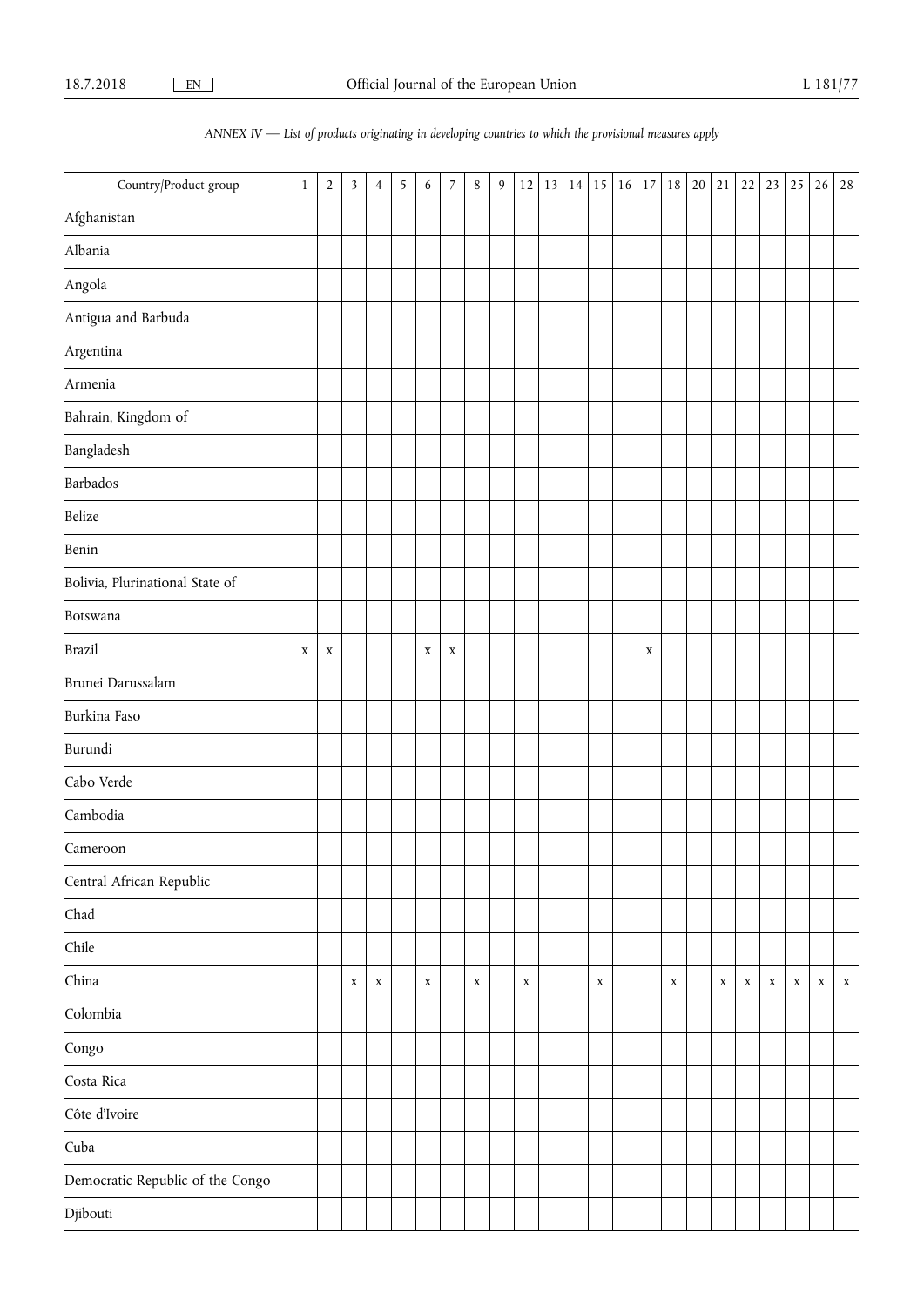*ANNEX IV — List of products originating in developing countries to which the provisional measures apply*

| Country/Product group | 1 | 2 | 3 | 4 | 5 | 6 | 7 | 8 | 9 | 12 | 13 | 14 | 15 | 16 | 17 | 18 | 20 | 21 | 22 | 23 | 25 | 26 | 28 |
|---|---|---|---|---|---|---|---|---|---|---|---|---|---|---|---|---|---|---|---|---|---|---|---|
| Afghanistan | | | | | | | | | | | | | | | | | | | | | | | |
| Albania | | | | | | | | | | | | | | | | | | | | | | | |
| Angola | | | | | | | | | | | | | | | | | | | | | | | |
| Antigua and Barbuda | | | | | | | | | | | | | | | | | | | | | | | |
| Argentina | | | | | | | | | | | | | | | | | | | | | | | |
| Armenia | | | | | | | | | | | | | | | | | | | | | | | |
| Bahrain, Kingdom of | | | | | | | | | | | | | | | | | | | | | | | |
| Bangladesh | | | | | | | | | | | | | | | | | | | | | | | |
| Barbados | | | | | | | | | | | | | | | | | | | | | | | |
| Belize | | | | | | | | | | | | | | | | | | | | | | | |
| Benin | | | | | | | | | | | | | | | | | | | | | | | |
| Bolivia, Plurinational State of | | | | | | | | | | | | | | | | | | | | | | | |
| Botswana | | | | | | | | | | | | | | | | | | | | | | | |
| Brazil | x | x | | | | x | x | | | | | | | | x | | | | | | | | |
| Brunei Darussalam | | | | | | | | | | | | | | | | | | | | | | | |
| Burkina Faso | | | | | | | | | | | | | | | | | | | | | | | |
| Burundi | | | | | | | | | | | | | | | | | | | | | | | |
| Cabo Verde | | | | | | | | | | | | | | | | | | | | | | | |
| Cambodia | | | | | | | | | | | | | | | | | | | | | | | |
| Cameroon | | | | | | | | | | | | | | | | | | | | | | | |
| Central African Republic | | | | | | | | | | | | | | | | | | | | | | | |
| Chad | | | | | | | | | | | | | | | | | | | | | | | |
| Chile | | | | | | | | | | | | | | | | | | | | | | | |
| China | | | x | x | | x | | x | | x | | | x | | | x | | x | x | x | x | x | x |
| Colombia | | | | | | | | | | | | | | | | | | | | | | | |
| Congo | | | | | | | | | | | | | | | | | | | | | | | |
| Costa Rica | | | | | | | | | | | | | | | | | | | | | | | |
| Côte d'Ivoire | | | | | | | | | | | | | | | | | | | | | | | |
| Cuba | | | | | | | | | | | | | | | | | | | | | | | |
| Democratic Republic of the Congo | | | | | | | | | | | | | | | | | | | | | | | |
| Djibouti | | | | | | | | | | | | | | | | | | | | | | | |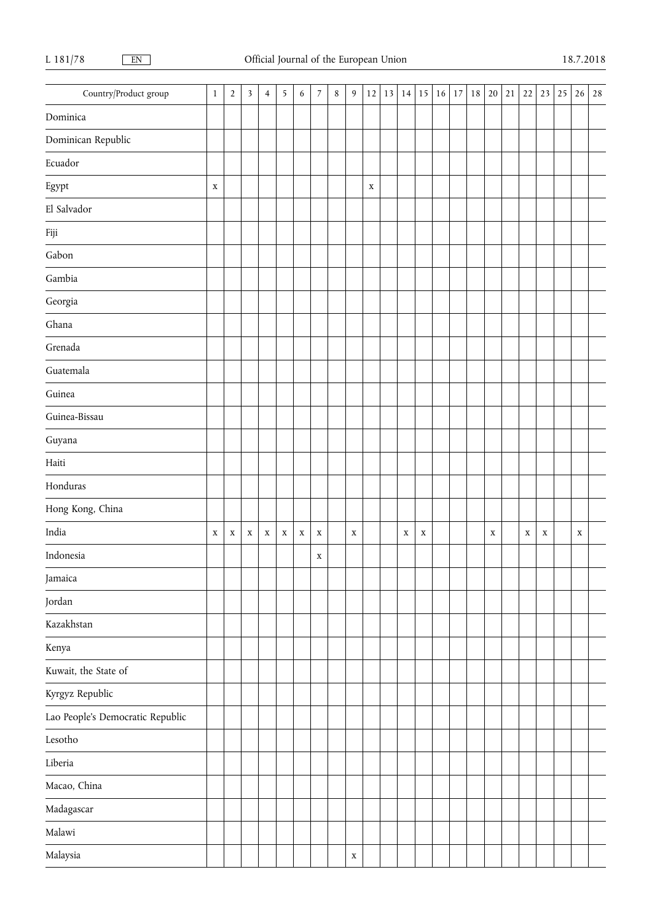| Country/Product group | 1 | 2 | 3 | 4 | 5 | 6 | 7 | 8 | 9 | 12 | 13 | 14 | 15 | 16 | 17 | 18 | 20 | 21 | 22 | 23 | 25 | 26 | 28 |
|---|---|---|---|---|---|---|---|---|---|---|---|---|---|---|---|---|---|---|---|---|---|---|---|
| Dominica | | | | | | | | | | | | | | | | | | | | | | | |
| Dominican Republic | | | | | | | | | | | | | | | | | | | | | | | |
| Ecuador | | | | | | | | | | | | | | | | | | | | | | | |
| Egypt | x | | | | | | | | | x | | | | | | | | | | | | | |
| El Salvador | | | | | | | | | | | | | | | | | | | | | | | |
| Fiji | | | | | | | | | | | | | | | | | | | | | | | |
| Gabon | | | | | | | | | | | | | | | | | | | | | | | |
| Gambia | | | | | | | | | | | | | | | | | | | | | | | |
| Georgia | | | | | | | | | | | | | | | | | | | | | | | |
| Ghana | | | | | | | | | | | | | | | | | | | | | | | |
| Grenada | | | | | | | | | | | | | | | | | | | | | | | |
| Guatemala | | | | | | | | | | | | | | | | | | | | | | | |
| Guinea | | | | | | | | | | | | | | | | | | | | | | | |
| Guinea-Bissau | | | | | | | | | | | | | | | | | | | | | | | |
| Guyana | | | | | | | | | | | | | | | | | | | | | | | |
| Haiti | | | | | | | | | | | | | | | | | | | | | | | |
| Honduras | | | | | | | | | | | | | | | | | | | | | | | |
| Hong Kong, China | | | | | | | | | | | | | | | | | | | | | | | |
| India | x | x | x | x | x | x | x | | x | | | x | x | | | | x | | x | x | | x | |
| Indonesia | | | | | | | x | | | | | | | | | | | | | | | | |
| Jamaica | | | | | | | | | | | | | | | | | | | | | | | |
| Jordan | | | | | | | | | | | | | | | | | | | | | | | |
| Kazakhstan | | | | | | | | | | | | | | | | | | | | | | | |
| Kenya | | | | | | | | | | | | | | | | | | | | | | | |
| Kuwait, the State of | | | | | | | | | | | | | | | | | | | | | | | |
| Kyrgyz Republic | | | | | | | | | | | | | | | | | | | | | | | |
| Lao People's Democratic Republic | | | | | | | | | | | | | | | | | | | | | | | |
| Lesotho | | | | | | | | | | | | | | | | | | | | | | | |
| Liberia | | | | | | | | | | | | | | | | | | | | | | | |
| Macao, China | | | | | | | | | | | | | | | | | | | | | | | |
| Madagascar | | | | | | | | | | | | | | | | | | | | | | | |
| Malawi | | | | | | | | | | | | | | | | | | | | | | | |
| Malaysia | | | | | | | | | x | | | | | | | | | | | | | | |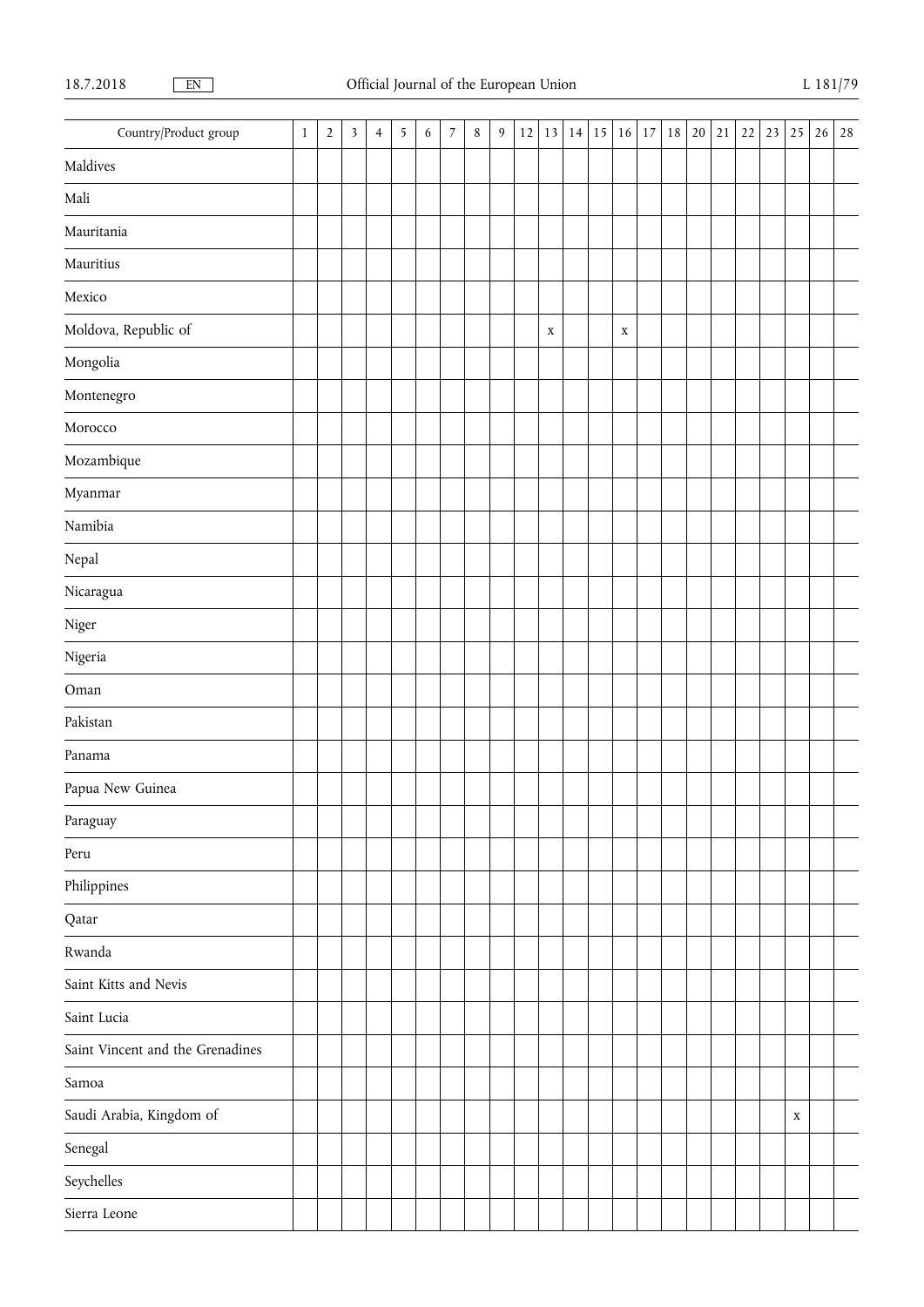| Country/Product group | 1 | 2 | 3 | 4 | 5 | 6 | 7 | 8 | 9 | 12 | 13 | 14 | 15 | 16 | 17 | 18 | 20 | 21 | 22 | 23 | 25 | 26 | 28 |
|---|---|---|---|---|---|---|---|---|---|---|---|---|---|---|---|---|---|---|---|---|---|---|---|
| Maldives | | | | | | | | | | | | | | | | | | | | | | | |
| Mali | | | | | | | | | | | | | | | | | | | | | | | |
| Mauritania | | | | | | | | | | | | | | | | | | | | | | | |
| Mauritius | | | | | | | | | | | | | | | | | | | | | | | |
| Mexico | | | | | | | | | | | | | | | | | | | | | | | |
| Moldova, Republic of | | | | | | | | | | | x | | | x | | | | | | | | | |
| Mongolia | | | | | | | | | | | | | | | | | | | | | | | |
| Montenegro | | | | | | | | | | | | | | | | | | | | | | | |
| Morocco | | | | | | | | | | | | | | | | | | | | | | | |
| Mozambique | | | | | | | | | | | | | | | | | | | | | | | |
| Myanmar | | | | | | | | | | | | | | | | | | | | | | | |
| Namibia | | | | | | | | | | | | | | | | | | | | | | | |
| Nepal | | | | | | | | | | | | | | | | | | | | | | | |
| Nicaragua | | | | | | | | | | | | | | | | | | | | | | | |
| Niger | | | | | | | | | | | | | | | | | | | | | | | |
| Nigeria | | | | | | | | | | | | | | | | | | | | | | | |
| Oman | | | | | | | | | | | | | | | | | | | | | | | |
| Pakistan | | | | | | | | | | | | | | | | | | | | | | | |
| Panama | | | | | | | | | | | | | | | | | | | | | | | |
| Papua New Guinea | | | | | | | | | | | | | | | | | | | | | | | |
| Paraguay | | | | | | | | | | | | | | | | | | | | | | | |
| Peru | | | | | | | | | | | | | | | | | | | | | | | |
| Philippines | | | | | | | | | | | | | | | | | | | | | | | |
| Qatar | | | | | | | | | | | | | | | | | | | | | | | |
| Rwanda | | | | | | | | | | | | | | | | | | | | | | | |
| Saint Kitts and Nevis | | | | | | | | | | | | | | | | | | | | | | | |
| Saint Lucia | | | | | | | | | | | | | | | | | | | | | | | |
| Saint Vincent and the Grenadines | | | | | | | | | | | | | | | | | | | | | | | |
| Samoa | | | | | | | | | | | | | | | | | | | | | | | |
| Saudi Arabia, Kingdom of | | | | | | | | | | | | | | | | | | | | | x | | |
| Senegal | | | | | | | | | | | | | | | | | | | | | | | |
| Seychelles | | | | | | | | | | | | | | | | | | | | | | | |
| Sierra Leone | | | | | | | | | | | | | | | | | | | | | | | |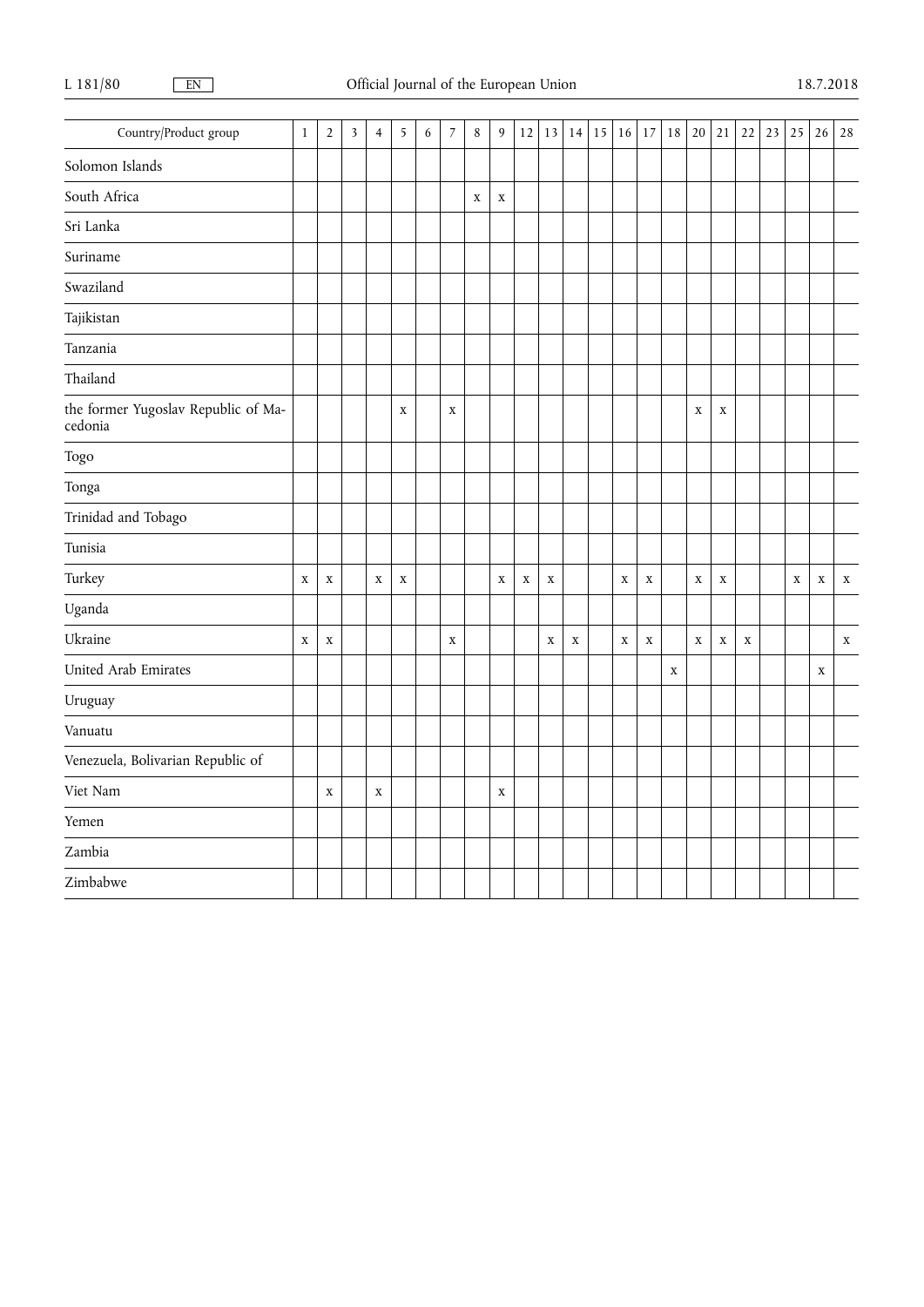| Country/Product group | 1 | 2 | 3 | 4 | 5 | 6 | 7 | 8 | 9 | 12 | 13 | 14 | 15 | 16 | 17 | 18 | 20 | 21 | 22 | 23 | 25 | 26 | 28 |
|---|---|---|---|---|---|---|---|---|---|---|---|---|---|---|---|---|---|---|---|---|---|---|---|
| Solomon Islands | | | | | | | | | | | | | | | | | | | | | | | |
| South Africa | | | | | | | | x | x | | | | | | | | | | | | | | |
| Sri Lanka | | | | | | | | | | | | | | | | | | | | | | | |
| Suriname | | | | | | | | | | | | | | | | | | | | | | | |
| Swaziland | | | | | | | | | | | | | | | | | | | | | | | |
| Tajikistan | | | | | | | | | | | | | | | | | | | | | | | |
| Tanzania | | | | | | | | | | | | | | | | | | | | | | | |
| Thailand | | | | | | | | | | | | | | | | | | | | | | | |
| the former Yugoslav Republic of Macedonia | | | | | x | | x | | | | | | | | | | x | x | | | | | |
| Togo | | | | | | | | | | | | | | | | | | | | | | | |
| Tonga | | | | | | | | | | | | | | | | | | | | | | | |
| Trinidad and Tobago | | | | | | | | | | | | | | | | | | | | | | | |
| Tunisia | | | | | | | | | | | | | | | | | | | | | | | |
| Turkey | x | x | | x | x | | | | x | x | x | | | x | x | | x | x | | | x | x | x |
| Uganda | | | | | | | | | | | | | | | | | | | | | | | |
| Ukraine | x | x | | | | | x | | | | x | x | | x | x | | x | x | x | | | | x |
| United Arab Emirates | | | | | | | | | | | | | | | | x | | | | | | x | |
| Uruguay | | | | | | | | | | | | | | | | | | | | | | | |
| Vanuatu | | | | | | | | | | | | | | | | | | | | | | | |
| Venezuela, Bolivarian Republic of | | | | | | | | | | | | | | | | | | | | | | | |
| Viet Nam | | x | | x | | | | | x | | | | | | | | | | | | | | |
| Yemen | | | | | | | | | | | | | | | | | | | | | | | |
| Zambia | | | | | | | | | | | | | | | | | | | | | | | |
| Zimbabwe | | | | | | | | | | | | | | | | | | | | | | | |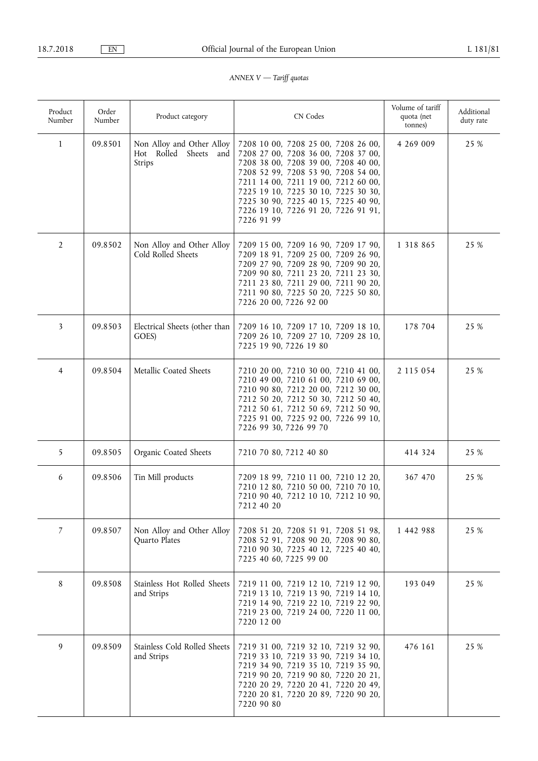*ANNEX V — Tariff quotas*

| Product Number | Order Number | Product category | CN Codes | Volume of tariff quota (net tonnes) | Additional duty rate |
|---|---|---|---|---|---|
| 1 | 09.8501 | Non Alloy and Other Alloy Hot Rolled Sheets and Strips | 7208 10 00, 7208 25 00, 7208 26 00, 7208 27 00, 7208 36 00, 7208 37 00, 7208 38 00, 7208 39 00, 7208 40 00, 7208 52 99, 7208 53 90, 7208 54 00, 7211 14 00, 7211 19 00, 7212 60 00, 7225 19 10, 7225 30 10, 7225 30 30, 7225 30 90, 7225 40 15, 7225 40 90, 7226 19 10, 7226 91 20, 7226 91 91, 7226 91 99 | 4 269 009 | 25 % |
| 2 | 09.8502 | Non Alloy and Other Alloy Cold Rolled Sheets | 7209 15 00, 7209 16 90, 7209 17 90, 7209 18 91, 7209 25 00, 7209 26 90, 7209 27 90, 7209 28 90, 7209 90 20, 7209 90 80, 7211 23 20, 7211 23 30, 7211 23 80, 7211 29 00, 7211 90 20, 7211 90 80, 7225 50 20, 7225 50 80, 7226 20 00, 7226 92 00 | 1 318 865 | 25 % |
| 3 | 09.8503 | Electrical Sheets (other than GOES) | 7209 16 10, 7209 17 10, 7209 18 10, 7209 26 10, 7209 27 10, 7209 28 10, 7225 19 90, 7226 19 80 | 178 704 | 25 % |
| 4 | 09.8504 | Metallic Coated Sheets | 7210 20 00, 7210 30 00, 7210 41 00, 7210 49 00, 7210 61 00, 7210 69 00, 7210 90 80, 7212 20 00, 7212 30 00, 7212 50 20, 7212 50 30, 7212 50 40, 7212 50 61, 7212 50 69, 7212 50 90, 7225 91 00, 7225 92 00, 7226 99 10, 7226 99 30, 7226 99 70 | 2 115 054 | 25 % |
| 5 | 09.8505 | Organic Coated Sheets | 7210 70 80, 7212 40 80 | 414 324 | 25 % |
| 6 | 09.8506 | Tin Mill products | 7209 18 99, 7210 11 00, 7210 12 20, 7210 12 80, 7210 50 00, 7210 70 10, 7210 90 40, 7212 10 10, 7212 10 90, 7212 40 20 | 367 470 | 25 % |
| 7 | 09.8507 | Non Alloy and Other Alloy Quarto Plates | 7208 51 20, 7208 51 91, 7208 51 98, 7208 52 91, 7208 90 20, 7208 90 80, 7210 90 30, 7225 40 12, 7225 40 40, 7225 40 60, 7225 99 00 | 1 442 988 | 25 % |
| 8 | 09.8508 | Stainless Hot Rolled Sheets and Strips | 7219 11 00, 7219 12 10, 7219 12 90, 7219 13 10, 7219 13 90, 7219 14 10, 7219 14 90, 7219 22 10, 7219 22 90, 7219 23 00, 7219 24 00, 7220 11 00, 7220 12 00 | 193 049 | 25 % |
| 9 | 09.8509 | Stainless Cold Rolled Sheets and Strips | 7219 31 00, 7219 32 10, 7219 32 90, 7219 33 10, 7219 33 90, 7219 34 10, 7219 34 90, 7219 35 10, 7219 35 90, 7219 90 20, 7219 90 80, 7220 20 21, 7220 20 29, 7220 20 41, 7220 20 49, 7220 20 81, 7220 20 89, 7220 90 20, 7220 90 80 | 476 161 | 25 % |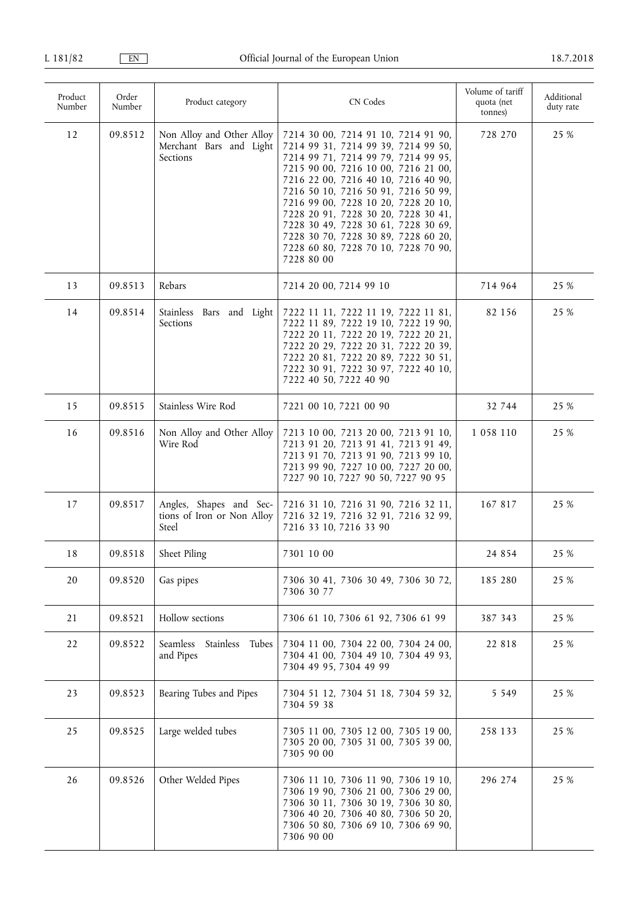| Product Number | Order Number | Product category | CN Codes | Volume of tariff quota (net tonnes) | Additional duty rate |
|---|---|---|---|---|---|
| 12 | 09.8512 | Non Alloy and Other Alloy Merchant Bars and Light Sections | 7214 30 00, 7214 91 10, 7214 91 90, 7214 99 31, 7214 99 39, 7214 99 50, 7214 99 71, 7214 99 79, 7214 99 95, 7215 90 00, 7216 10 00, 7216 21 00, 7216 22 00, 7216 40 10, 7216 40 90, 7216 50 10, 7216 50 91, 7216 50 99, 7216 99 00, 7228 10 20, 7228 20 10, 7228 20 91, 7228 30 20, 7228 30 41, 7228 30 49, 7228 30 61, 7228 30 69, 7228 30 70, 7228 30 89, 7228 60 20, 7228 60 80, 7228 70 10, 7228 70 90, 7228 80 00 | 728 270 | 25 % |
| 13 | 09.8513 | Rebars | 7214 20 00, 7214 99 10 | 714 964 | 25 % |
| 14 | 09.8514 | Stainless Bars and Light Sections | 7222 11 11, 7222 11 19, 7222 11 81, 7222 11 89, 7222 19 10, 7222 19 90, 7222 20 11, 7222 20 19, 7222 20 21, 7222 20 29, 7222 20 31, 7222 20 39, 7222 20 81, 7222 20 89, 7222 30 51, 7222 30 91, 7222 30 97, 7222 40 10, 7222 40 50, 7222 40 90 | 82 156 | 25 % |
| 15 | 09.8515 | Stainless Wire Rod | 7221 00 10, 7221 00 90 | 32 744 | 25 % |
| 16 | 09.8516 | Non Alloy and Other Alloy Wire Rod | 7213 10 00, 7213 20 00, 7213 91 10, 7213 91 20, 7213 91 41, 7213 91 49, 7213 91 70, 7213 91 90, 7213 99 10, 7213 99 90, 7227 10 00, 7227 20 00, 7227 90 10, 7227 90 50, 7227 90 95 | 1 058 110 | 25 % |
| 17 | 09.8517 | Angles, Shapes and Sections of Iron or Non Alloy Steel | 7216 31 10, 7216 31 90, 7216 32 11, 7216 32 19, 7216 32 91, 7216 32 99, 7216 33 10, 7216 33 90 | 167 817 | 25 % |
| 18 | 09.8518 | Sheet Piling | 7301 10 00 | 24 854 | 25 % |
| 20 | 09.8520 | Gas pipes | 7306 30 41, 7306 30 49, 7306 30 72, 7306 30 77 | 185 280 | 25 % |
| 21 | 09.8521 | Hollow sections | 7306 61 10, 7306 61 92, 7306 61 99 | 387 343 | 25 % |
| 22 | 09.8522 | Seamless Stainless Tubes and Pipes | 7304 11 00, 7304 22 00, 7304 24 00, 7304 41 00, 7304 49 10, 7304 49 93, 7304 49 95, 7304 49 99 | 22 818 | 25 % |
| 23 | 09.8523 | Bearing Tubes and Pipes | 7304 51 12, 7304 51 18, 7304 59 32, 7304 59 38 | 5 549 | 25 % |
| 25 | 09.8525 | Large welded tubes | 7305 11 00, 7305 12 00, 7305 19 00, 7305 20 00, 7305 31 00, 7305 39 00, 7305 90 00 | 258 133 | 25 % |
| 26 | 09.8526 | Other Welded Pipes | 7306 11 10, 7306 11 90, 7306 19 10, 7306 19 90, 7306 21 00, 7306 29 00, 7306 30 11, 7306 30 19, 7306 30 80, 7306 40 20, 7306 40 80, 7306 50 20, 7306 50 80, 7306 69 10, 7306 69 90, 7306 90 00 | 296 274 | 25 % |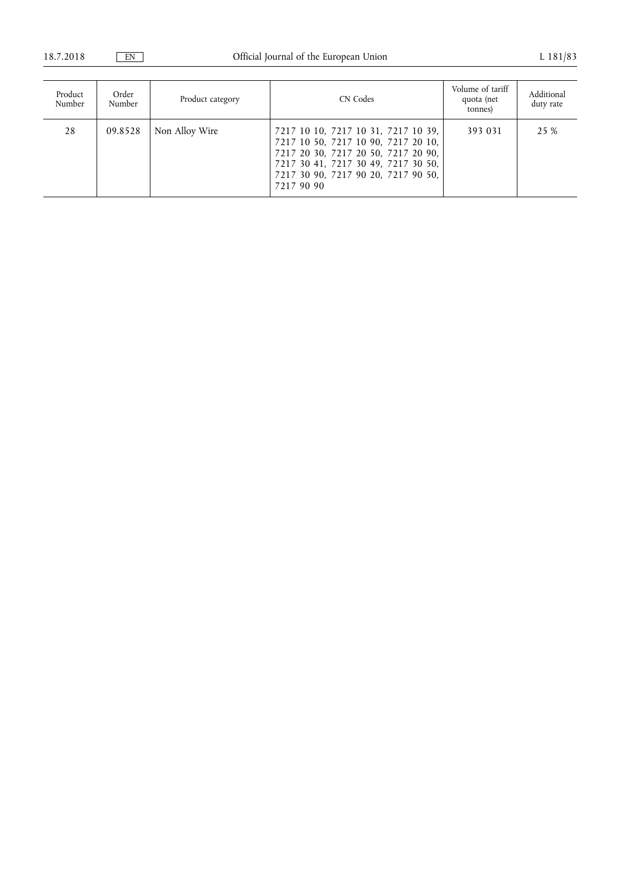| Product Number | Order Number | Product category | CN Codes | Volume of tariff quota (net tonnes) | Additional duty rate |
|---|---|---|---|---|---|
| 28 | 09.8528 | Non Alloy Wire | 7217 10 10, 7217 10 31, 7217 10 39, 7217 10 50, 7217 10 90, 7217 20 10, 7217 20 30, 7217 20 50, 7217 20 90, 7217 30 41, 7217 30 49, 7217 30 50, 7217 30 90, 7217 90 20, 7217 90 50, 7217 90 90 | 393 031 | 25 % |